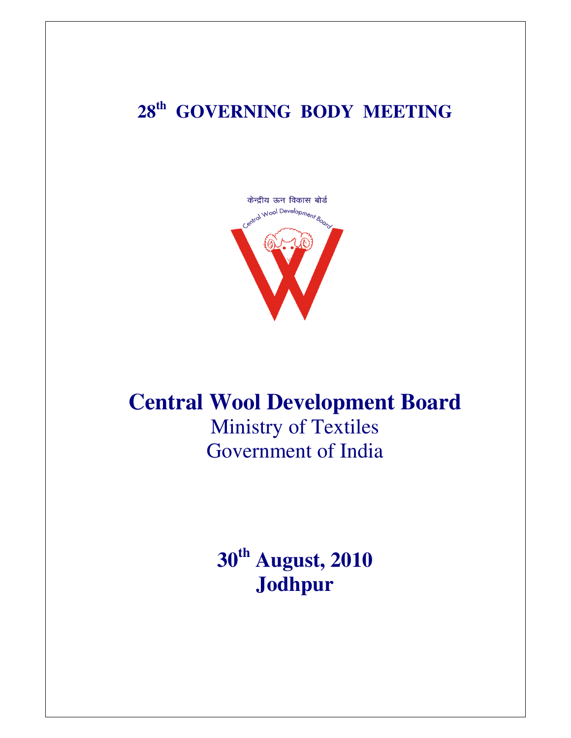# 28th GOVERNING BODY MEETING

केन्द्रीय ऊन विकास बोर्ड

Central Wool Development Board

# Central Wool Development Board

Ministry of Textiles

Government of India

**30th August, 2010**

**Jodhpur**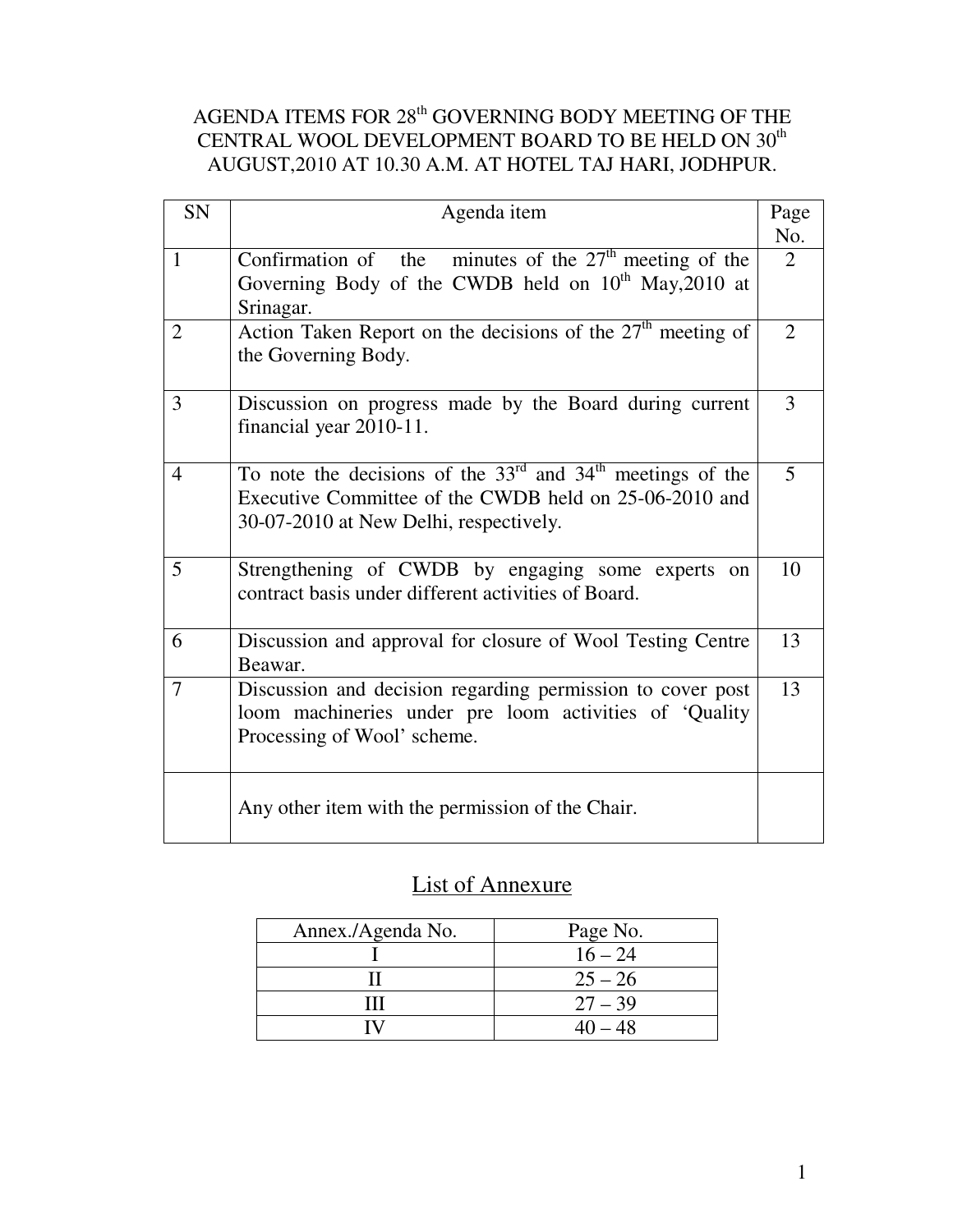# AGENDA ITEMS FOR 28th GOVERNING BODY MEETING OF THE CENTRAL WOOL DEVELOPMENT BOARD TO BE HELD ON 30th AUGUST,2010 AT 10.30 A.M. AT HOTEL TAJ HARI, JODHPUR.

| SN | Agenda item | Page No. |
|---|---|---|
| 1 | Confirmation of the minutes of the 27th meeting of the Governing Body of the CWDB held on 10th May,2010 at Srinagar. | 2 |
| 2 | Action Taken Report on the decisions of the 27th meeting of the Governing Body. | 2 |
| 3 | Discussion on progress made by the Board during current financial year 2010-11. | 3 |
| 4 | To note the decisions of the 33rd and 34th meetings of the Executive Committee of the CWDB held on 25-06-2010 and 30-07-2010 at New Delhi, respectively. | 5 |
| 5 | Strengthening of CWDB by engaging some experts on contract basis under different activities of Board. | 10 |
| 6 | Discussion and approval for closure of Wool Testing Centre Beawar. | 13 |
| 7 | Discussion and decision regarding permission to cover post loom machineries under pre loom activities of 'Quality Processing of Wool' scheme. | 13 |
| | Any other item with the permission of the Chair. | |

## List of Annexure

| Annex./Agenda No. | Page No. |
|---|---|
| I | 16 – 24 |
| II | 25 – 26 |
| III | 27 – 39 |
| IV | 40 – 48 |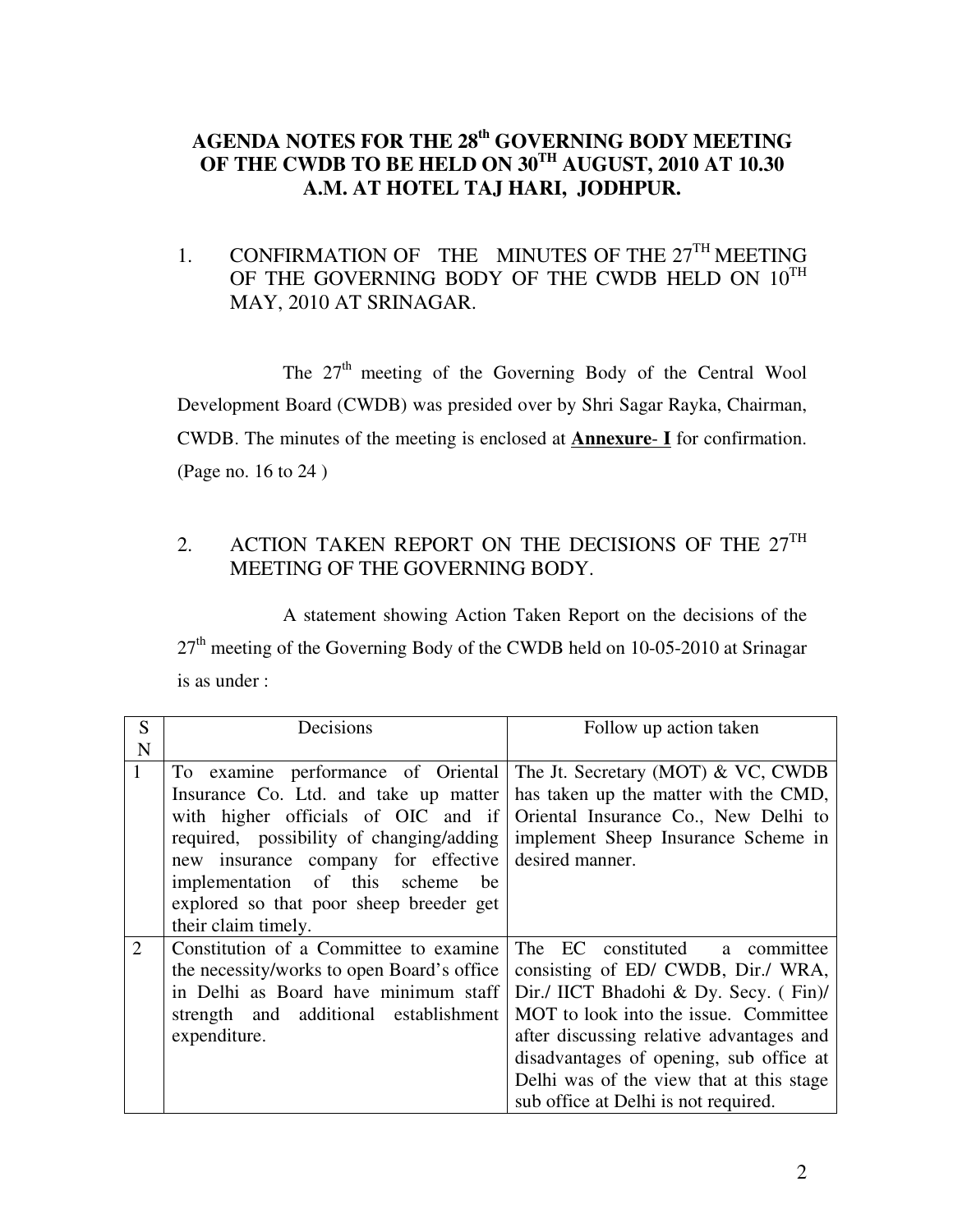# AGENDA NOTES FOR THE 28th GOVERNING BODY MEETING OF THE CWDB TO BE HELD ON 30TH AUGUST, 2010 AT 10.30 A.M. AT HOTEL TAJ HARI, JODHPUR.

## 1. CONFIRMATION OF THE MINUTES OF THE 27TH MEETING OF THE GOVERNING BODY OF THE CWDB HELD ON 10TH MAY, 2010 AT SRINAGAR.

The 27th meeting of the Governing Body of the Central Wool Development Board (CWDB) was presided over by Shri Sagar Rayka, Chairman, CWDB. The minutes of the meeting is enclosed at **Annexure- I** for confirmation. (Page no. 16 to 24 )

## 2. ACTION TAKEN REPORT ON THE DECISIONS OF THE 27TH MEETING OF THE GOVERNING BODY.

A statement showing Action Taken Report on the decisions of the 27th meeting of the Governing Body of the CWDB held on 10-05-2010 at Srinagar is as under :

| SN | Decisions | Follow up action taken |
|---|---|---|
| 1 | To examine performance of Oriental Insurance Co. Ltd. and take up matter with higher officials of OIC and if required, possibility of changing/adding new insurance company for effective implementation of this scheme be explored so that poor sheep breeder get their claim timely. | The Jt. Secretary (MOT) & VC, CWDB has taken up the matter with the CMD, Oriental Insurance Co., New Delhi to implement Sheep Insurance Scheme in desired manner. |
| 2 | Constitution of a Committee to examine the necessity/works to open Board's office in Delhi as Board have minimum staff strength and additional establishment expenditure. | The EC constituted a committee consisting of ED/ CWDB, Dir./ WRA, Dir./ IICT Bhadohi & Dy. Secy. ( Fin)/ MOT to look into the issue. Committee after discussing relative advantages and disadvantages of opening, sub office at Delhi was of the view that at this stage sub office at Delhi is not required. |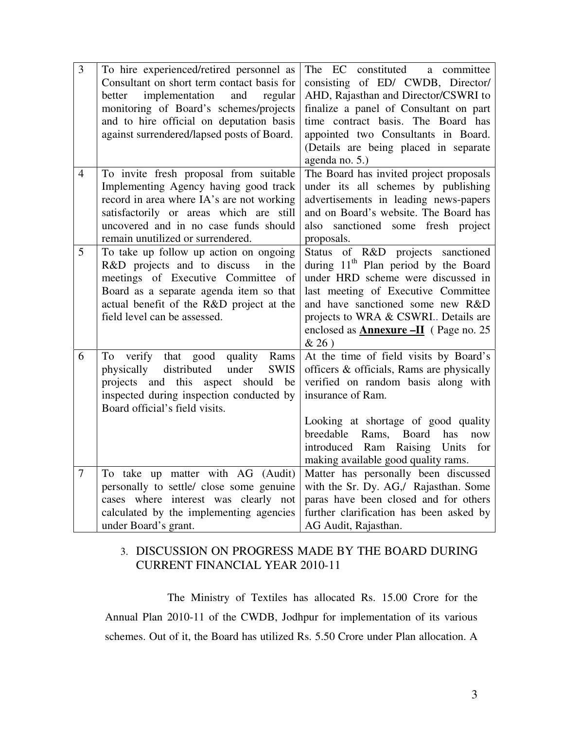| 3 | To hire experienced/retired personnel as Consultant on short term contact basis for better implementation and regular monitoring of Board's schemes/projects and to hire official on deputation basis against surrendered/lapsed posts of Board. | The EC constituted a committee consisting of ED/ CWDB, Director/ AHD, Rajasthan and Director/CSWRI to finalize a panel of Consultant on part time contract basis. The Board has appointed two Consultants in Board. (Details are being placed in separate agenda no. 5.) |
|---|---|---|
| 4 | To invite fresh proposal from suitable Implementing Agency having good track record in area where IA's are not working satisfactorily or areas which are still uncovered and in no case funds should remain unutilized or surrendered. | The Board has invited project proposals under its all schemes by publishing advertisements in leading news-papers and on Board's website. The Board has also sanctioned some fresh project proposals. |
| 5 | To take up follow up action on ongoing R&D projects and to discuss in the meetings of Executive Committee of Board as a separate agenda item so that actual benefit of the R&D project at the field level can be assessed. | Status of R&D projects sanctioned during 11th Plan period by the Board under HRD scheme were discussed in last meeting of Executive Committee and have sanctioned some new R&D projects to WRA & CSWRI.. Details are enclosed as **Annexure –II** ( Page no. 25 & 26 ) |
| 6 | To verify that good quality Rams physically distributed under SWIS projects and this aspect should be inspected during inspection conducted by Board official's field visits. | At the time of field visits by Board's officers & officials, Rams are physically verified on random basis along with insurance of Ram.<br><br>Looking at shortage of good quality breedable Rams, Board has now introduced Ram Raising Units for making available good quality rams. |
| 7 | To take up matter with AG (Audit) personally to settle/ close some genuine cases where interest was clearly not calculated by the implementing agencies under Board's grant. | Matter has personally been discussed with the Sr. Dy. AG,/ Rajasthan. Some paras have been closed and for others further clarification has been asked by AG Audit, Rajasthan. |

3. DISCUSSION ON PROGRESS MADE BY THE BOARD DURING CURRENT FINANCIAL YEAR 2010-11

The Ministry of Textiles has allocated Rs. 15.00 Crore for the Annual Plan 2010-11 of the CWDB, Jodhpur for implementation of its various schemes. Out of it, the Board has utilized Rs. 5.50 Crore under Plan allocation. A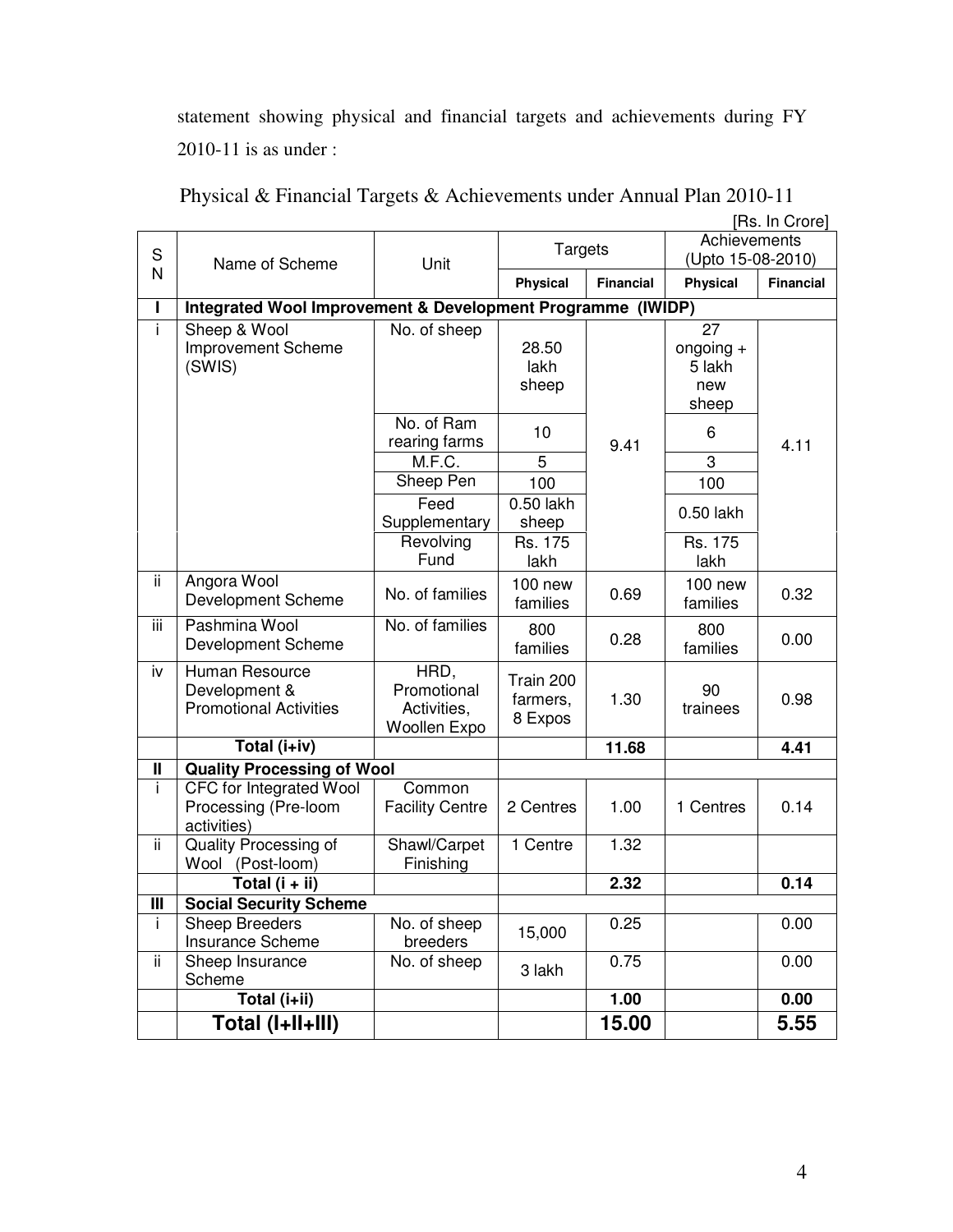statement showing physical and financial targets and achievements during FY 2010-11 is as under :

Physical & Financial Targets & Achievements under Annual Plan 2010-11

[Rs. In Crore]

| SN | Name of Scheme | Unit | Targets | | Achievements (Upto 15-08-2010) | |
|---|---|---|---|---|---|---|
| | | | Physical | Financial | Physical | Financial |
| **I** | **Integrated Wool Improvement & Development Programme (IWIDP)** | | | | | |
| i | Sheep & Wool Improvement Scheme (SWIS) | No. of sheep | 28.50 lakh sheep | 9.41 | 27 ongoing + 5 lakh new sheep | 4.11 |
| | | No. of Ram rearing farms | 10 | | 6 | |
| | | M.F.C. | 5 | | 3 | |
| | | Sheep Pen | 100 | | 100 | |
| | | Feed Supplementary | 0.50 lakh sheep | | 0.50 lakh | |
| | | Revolving Fund | Rs. 175 lakh | | Rs. 175 lakh | |
| ii | Angora Wool Development Scheme | No. of families | 100 new families | 0.69 | 100 new families | 0.32 |
| iii | Pashmina Wool Development Scheme | No. of families | 800 families | 0.28 | 800 families | 0.00 |
| iv | Human Resource Development & Promotional Activities | HRD, Promotional Activities, Woollen Expo | Train 200 farmers, 8 Expos | 1.30 | 90 trainees | 0.98 |
| | **Total (i+iv)** | | | **11.68** | | **4.41** |
| **II** | **Quality Processing of Wool** | | | | | |
| i | CFC for Integrated Wool Processing (Pre-loom activities) | Common Facility Centre | 2 Centres | 1.00 | 1 Centres | 0.14 |
| ii | Quality Processing of Wool (Post-loom) | Shawl/Carpet Finishing | 1 Centre | 1.32 | | |
| | **Total (i + ii)** | | | **2.32** | | **0.14** |
| **III** | **Social Security Scheme** | | | | | |
| i | Sheep Breeders Insurance Scheme | No. of sheep breeders | 15,000 | 0.25 | | 0.00 |
| ii | Sheep Insurance Scheme | No. of sheep | 3 lakh | 0.75 | | 0.00 |
| | **Total (i+ii)** | | | **1.00** | | **0.00** |
| | **Total (I+II+III)** | | | **15.00** | | **5.55** |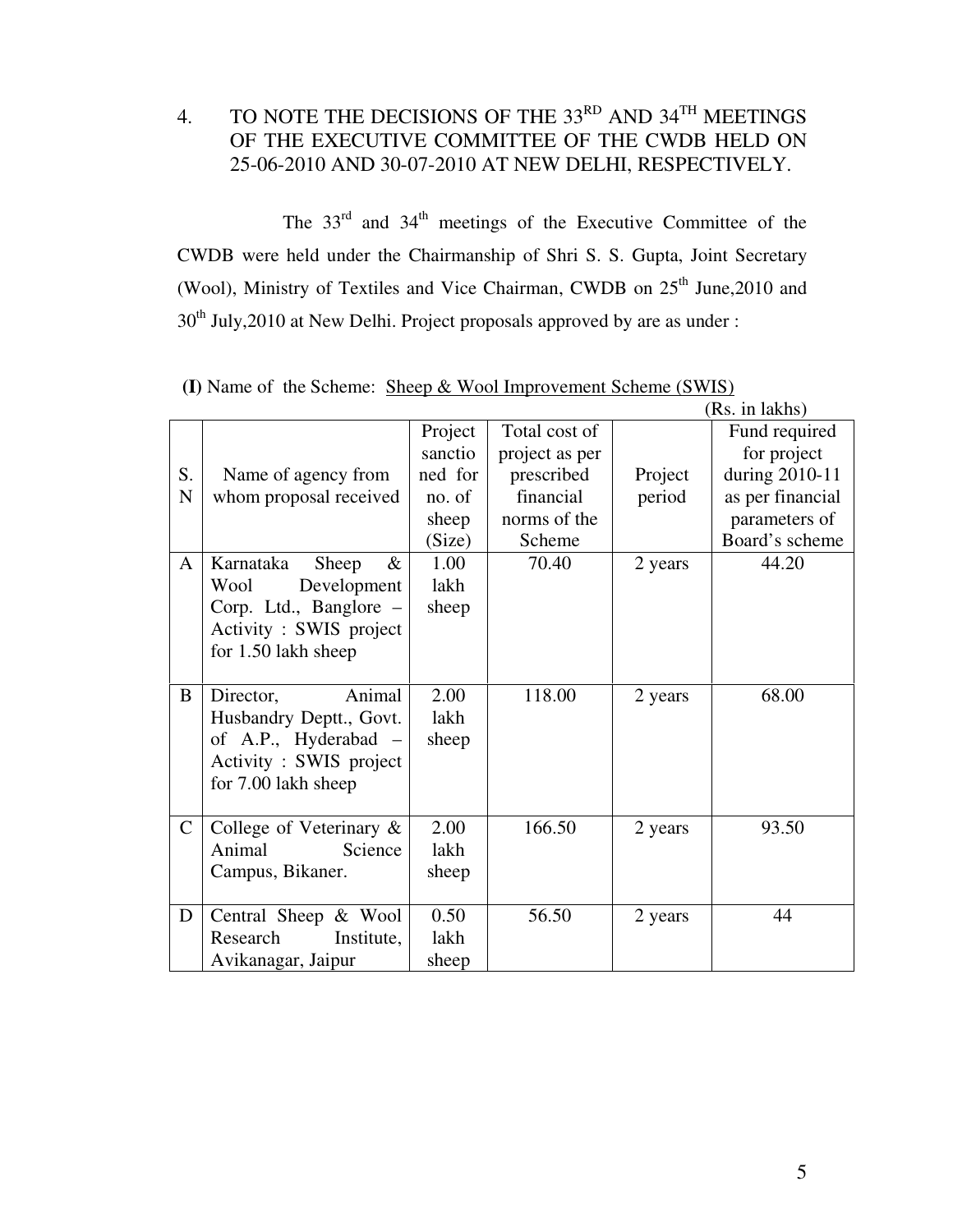## 4. TO NOTE THE DECISIONS OF THE 33RD AND 34TH MEETINGS OF THE EXECUTIVE COMMITTEE OF THE CWDB HELD ON 25-06-2010 AND 30-07-2010 AT NEW DELHI, RESPECTIVELY.

The 33rd and 34th meetings of the Executive Committee of the CWDB were held under the Chairmanship of Shri S. S. Gupta, Joint Secretary (Wool), Ministry of Textiles and Vice Chairman, CWDB on 25th June,2010 and 30th July,2010 at New Delhi. Project proposals approved by are as under :

**(I)** Name of the Scheme: Sheep & Wool Improvement Scheme (SWIS)

(Rs. in lakhs)

| S. N | Name of agency from whom proposal received | Project sanctioned for no. of sheep (Size) | Total cost of project as per prescribed financial norms of the Scheme | Project period | Fund required for project during 2010-11 as per financial parameters of Board's scheme |
|---|---|---|---|---|---|
| A | Karnataka Sheep & Wool Development Corp. Ltd., Banglore – Activity : SWIS project for 1.50 lakh sheep | 1.00 lakh sheep | 70.40 | 2 years | 44.20 |
| B | Director, Animal Husbandry Deptt., Govt. of A.P., Hyderabad – Activity : SWIS project for 7.00 lakh sheep | 2.00 lakh sheep | 118.00 | 2 years | 68.00 |
| C | College of Veterinary & Animal Science Campus, Bikaner. | 2.00 lakh sheep | 166.50 | 2 years | 93.50 |
| D | Central Sheep & Wool Research Institute, Avikanagar, Jaipur | 0.50 lakh sheep | 56.50 | 2 years | 44 |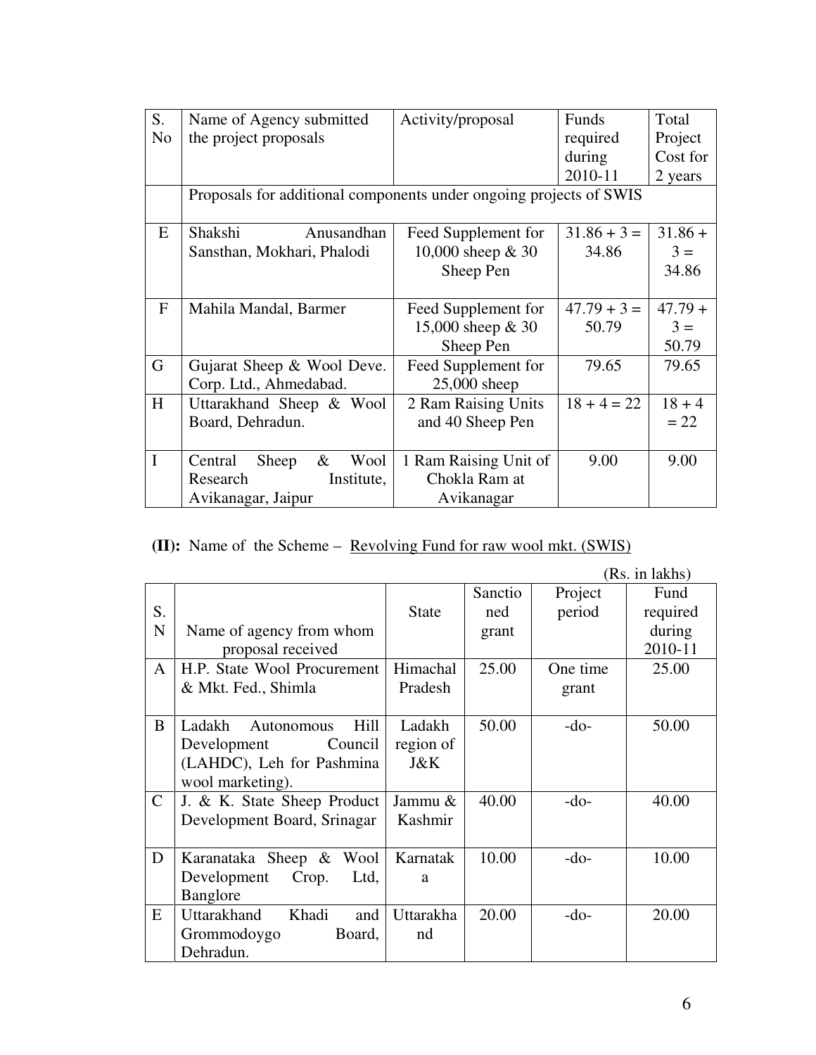| S. No | Name of Agency submitted the project proposals | Activity/proposal | Funds required during 2010-11 | Total Project Cost for 2 years |
|---|---|---|---|---|
| | Proposals for additional components under ongoing projects of SWIS | | | |
| E | Shakshi Anusandhan Sansthan, Mokhari, Phalodi | Feed Supplement for 10,000 sheep & 30 Sheep Pen | 31.86 + 3 = 34.86 | 31.86 + 3 = 34.86 |
| F | Mahila Mandal, Barmer | Feed Supplement for 15,000 sheep & 30 Sheep Pen | 47.79 + 3 = 50.79 | 47.79 + 3 = 50.79 |
| G | Gujarat Sheep & Wool Deve. Corp. Ltd., Ahmedabad. | Feed Supplement for 25,000 sheep | 79.65 | 79.65 |
| H | Uttarakhand Sheep & Wool Board, Dehradun. | 2 Ram Raising Units and 40 Sheep Pen | 18 + 4 = 22 | 18 + 4 = 22 |
| I | Central Sheep & Wool Research Institute, Avikanagar, Jaipur | 1 Ram Raising Unit of Chokla Ram at Avikanagar | 9.00 | 9.00 |

**(II):** Name of the Scheme – Revolving Fund for raw wool mkt. (SWIS)

(Rs. in lakhs)

| S. N | Name of agency from whom proposal received | State | Sanctioned grant | Project period | Fund required during 2010-11 |
|---|---|---|---|---|---|
| A | H.P. State Wool Procurement & Mkt. Fed., Shimla | Himachal Pradesh | 25.00 | One time grant | 25.00 |
| B | Ladakh Autonomous Hill Development Council (LAHDC), Leh for Pashmina wool marketing). | Ladakh region of J&K | 50.00 | -do- | 50.00 |
| C | J. & K. State Sheep Product Development Board, Srinagar | Jammu & Kashmir | 40.00 | -do- | 40.00 |
| D | Karanataka Sheep & Wool Development Crop. Ltd, Banglore | Karnataka | 10.00 | -do- | 10.00 |
| E | Uttarakhand Khadi and Grommodoygo Board, Dehradun. | Uttarakhand | 20.00 | -do- | 20.00 |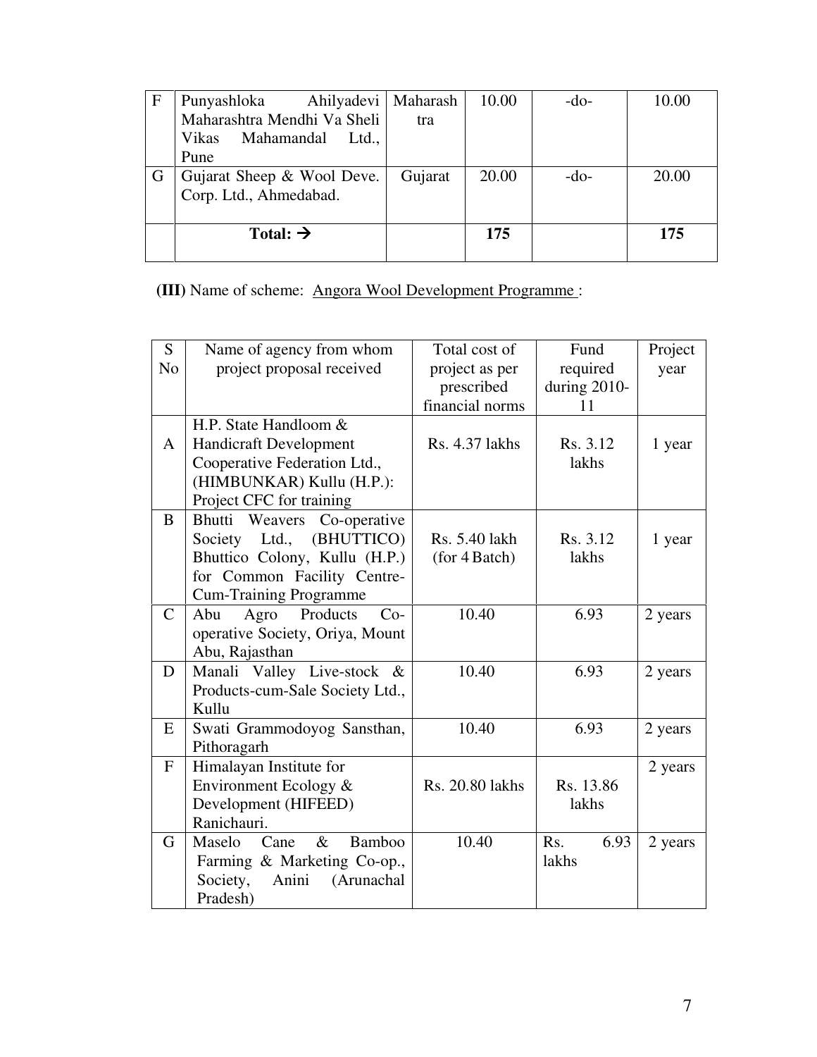| F | Punyashloka Ahilyadevi Maharashtra Mendhi Va Sheli Vikas Mahamandal Ltd., Pune | Maharashtra | 10.00 | -do- | 10.00 |
|---|---|---|---|---|---|
| G | Gujarat Sheep & Wool Deve. Corp. Ltd., Ahmedabad. | Gujarat | 20.00 | -do- | 20.00 |
| | **Total: →** | | **175** | | **175** |

**(III)** Name of scheme: Angora Wool Development Programme :

| S No | Name of agency from whom project proposal received | Total cost of project as per prescribed financial norms | Fund required during 2010-11 | Project year |
|---|---|---|---|---|
| A | H.P. State Handloom & Handicraft Development Cooperative Federation Ltd., (HIMBUNKAR) Kullu (H.P.): Project CFC for training | Rs. 4.37 lakhs | Rs. 3.12 lakhs | 1 year |
| B | Bhutti Weavers Co-operative Society Ltd., (BHUTTICO) Bhuttico Colony, Kullu (H.P.) for Common Facility Centre-Cum-Training Programme | Rs. 5.40 lakh (for 4 Batch) | Rs. 3.12 lakhs | 1 year |
| C | Abu Agro Products Co-operative Society, Oriya, Mount Abu, Rajasthan | 10.40 | 6.93 | 2 years |
| D | Manali Valley Live-stock & Products-cum-Sale Society Ltd., Kullu | 10.40 | 6.93 | 2 years |
| E | Swati Grammodoyog Sansthan, Pithoragarh | 10.40 | 6.93 | 2 years |
| F | Himalayan Institute for Environment Ecology & Development (HIFEED) Ranichauri. | Rs. 20.80 lakhs | Rs. 13.86 lakhs | 2 years |
| G | Maselo Cane & Bamboo Farming & Marketing Co-op., Society, Anini (Arunachal Pradesh) | 10.40 | Rs. 6.93 lakhs | 2 years |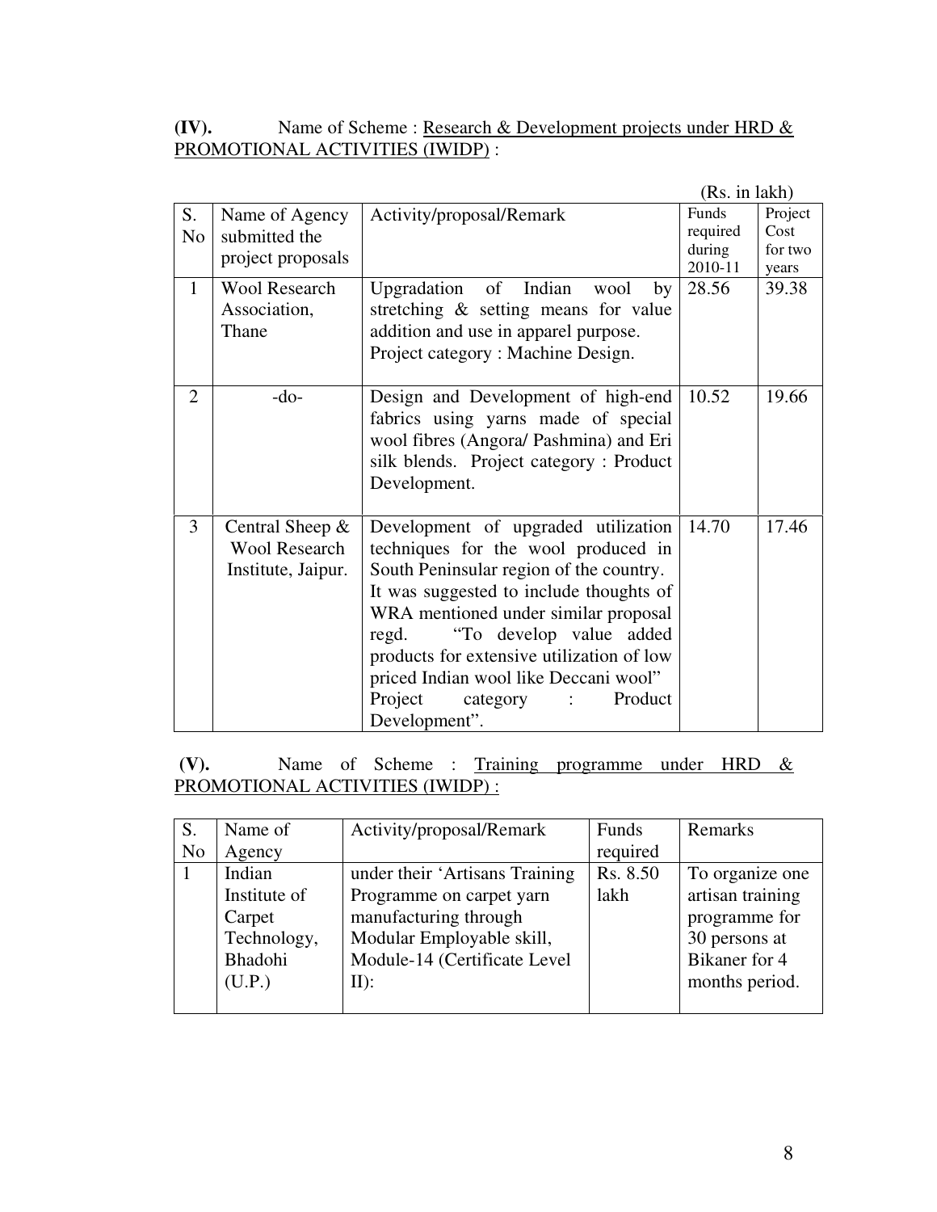**(IV).** Name of Scheme : Research & Development projects under HRD & PROMOTIONAL ACTIVITIES (IWIDP) :

(Rs. in lakh)

| S. No | Name of Agency submitted the project proposals | Activity/proposal/Remark | Funds required during 2010-11 | Project Cost for two years |
|---|---|---|---|---|
| 1 | Wool Research Association, Thane | Upgradation of Indian wool by stretching & setting means for value addition and use in apparel purpose. Project category : Machine Design. | 28.56 | 39.38 |
| 2 | -do- | Design and Development of high-end fabrics using yarns made of special wool fibres (Angora/ Pashmina) and Eri silk blends. Project category : Product Development. | 10.52 | 19.66 |
| 3 | Central Sheep & Wool Research Institute, Jaipur. | Development of upgraded utilization techniques for the wool produced in South Peninsular region of the country. It was suggested to include thoughts of WRA mentioned under similar proposal regd. "To develop value added products for extensive utilization of low priced Indian wool like Deccani wool" Project category : Product Development". | 14.70 | 17.46 |

**(V).** Name of Scheme : Training programme under HRD & PROMOTIONAL ACTIVITIES (IWIDP) :

| S. No | Name of Agency | Activity/proposal/Remark | Funds required | Remarks |
|---|---|---|---|---|
| 1 | Indian Institute of Carpet Technology, Bhadohi (U.P.) | under their 'Artisans Training Programme on carpet yarn manufacturing through Modular Employable skill, Module-14 (Certificate Level II): | Rs. 8.50 lakh | To organize one artisan training programme for 30 persons at Bikaner for 4 months period. |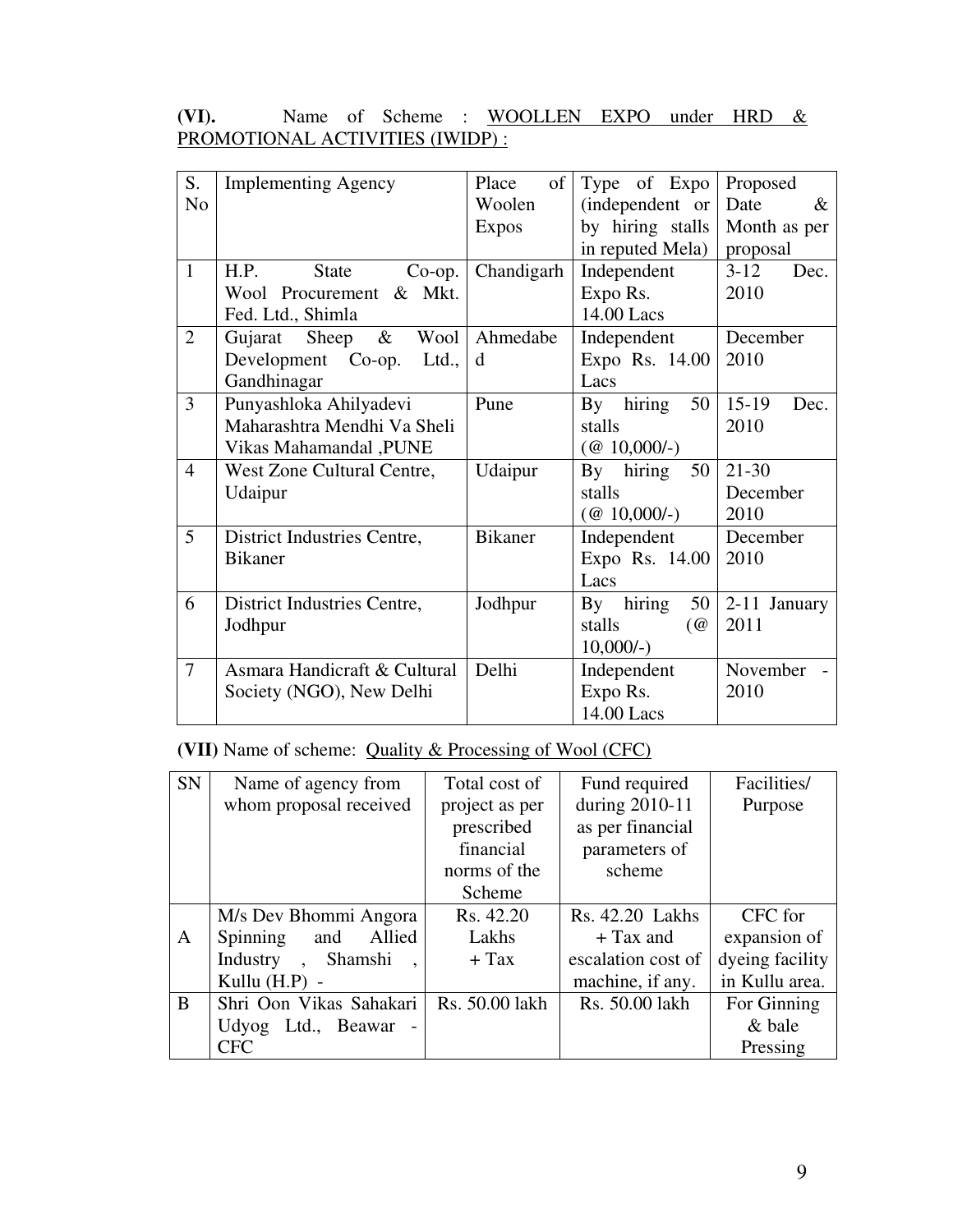**(VI).** Name of Scheme : WOOLLEN EXPO under HRD & PROMOTIONAL ACTIVITIES (IWIDP) :

| S. No | Implementing Agency | Place of Woolen Expos | Type of Expo (independent or by hiring stalls in reputed Mela) | Proposed Date & Month as per proposal |
|---|---|---|---|---|
| 1 | H.P. State Co-op. Wool Procurement & Mkt. Fed. Ltd., Shimla | Chandigarh | Independent Expo Rs. 14.00 Lacs | 3-12 Dec. 2010 |
| 2 | Gujarat Sheep & Wool Development Co-op. Ltd., Gandhinagar | Ahmedabed | Independent Expo Rs. 14.00 Lacs | December 2010 |
| 3 | Punyashloka Ahilyadevi Maharashtra Mendhi Va Sheli Vikas Mahamandal ,PUNE | Pune | By hiring 50 stalls (@ 10,000/-) | 15-19 Dec. 2010 |
| 4 | West Zone Cultural Centre, Udaipur | Udaipur | By hiring 50 stalls (@ 10,000/-) | 21-30 December 2010 |
| 5 | District Industries Centre, Bikaner | Bikaner | Independent Expo Rs. 14.00 Lacs | December 2010 |
| 6 | District Industries Centre, Jodhpur | Jodhpur | By hiring 50 stalls (@ 10,000/-) | 2-11 January 2011 |
| 7 | Asmara Handicraft & Cultural Society (NGO), New Delhi | Delhi | Independent Expo Rs. 14.00 Lacs | November - 2010 |

**(VII)** Name of scheme: Quality & Processing of Wool (CFC)

| SN | Name of agency from whom proposal received | Total cost of project as per prescribed financial norms of the Scheme | Fund required during 2010-11 as per financial parameters of scheme | Facilities/ Purpose |
|---|---|---|---|---|
| A | M/s Dev Bhommi Angora Spinning and Allied Industry , Shamshi , Kullu (H.P) - | Rs. 42.20 Lakhs + Tax | Rs. 42.20 Lakhs + Tax and escalation cost of machine, if any. | CFC for expansion of dyeing facility in Kullu area. |
| B | Shri Oon Vikas Sahakari Udyog Ltd., Beawar - CFC | Rs. 50.00 lakh | Rs. 50.00 lakh | For Ginning & bale Pressing |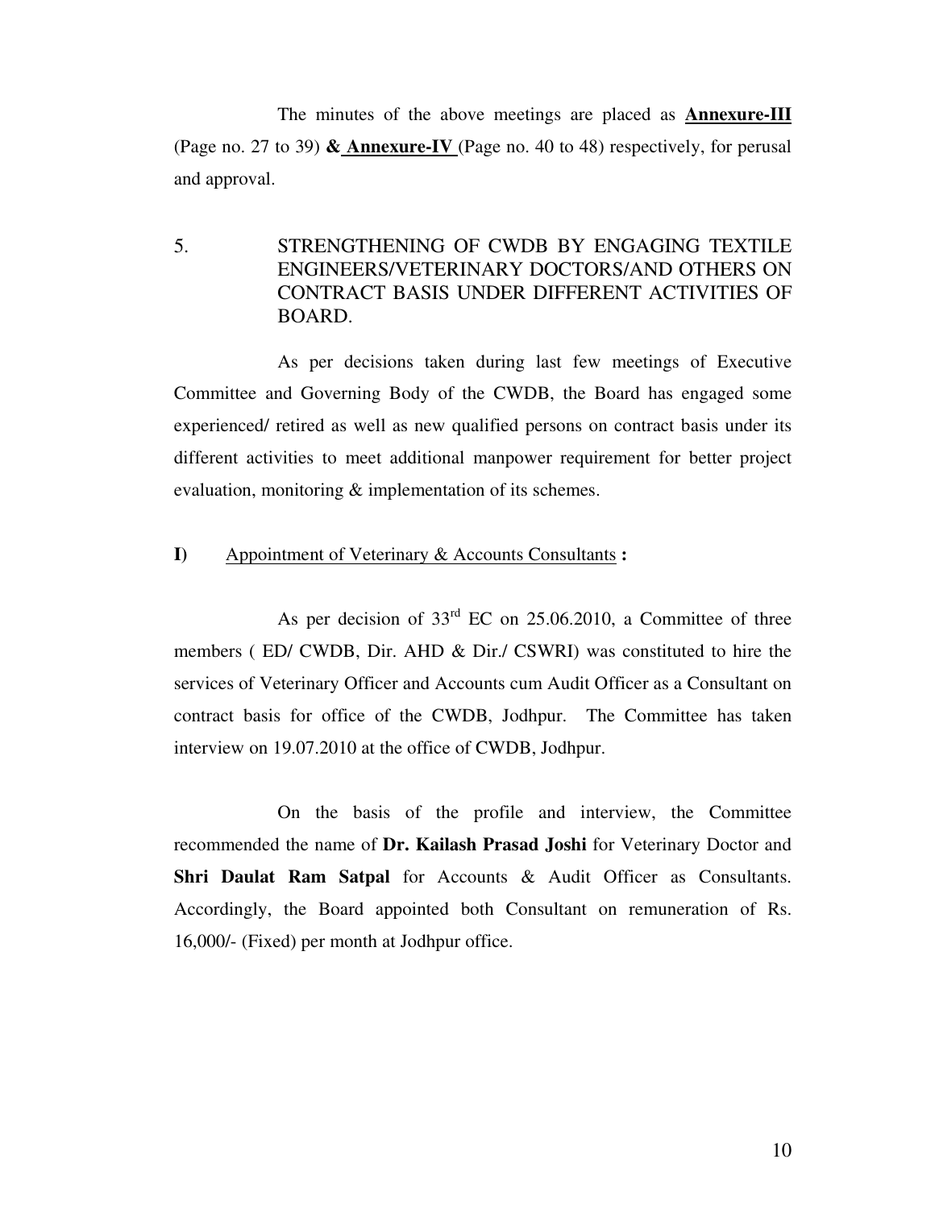The minutes of the above meetings are placed as **Annexure-III** (Page no. 27 to 39) **& Annexure-IV** (Page no. 40 to 48) respectively, for perusal and approval.

## 5. STRENGTHENING OF CWDB BY ENGAGING TEXTILE ENGINEERS/VETERINARY DOCTORS/AND OTHERS ON CONTRACT BASIS UNDER DIFFERENT ACTIVITIES OF BOARD.

As per decisions taken during last few meetings of Executive Committee and Governing Body of the CWDB, the Board has engaged some experienced/ retired as well as new qualified persons on contract basis under its different activities to meet additional manpower requirement for better project evaluation, monitoring & implementation of its schemes.

**I)** Appointment of Veterinary & Accounts Consultants **:**

As per decision of 33rd EC on 25.06.2010, a Committee of three members ( ED/ CWDB, Dir. AHD & Dir./ CSWRI) was constituted to hire the services of Veterinary Officer and Accounts cum Audit Officer as a Consultant on contract basis for office of the CWDB, Jodhpur. The Committee has taken interview on 19.07.2010 at the office of CWDB, Jodhpur.

On the basis of the profile and interview, the Committee recommended the name of **Dr. Kailash Prasad Joshi** for Veterinary Doctor and **Shri Daulat Ram Satpal** for Accounts & Audit Officer as Consultants. Accordingly, the Board appointed both Consultant on remuneration of Rs. 16,000/- (Fixed) per month at Jodhpur office.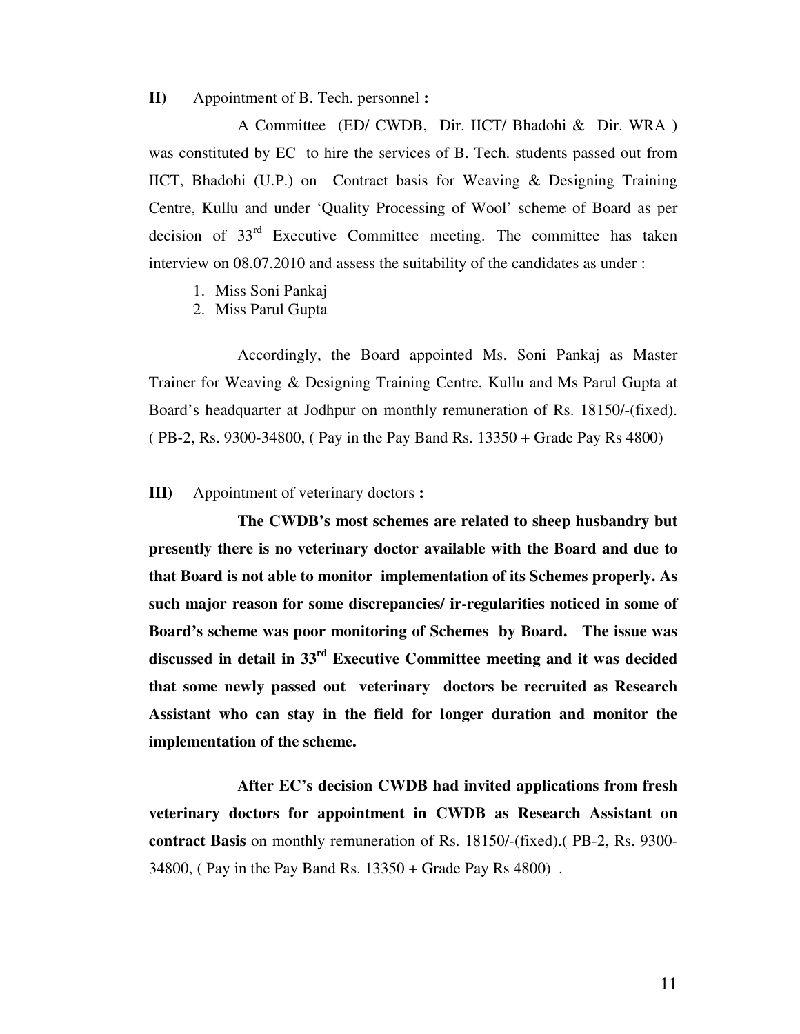**II)** Appointment of B. Tech. personnel **:**

A Committee (ED/ CWDB, Dir. IICT/ Bhadohi & Dir. WRA ) was constituted by EC to hire the services of B. Tech. students passed out from IICT, Bhadohi (U.P.) on Contract basis for Weaving & Designing Training Centre, Kullu and under 'Quality Processing of Wool' scheme of Board as per decision of 33rd Executive Committee meeting. The committee has taken interview on 08.07.2010 and assess the suitability of the candidates as under :

1. Miss Soni Pankaj
2. Miss Parul Gupta

Accordingly, the Board appointed Ms. Soni Pankaj as Master Trainer for Weaving & Designing Training Centre, Kullu and Ms Parul Gupta at Board's headquarter at Jodhpur on monthly remuneration of Rs. 18150/-(fixed). ( PB-2, Rs. 9300-34800, ( Pay in the Pay Band Rs. 13350 + Grade Pay Rs 4800)

**III)** Appointment of veterinary doctors **:**

**The CWDB's most schemes are related to sheep husbandry but presently there is no veterinary doctor available with the Board and due to that Board is not able to monitor implementation of its Schemes properly. As such major reason for some discrepancies/ ir-regularities noticed in some of Board's scheme was poor monitoring of Schemes by Board. The issue was discussed in detail in 33rd Executive Committee meeting and it was decided that some newly passed out veterinary doctors be recruited as Research Assistant who can stay in the field for longer duration and monitor the implementation of the scheme.**

**After EC's decision CWDB had invited applications from fresh veterinary doctors for appointment in CWDB as Research Assistant on contract Basis** on monthly remuneration of Rs. 18150/-(fixed).( PB-2, Rs. 9300-34800, ( Pay in the Pay Band Rs. 13350 + Grade Pay Rs 4800) .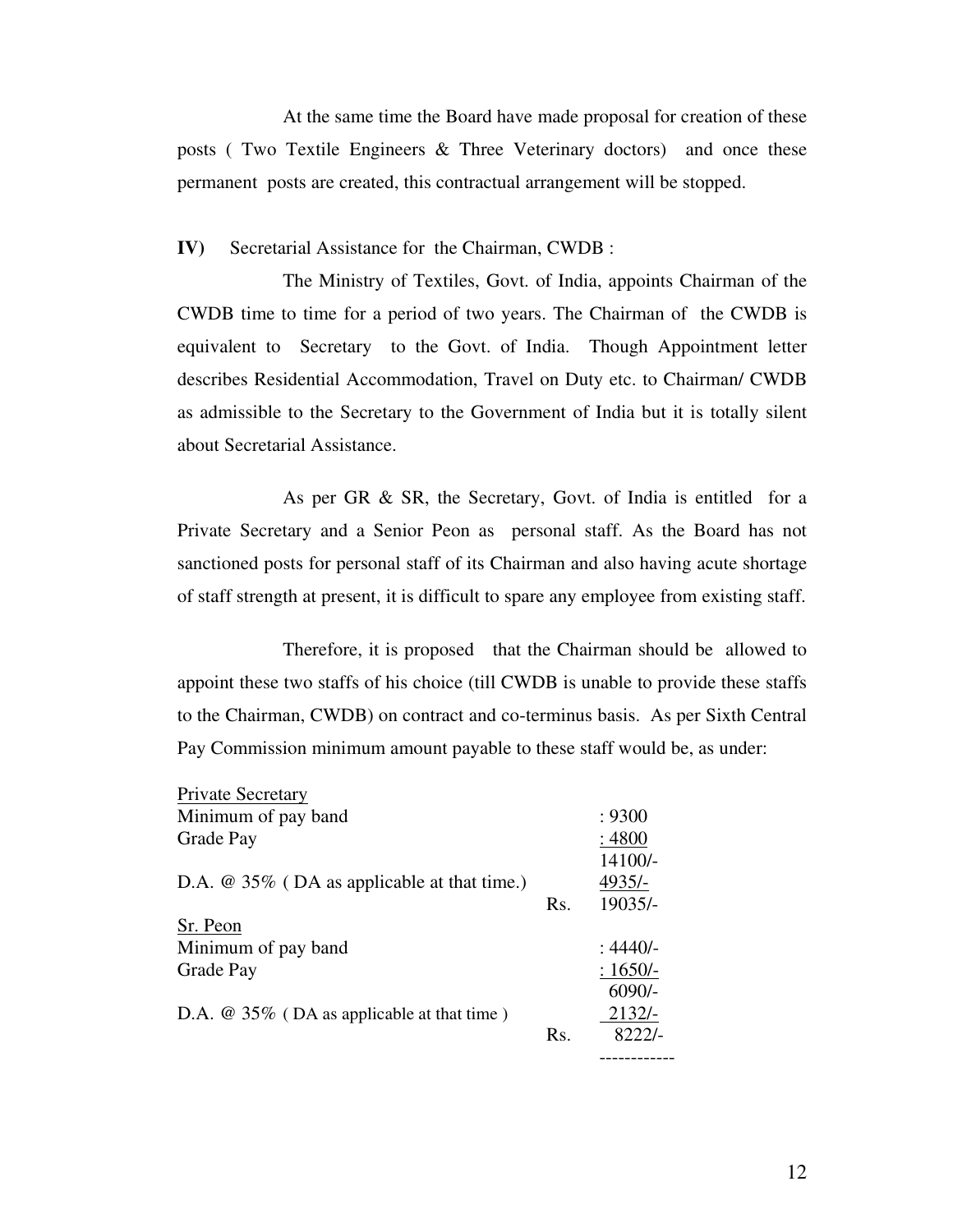At the same time the Board have made proposal for creation of these posts ( Two Textile Engineers & Three Veterinary doctors) and once these permanent posts are created, this contractual arrangement will be stopped.

**IV)** Secretarial Assistance for the Chairman, CWDB :

The Ministry of Textiles, Govt. of India, appoints Chairman of the CWDB time to time for a period of two years. The Chairman of the CWDB is equivalent to Secretary to the Govt. of India. Though Appointment letter describes Residential Accommodation, Travel on Duty etc. to Chairman/ CWDB as admissible to the Secretary to the Government of India but it is totally silent about Secretarial Assistance.

As per GR & SR, the Secretary, Govt. of India is entitled for a Private Secretary and a Senior Peon as personal staff. As the Board has not sanctioned posts for personal staff of its Chairman and also having acute shortage of staff strength at present, it is difficult to spare any employee from existing staff.

Therefore, it is proposed that the Chairman should be allowed to appoint these two staffs of his choice (till CWDB is unable to provide these staffs to the Chairman, CWDB) on contract and co-terminus basis. As per Sixth Central Pay Commission minimum amount payable to these staff would be, as under:

| <u>Private Secretary</u> | | |
|---|---|---|
| Minimum of pay band | | : 9300 |
| Grade Pay | | : 4800 |
| | | 14100/- |
| D.A. @ 35% ( DA as applicable at that time.) | | 4935/- |
| | Rs. | 19035/- |
| <u>Sr. Peon</u> | | |
| Minimum of pay band | | : 4440/- |
| Grade Pay | | : 1650/- |
| | | 6090/- |
| D.A. @ 35% ( DA as applicable at that time ) | | 2132/- |
| | Rs. | 8222/- |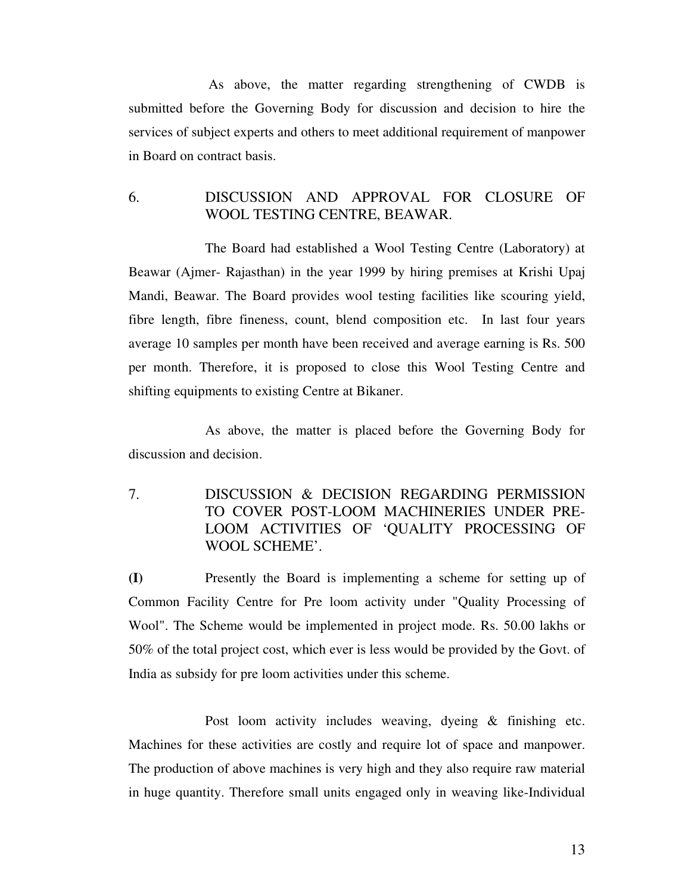As above, the matter regarding strengthening of CWDB is submitted before the Governing Body for discussion and decision to hire the services of subject experts and others to meet additional requirement of manpower in Board on contract basis.

## 6. DISCUSSION AND APPROVAL FOR CLOSURE OF WOOL TESTING CENTRE, BEAWAR.

The Board had established a Wool Testing Centre (Laboratory) at Beawar (Ajmer- Rajasthan) in the year 1999 by hiring premises at Krishi Upaj Mandi, Beawar. The Board provides wool testing facilities like scouring yield, fibre length, fibre fineness, count, blend composition etc. In last four years average 10 samples per month have been received and average earning is Rs. 500 per month. Therefore, it is proposed to close this Wool Testing Centre and shifting equipments to existing Centre at Bikaner.

As above, the matter is placed before the Governing Body for discussion and decision.

## 7. DISCUSSION & DECISION REGARDING PERMISSION TO COVER POST-LOOM MACHINERIES UNDER PRE-LOOM ACTIVITIES OF 'QUALITY PROCESSING OF WOOL SCHEME'.

**(I)** Presently the Board is implementing a scheme for setting up of Common Facility Centre for Pre loom activity under "Quality Processing of Wool". The Scheme would be implemented in project mode. Rs. 50.00 lakhs or 50% of the total project cost, which ever is less would be provided by the Govt. of India as subsidy for pre loom activities under this scheme.

Post loom activity includes weaving, dyeing & finishing etc. Machines for these activities are costly and require lot of space and manpower. The production of above machines is very high and they also require raw material in huge quantity. Therefore small units engaged only in weaving like-Individual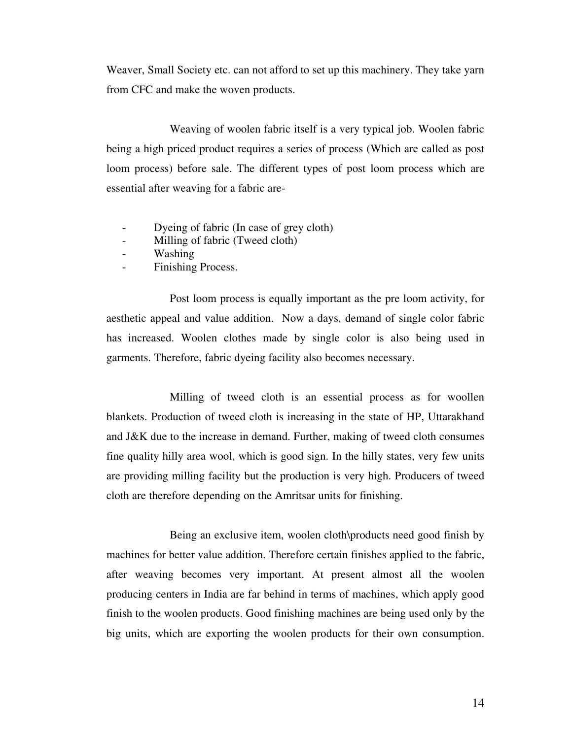Weaver, Small Society etc. can not afford to set up this machinery. They take yarn from CFC and make the woven products.

Weaving of woolen fabric itself is a very typical job. Woolen fabric being a high priced product requires a series of process (Which are called as post loom process) before sale. The different types of post loom process which are essential after weaving for a fabric are-

- Dyeing of fabric (In case of grey cloth)
- Milling of fabric (Tweed cloth)
- Washing
- Finishing Process.

Post loom process is equally important as the pre loom activity, for aesthetic appeal and value addition. Now a days, demand of single color fabric has increased. Woolen clothes made by single color is also being used in garments. Therefore, fabric dyeing facility also becomes necessary.

Milling of tweed cloth is an essential process as for woollen blankets. Production of tweed cloth is increasing in the state of HP, Uttarakhand and J&K due to the increase in demand. Further, making of tweed cloth consumes fine quality hilly area wool, which is good sign. In the hilly states, very few units are providing milling facility but the production is very high. Producers of tweed cloth are therefore depending on the Amritsar units for finishing.

Being an exclusive item, woolen cloth\products need good finish by machines for better value addition. Therefore certain finishes applied to the fabric, after weaving becomes very important. At present almost all the woolen producing centers in India are far behind in terms of machines, which apply good finish to the woolen products. Good finishing machines are being used only by the big units, which are exporting the woolen products for their own consumption.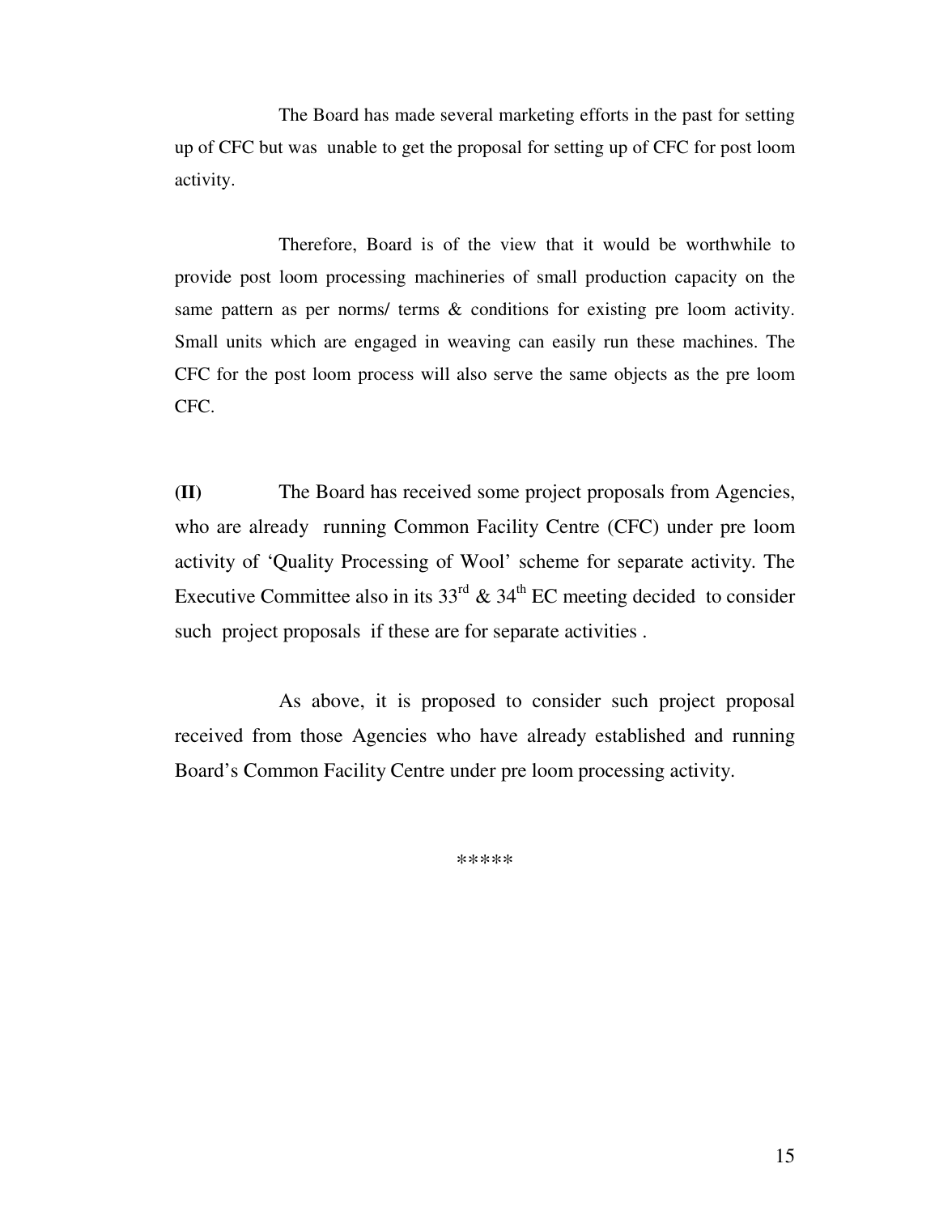The Board has made several marketing efforts in the past for setting up of CFC but was unable to get the proposal for setting up of CFC for post loom activity.

Therefore, Board is of the view that it would be worthwhile to provide post loom processing machineries of small production capacity on the same pattern as per norms/ terms & conditions for existing pre loom activity. Small units which are engaged in weaving can easily run these machines. The CFC for the post loom process will also serve the same objects as the pre loom CFC.

**(II)** The Board has received some project proposals from Agencies, who are already running Common Facility Centre (CFC) under pre loom activity of 'Quality Processing of Wool' scheme for separate activity. The Executive Committee also in its 33rd & 34th EC meeting decided to consider such project proposals if these are for separate activities .

As above, it is proposed to consider such project proposal received from those Agencies who have already established and running Board's Common Facility Centre under pre loom processing activity.

*****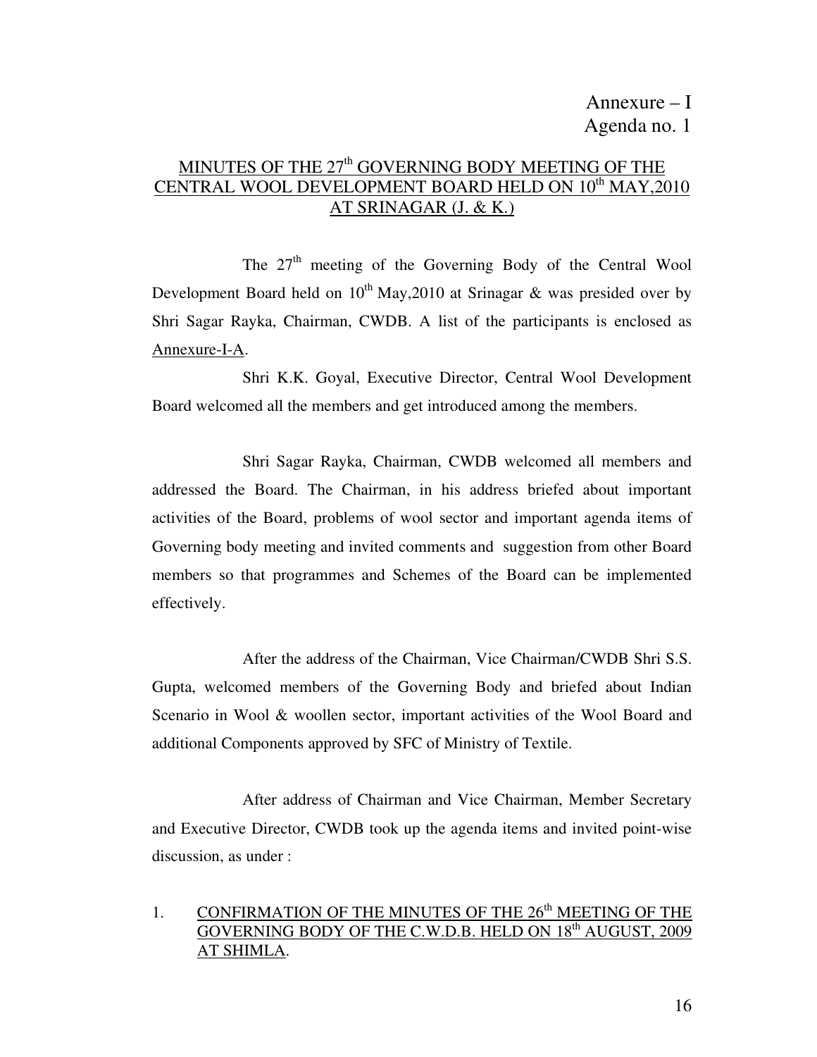Annexure – I
Agenda no. 1

## MINUTES OF THE 27th GOVERNING BODY MEETING OF THE CENTRAL WOOL DEVELOPMENT BOARD HELD ON 10th MAY,2010 AT SRINAGAR (J. & K.)

The 27th meeting of the Governing Body of the Central Wool Development Board held on 10th May,2010 at Srinagar & was presided over by Shri Sagar Rayka, Chairman, CWDB. A list of the participants is enclosed as Annexure-I-A.

Shri K.K. Goyal, Executive Director, Central Wool Development Board welcomed all the members and get introduced among the members.

Shri Sagar Rayka, Chairman, CWDB welcomed all members and addressed the Board. The Chairman, in his address briefed about important activities of the Board, problems of wool sector and important agenda items of Governing body meeting and invited comments and suggestion from other Board members so that programmes and Schemes of the Board can be implemented effectively.

After the address of the Chairman, Vice Chairman/CWDB Shri S.S. Gupta, welcomed members of the Governing Body and briefed about Indian Scenario in Wool & woollen sector, important activities of the Wool Board and additional Components approved by SFC of Ministry of Textile.

After address of Chairman and Vice Chairman, Member Secretary and Executive Director, CWDB took up the agenda items and invited point-wise discussion, as under :

1. CONFIRMATION OF THE MINUTES OF THE 26th MEETING OF THE GOVERNING BODY OF THE C.W.D.B. HELD ON 18th AUGUST, 2009 AT SHIMLA.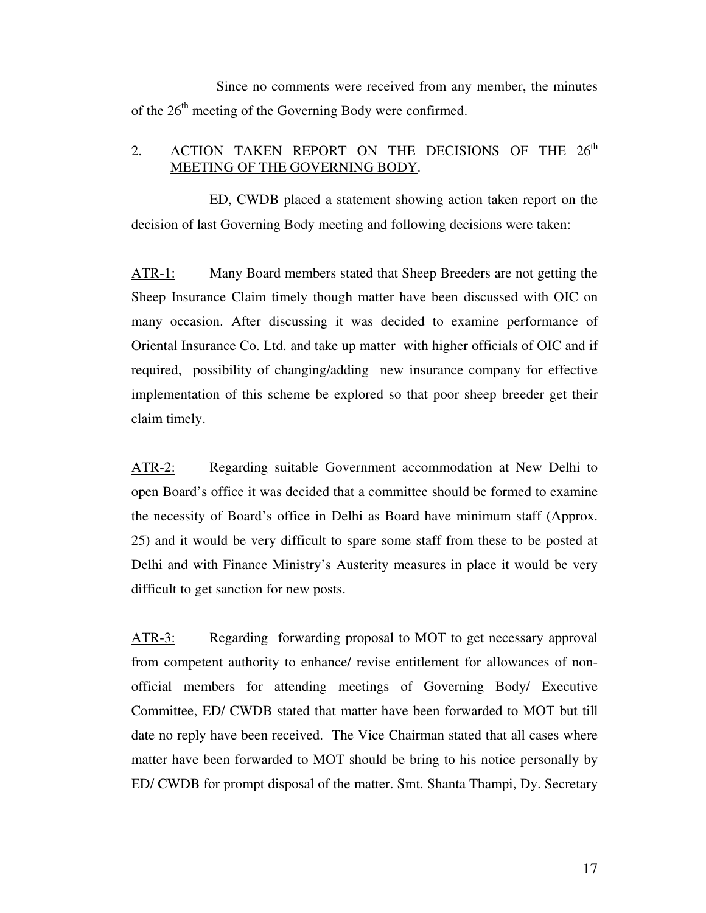Since no comments were received from any member, the minutes of the 26th meeting of the Governing Body were confirmed.

2. <u>ACTION TAKEN REPORT ON THE DECISIONS OF THE 26th MEETING OF THE GOVERNING BODY</u>.

ED, CWDB placed a statement showing action taken report on the decision of last Governing Body meeting and following decisions were taken:

<u>ATR-1:</u> Many Board members stated that Sheep Breeders are not getting the Sheep Insurance Claim timely though matter have been discussed with OIC on many occasion. After discussing it was decided to examine performance of Oriental Insurance Co. Ltd. and take up matter with higher officials of OIC and if required, possibility of changing/adding new insurance company for effective implementation of this scheme be explored so that poor sheep breeder get their claim timely.

<u>ATR-2:</u> Regarding suitable Government accommodation at New Delhi to open Board's office it was decided that a committee should be formed to examine the necessity of Board's office in Delhi as Board have minimum staff (Approx. 25) and it would be very difficult to spare some staff from these to be posted at Delhi and with Finance Ministry's Austerity measures in place it would be very difficult to get sanction for new posts.

<u>ATR-3:</u> Regarding forwarding proposal to MOT to get necessary approval from competent authority to enhance/ revise entitlement for allowances of non-official members for attending meetings of Governing Body/ Executive Committee, ED/ CWDB stated that matter have been forwarded to MOT but till date no reply have been received. The Vice Chairman stated that all cases where matter have been forwarded to MOT should be bring to his notice personally by ED/ CWDB for prompt disposal of the matter. Smt. Shanta Thampi, Dy. Secretary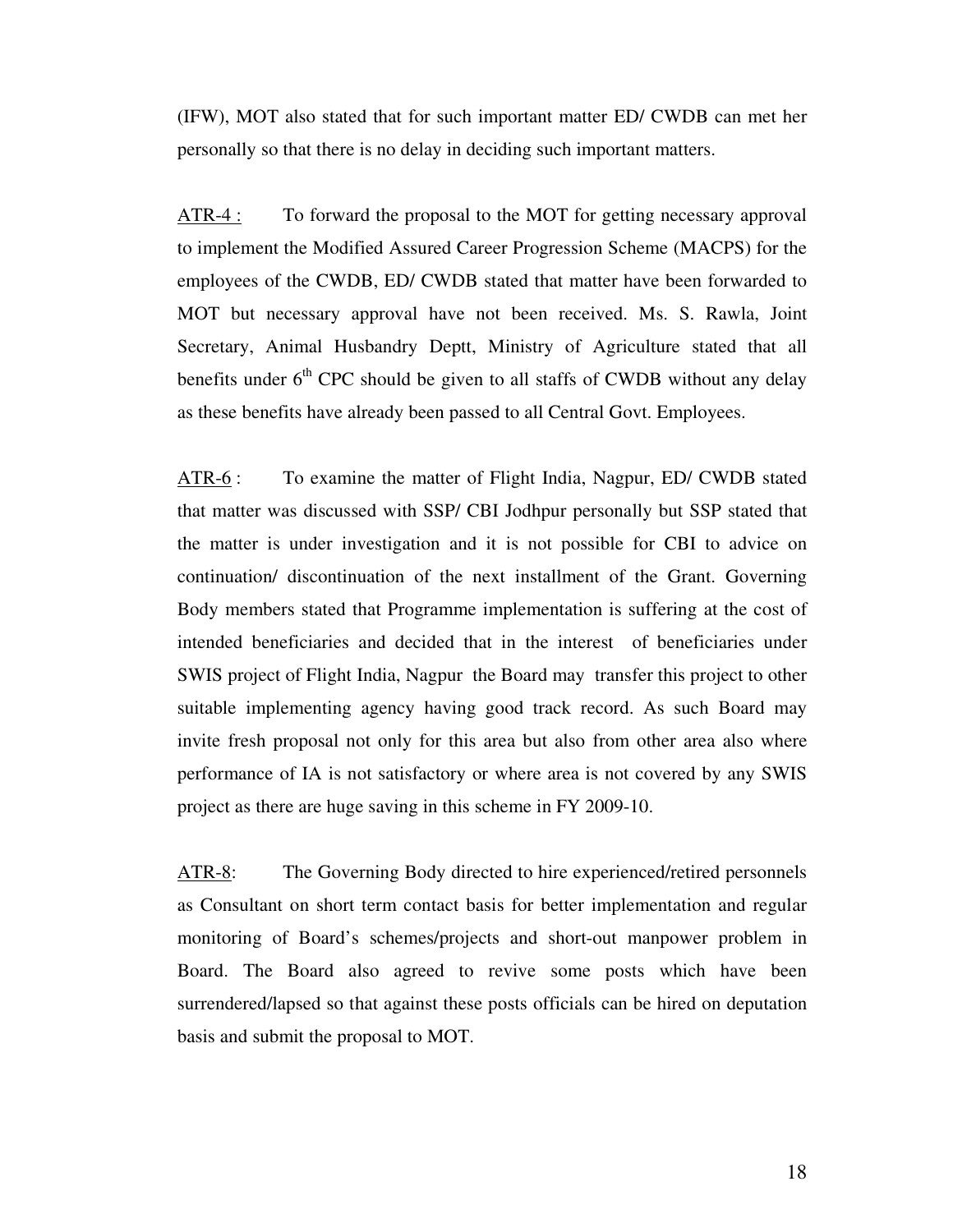(IFW), MOT also stated that for such important matter ED/ CWDB can met her personally so that there is no delay in deciding such important matters.

<u>ATR-4 :</u> To forward the proposal to the MOT for getting necessary approval to implement the Modified Assured Career Progression Scheme (MACPS) for the employees of the CWDB, ED/ CWDB stated that matter have been forwarded to MOT but necessary approval have not been received. Ms. S. Rawla, Joint Secretary, Animal Husbandry Deptt, Ministry of Agriculture stated that all benefits under 6th CPC should be given to all staffs of CWDB without any delay as these benefits have already been passed to all Central Govt. Employees.

<u>ATR-6</u> : To examine the matter of Flight India, Nagpur, ED/ CWDB stated that matter was discussed with SSP/ CBI Jodhpur personally but SSP stated that the matter is under investigation and it is not possible for CBI to advice on continuation/ discontinuation of the next installment of the Grant. Governing Body members stated that Programme implementation is suffering at the cost of intended beneficiaries and decided that in the interest of beneficiaries under SWIS project of Flight India, Nagpur the Board may transfer this project to other suitable implementing agency having good track record. As such Board may invite fresh proposal not only for this area but also from other area also where performance of IA is not satisfactory or where area is not covered by any SWIS project as there are huge saving in this scheme in FY 2009-10.

<u>ATR-8</u>: The Governing Body directed to hire experienced/retired personnels as Consultant on short term contact basis for better implementation and regular monitoring of Board's schemes/projects and short-out manpower problem in Board. The Board also agreed to revive some posts which have been surrendered/lapsed so that against these posts officials can be hired on deputation basis and submit the proposal to MOT.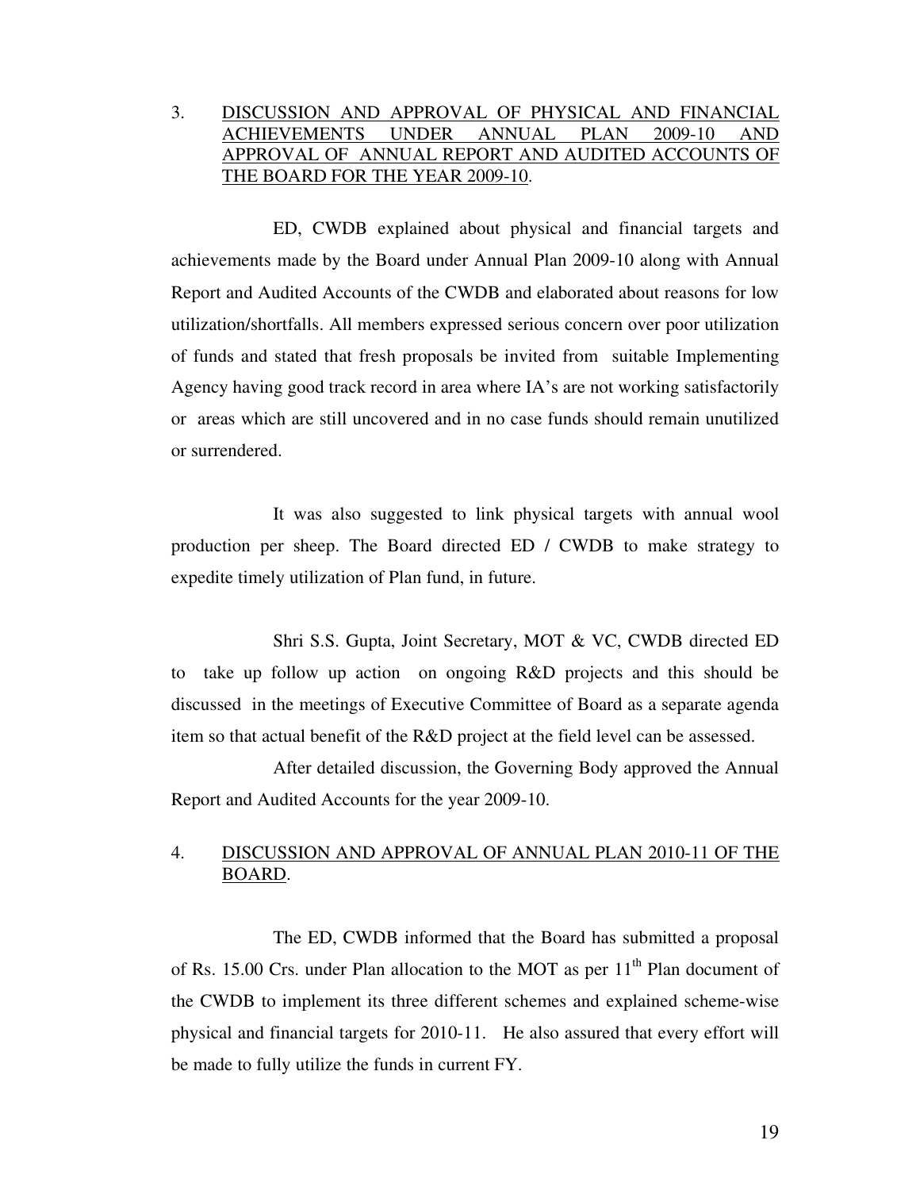3. <u>DISCUSSION AND APPROVAL OF PHYSICAL AND FINANCIAL ACHIEVEMENTS UNDER ANNUAL PLAN 2009-10 AND APPROVAL OF ANNUAL REPORT AND AUDITED ACCOUNTS OF THE BOARD FOR THE YEAR 2009-10</u>.

ED, CWDB explained about physical and financial targets and achievements made by the Board under Annual Plan 2009-10 along with Annual Report and Audited Accounts of the CWDB and elaborated about reasons for low utilization/shortfalls. All members expressed serious concern over poor utilization of funds and stated that fresh proposals be invited from suitable Implementing Agency having good track record in area where IA's are not working satisfactorily or areas which are still uncovered and in no case funds should remain unutilized or surrendered.

It was also suggested to link physical targets with annual wool production per sheep. The Board directed ED / CWDB to make strategy to expedite timely utilization of Plan fund, in future.

Shri S.S. Gupta, Joint Secretary, MOT & VC, CWDB directed ED to take up follow up action on ongoing R&D projects and this should be discussed in the meetings of Executive Committee of Board as a separate agenda item so that actual benefit of the R&D project at the field level can be assessed.

After detailed discussion, the Governing Body approved the Annual Report and Audited Accounts for the year 2009-10.

4. <u>DISCUSSION AND APPROVAL OF ANNUAL PLAN 2010-11 OF THE BOARD</u>.

The ED, CWDB informed that the Board has submitted a proposal of Rs. 15.00 Crs. under Plan allocation to the MOT as per 11th Plan document of the CWDB to implement its three different schemes and explained scheme-wise physical and financial targets for 2010-11. He also assured that every effort will be made to fully utilize the funds in current FY.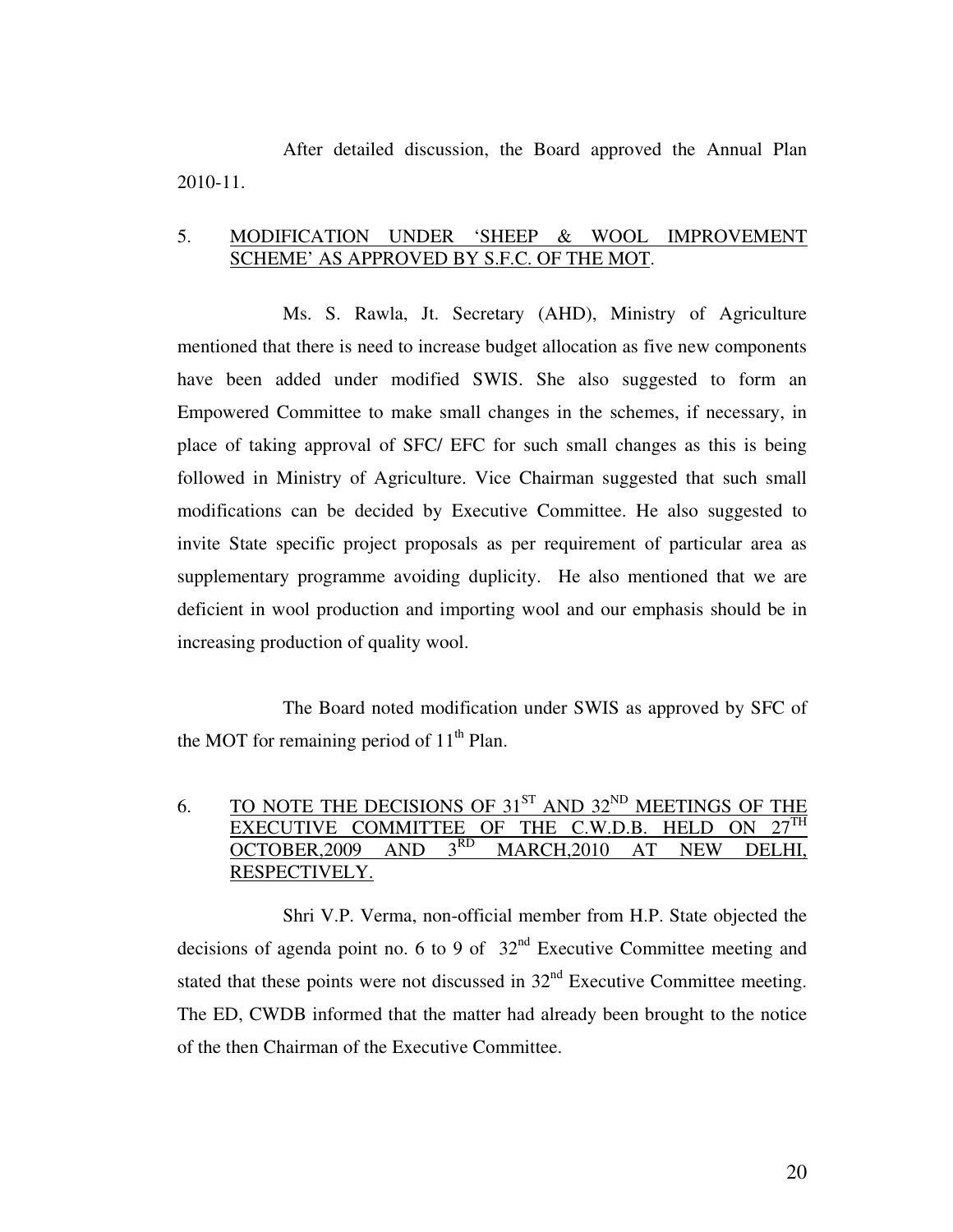After detailed discussion, the Board approved the Annual Plan 2010-11.

## 5. <u>MODIFICATION UNDER 'SHEEP & WOOL IMPROVEMENT SCHEME' AS APPROVED BY S.F.C. OF THE MOT</u>.

Ms. S. Rawla, Jt. Secretary (AHD), Ministry of Agriculture mentioned that there is need to increase budget allocation as five new components have been added under modified SWIS. She also suggested to form an Empowered Committee to make small changes in the schemes, if necessary, in place of taking approval of SFC/ EFC for such small changes as this is being followed in Ministry of Agriculture. Vice Chairman suggested that such small modifications can be decided by Executive Committee. He also suggested to invite State specific project proposals as per requirement of particular area as supplementary programme avoiding duplicity. He also mentioned that we are deficient in wool production and importing wool and our emphasis should be in increasing production of quality wool.

The Board noted modification under SWIS as approved by SFC of the MOT for remaining period of 11th Plan.

## 6. <u>TO NOTE THE DECISIONS OF 31ST AND 32ND MEETINGS OF THE EXECUTIVE COMMITTEE OF THE C.W.D.B. HELD ON 27TH OCTOBER,2009 AND 3RD MARCH,2010 AT NEW DELHI, RESPECTIVELY.</u>

Shri V.P. Verma, non-official member from H.P. State objected the decisions of agenda point no. 6 to 9 of 32nd Executive Committee meeting and stated that these points were not discussed in 32nd Executive Committee meeting. The ED, CWDB informed that the matter had already been brought to the notice of the then Chairman of the Executive Committee.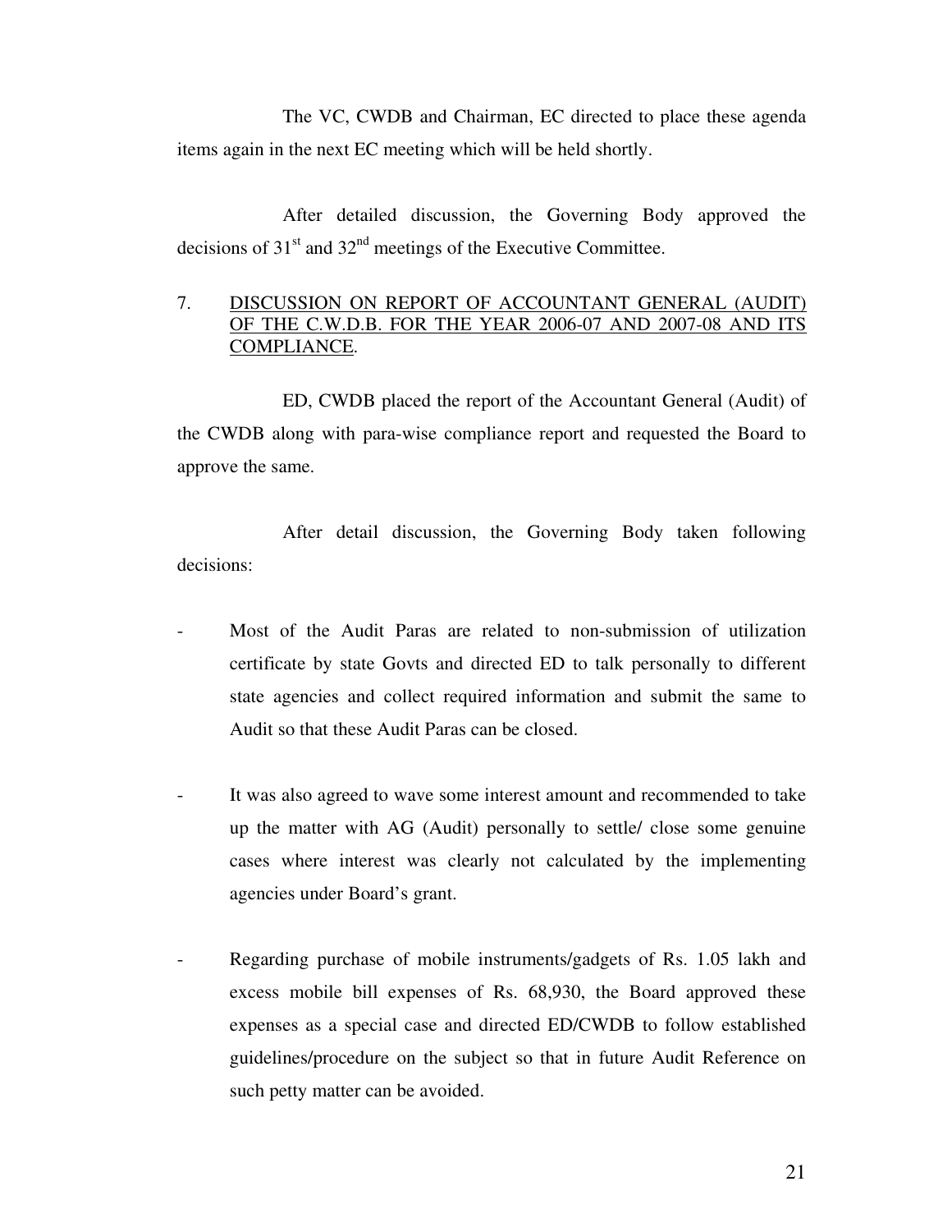The VC, CWDB and Chairman, EC directed to place these agenda items again in the next EC meeting which will be held shortly.

After detailed discussion, the Governing Body approved the decisions of 31st and 32nd meetings of the Executive Committee.

7. <u>DISCUSSION ON REPORT OF ACCOUNTANT GENERAL (AUDIT) OF THE C.W.D.B. FOR THE YEAR 2006-07 AND 2007-08 AND ITS COMPLIANCE</u>.

ED, CWDB placed the report of the Accountant General (Audit) of the CWDB along with para-wise compliance report and requested the Board to approve the same.

After detail discussion, the Governing Body taken following decisions:

- Most of the Audit Paras are related to non-submission of utilization certificate by state Govts and directed ED to talk personally to different state agencies and collect required information and submit the same to Audit so that these Audit Paras can be closed.

- It was also agreed to wave some interest amount and recommended to take up the matter with AG (Audit) personally to settle/ close some genuine cases where interest was clearly not calculated by the implementing agencies under Board's grant.

- Regarding purchase of mobile instruments/gadgets of Rs. 1.05 lakh and excess mobile bill expenses of Rs. 68,930, the Board approved these expenses as a special case and directed ED/CWDB to follow established guidelines/procedure on the subject so that in future Audit Reference on such petty matter can be avoided.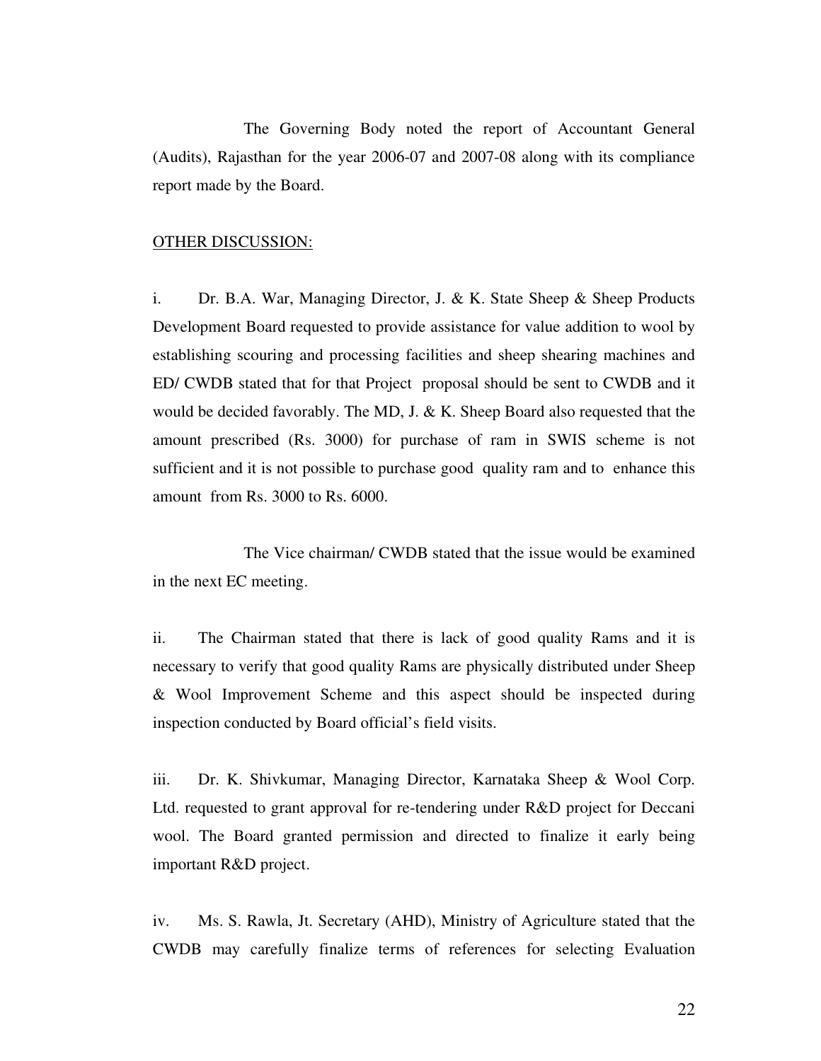The Governing Body noted the report of Accountant General (Audits), Rajasthan for the year 2006-07 and 2007-08 along with its compliance report made by the Board.

<u>OTHER DISCUSSION:</u>

i. Dr. B.A. War, Managing Director, J. & K. State Sheep & Sheep Products Development Board requested to provide assistance for value addition to wool by establishing scouring and processing facilities and sheep shearing machines and ED/ CWDB stated that for that Project proposal should be sent to CWDB and it would be decided favorably. The MD, J. & K. Sheep Board also requested that the amount prescribed (Rs. 3000) for purchase of ram in SWIS scheme is not sufficient and it is not possible to purchase good quality ram and to enhance this amount from Rs. 3000 to Rs. 6000.

The Vice chairman/ CWDB stated that the issue would be examined in the next EC meeting.

ii. The Chairman stated that there is lack of good quality Rams and it is necessary to verify that good quality Rams are physically distributed under Sheep & Wool Improvement Scheme and this aspect should be inspected during inspection conducted by Board official's field visits.

iii. Dr. K. Shivkumar, Managing Director, Karnataka Sheep & Wool Corp. Ltd. requested to grant approval for re-tendering under R&D project for Deccani wool. The Board granted permission and directed to finalize it early being important R&D project.

iv. Ms. S. Rawla, Jt. Secretary (AHD), Ministry of Agriculture stated that the CWDB may carefully finalize terms of references for selecting Evaluation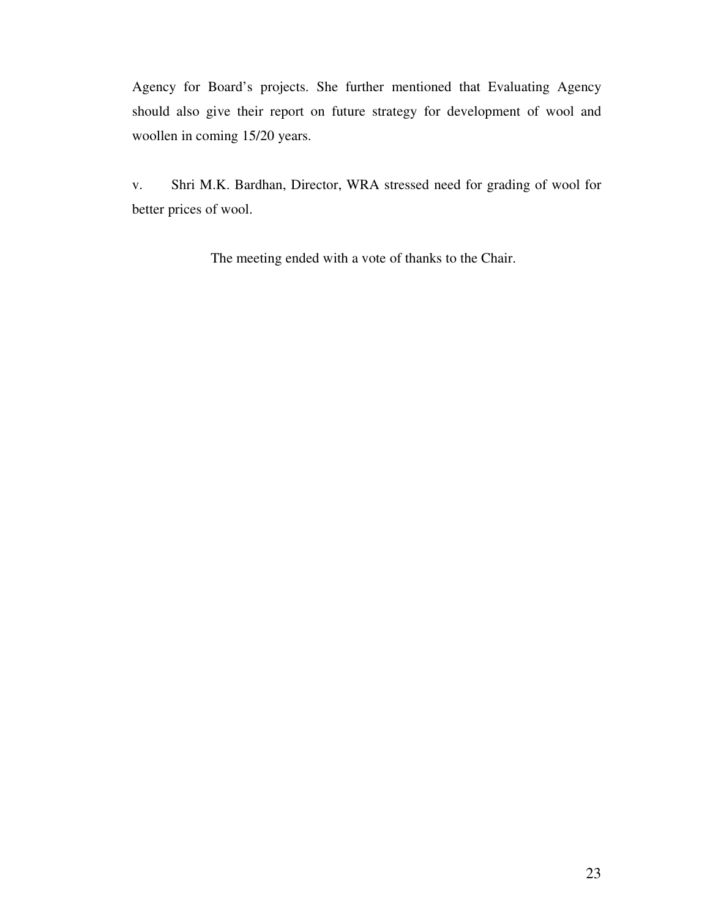Agency for Board's projects. She further mentioned that Evaluating Agency should also give their report on future strategy for development of wool and woollen in coming 15/20 years.

v. Shri M.K. Bardhan, Director, WRA stressed need for grading of wool for better prices of wool.

The meeting ended with a vote of thanks to the Chair.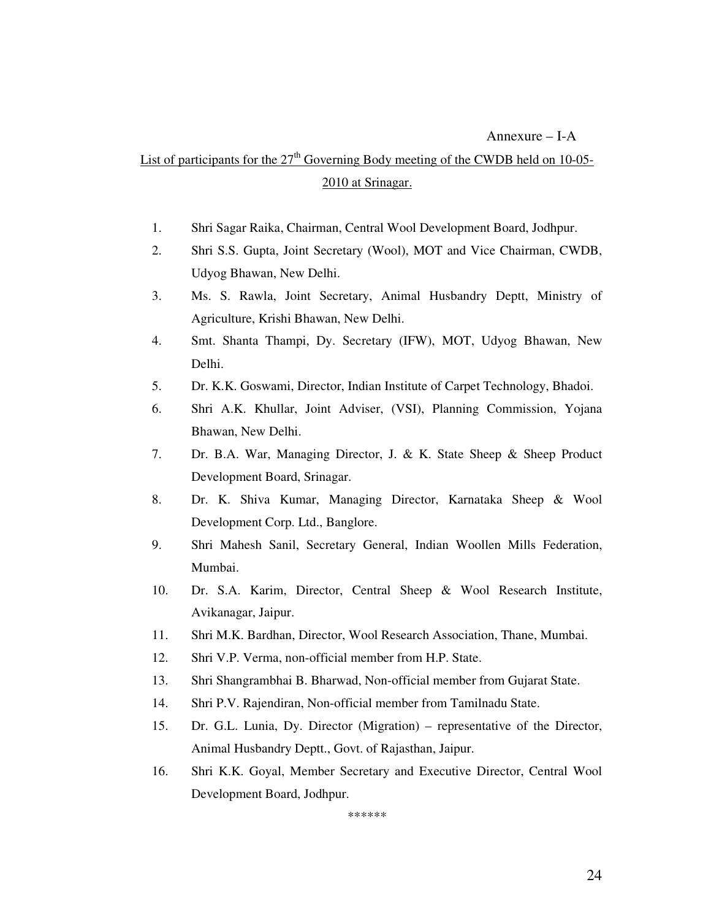Annexure – I-A

List of participants for the 27th Governing Body meeting of the CWDB held on 10-05-2010 at Srinagar.

1. Shri Sagar Raika, Chairman, Central Wool Development Board, Jodhpur.
2. Shri S.S. Gupta, Joint Secretary (Wool), MOT and Vice Chairman, CWDB, Udyog Bhawan, New Delhi.
3. Ms. S. Rawla, Joint Secretary, Animal Husbandry Deptt, Ministry of Agriculture, Krishi Bhawan, New Delhi.
4. Smt. Shanta Thampi, Dy. Secretary (IFW), MOT, Udyog Bhawan, New Delhi.
5. Dr. K.K. Goswami, Director, Indian Institute of Carpet Technology, Bhadoi.
6. Shri A.K. Khullar, Joint Adviser, (VSI), Planning Commission, Yojana Bhawan, New Delhi.
7. Dr. B.A. War, Managing Director, J. & K. State Sheep & Sheep Product Development Board, Srinagar.
8. Dr. K. Shiva Kumar, Managing Director, Karnataka Sheep & Wool Development Corp. Ltd., Banglore.
9. Shri Mahesh Sanil, Secretary General, Indian Woollen Mills Federation, Mumbai.
10. Dr. S.A. Karim, Director, Central Sheep & Wool Research Institute, Avikanagar, Jaipur.
11. Shri M.K. Bardhan, Director, Wool Research Association, Thane, Mumbai.
12. Shri V.P. Verma, non-official member from H.P. State.
13. Shri Shangrambhai B. Bharwad, Non-official member from Gujarat State.
14. Shri P.V. Rajendiran, Non-official member from Tamilnadu State.
15. Dr. G.L. Lunia, Dy. Director (Migration) – representative of the Director, Animal Husbandry Deptt., Govt. of Rajasthan, Jaipur.
16. Shri K.K. Goyal, Member Secretary and Executive Director, Central Wool Development Board, Jodhpur.

******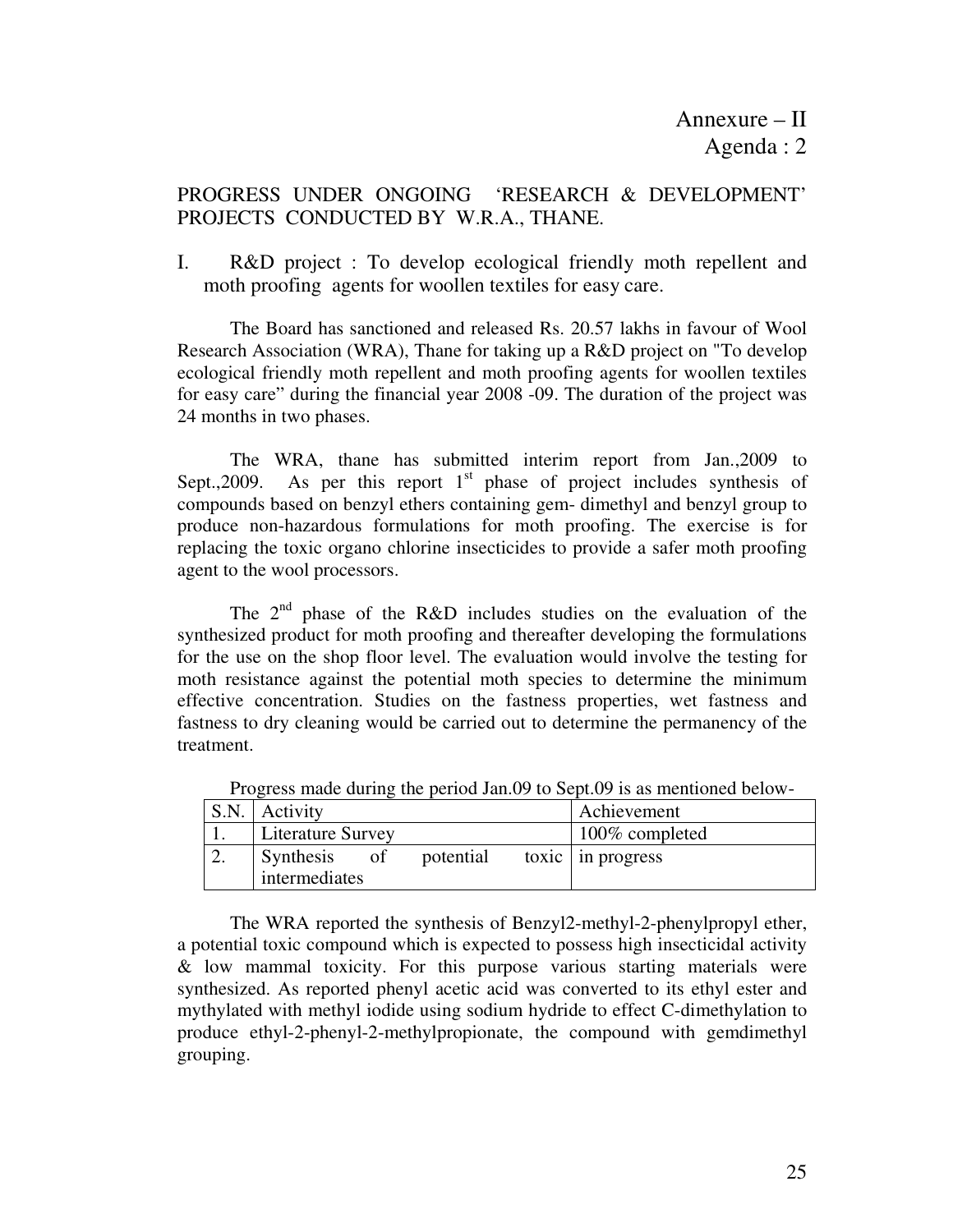Annexure – II
Agenda : 2

PROGRESS UNDER ONGOING 'RESEARCH & DEVELOPMENT' PROJECTS CONDUCTED BY W.R.A., THANE.

I. R&D project : To develop ecological friendly moth repellent and moth proofing agents for woollen textiles for easy care.

The Board has sanctioned and released Rs. 20.57 lakhs in favour of Wool Research Association (WRA), Thane for taking up a R&D project on "To develop ecological friendly moth repellent and moth proofing agents for woollen textiles for easy care" during the financial year 2008 -09. The duration of the project was 24 months in two phases.

The WRA, thane has submitted interim report from Jan.,2009 to Sept.,2009. As per this report 1st phase of project includes synthesis of compounds based on benzyl ethers containing gem- dimethyl and benzyl group to produce non-hazardous formulations for moth proofing. The exercise is for replacing the toxic organo chlorine insecticides to provide a safer moth proofing agent to the wool processors.

The 2nd phase of the R&D includes studies on the evaluation of the synthesized product for moth proofing and thereafter developing the formulations for the use on the shop floor level. The evaluation would involve the testing for moth resistance against the potential moth species to determine the minimum effective concentration. Studies on the fastness properties, wet fastness and fastness to dry cleaning would be carried out to determine the permanency of the treatment.

Progress made during the period Jan.09 to Sept.09 is as mentioned below-

| S.N. | Activity | Achievement |
|---|---|---|
| 1. | Literature Survey | 100% completed |
| 2. | Synthesis of potential toxic intermediates | in progress |

The WRA reported the synthesis of Benzyl2-methyl-2-phenylpropyl ether, a potential toxic compound which is expected to possess high insecticidal activity & low mammal toxicity. For this purpose various starting materials were synthesized. As reported phenyl acetic acid was converted to its ethyl ester and mythylated with methyl iodide using sodium hydride to effect C-dimethylation to produce ethyl-2-phenyl-2-methylpropionate, the compound with gemdimethyl grouping.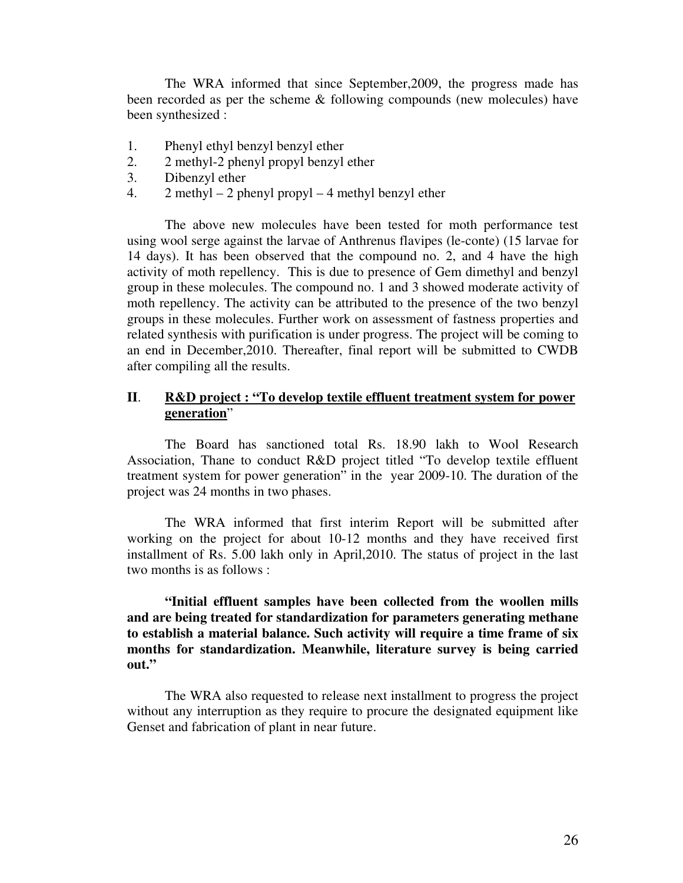The WRA informed that since September,2009, the progress made has been recorded as per the scheme & following compounds (new molecules) have been synthesized :

1. Phenyl ethyl benzyl benzyl ether
2. 2 methyl-2 phenyl propyl benzyl ether
3. Dibenzyl ether
4. 2 methyl – 2 phenyl propyl – 4 methyl benzyl ether

The above new molecules have been tested for moth performance test using wool serge against the larvae of Anthrenus flavipes (le-conte) (15 larvae for 14 days). It has been observed that the compound no. 2, and 4 have the high activity of moth repellency. This is due to presence of Gem dimethyl and benzyl group in these molecules. The compound no. 1 and 3 showed moderate activity of moth repellency. The activity can be attributed to the presence of the two benzyl groups in these molecules. Further work on assessment of fastness properties and related synthesis with purification is under progress. The project will be coming to an end in December,2010. Thereafter, final report will be submitted to CWDB after compiling all the results.

## II. <u>R&D project : "To develop textile effluent treatment system for power generation</u>"

The Board has sanctioned total Rs. 18.90 lakh to Wool Research Association, Thane to conduct R&D project titled "To develop textile effluent treatment system for power generation" in the year 2009-10. The duration of the project was 24 months in two phases.

The WRA informed that first interim Report will be submitted after working on the project for about 10-12 months and they have received first installment of Rs. 5.00 lakh only in April,2010. The status of project in the last two months is as follows :

**"Initial effluent samples have been collected from the woollen mills and are being treated for standardization for parameters generating methane to establish a material balance. Such activity will require a time frame of six months for standardization. Meanwhile, literature survey is being carried out."**

The WRA also requested to release next installment to progress the project without any interruption as they require to procure the designated equipment like Genset and fabrication of plant in near future.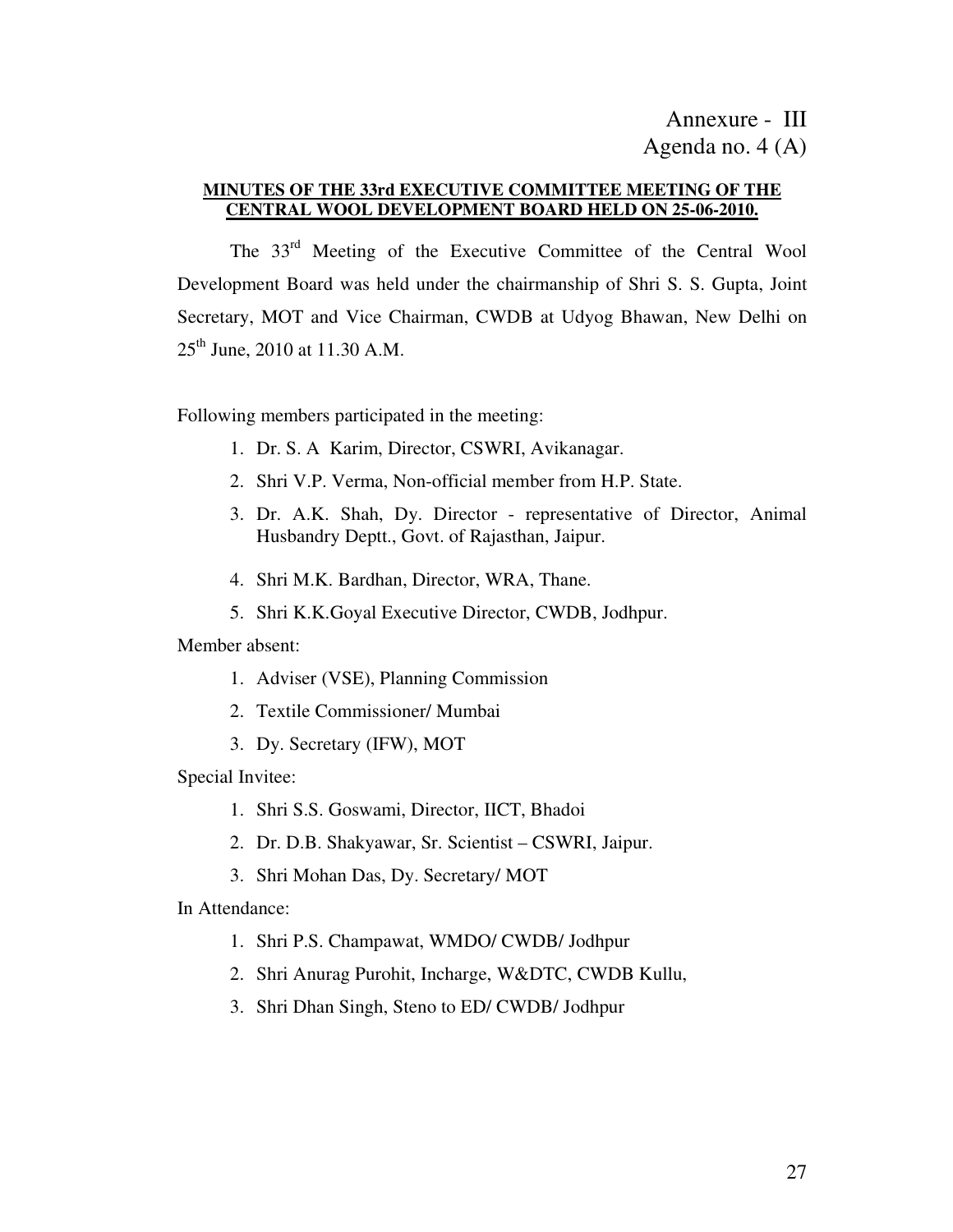Annexure - III
Agenda no. 4 (A)

**MINUTES OF THE 33rd EXECUTIVE COMMITTEE MEETING OF THE CENTRAL WOOL DEVELOPMENT BOARD HELD ON 25-06-2010.**

The 33rd Meeting of the Executive Committee of the Central Wool Development Board was held under the chairmanship of Shri S. S. Gupta, Joint Secretary, MOT and Vice Chairman, CWDB at Udyog Bhawan, New Delhi on 25th June, 2010 at 11.30 A.M.

Following members participated in the meeting:

1. Dr. S. A Karim, Director, CSWRI, Avikanagar.
2. Shri V.P. Verma, Non-official member from H.P. State.
3. Dr. A.K. Shah, Dy. Director - representative of Director, Animal Husbandry Deptt., Govt. of Rajasthan, Jaipur.
4. Shri M.K. Bardhan, Director, WRA, Thane.
5. Shri K.K.Goyal Executive Director, CWDB, Jodhpur.

Member absent:

1. Adviser (VSE), Planning Commission
2. Textile Commissioner/ Mumbai
3. Dy. Secretary (IFW), MOT

Special Invitee:

1. Shri S.S. Goswami, Director, IICT, Bhadoi
2. Dr. D.B. Shakyawar, Sr. Scientist – CSWRI, Jaipur.
3. Shri Mohan Das, Dy. Secretary/ MOT

In Attendance:

1. Shri P.S. Champawat, WMDO/ CWDB/ Jodhpur
2. Shri Anurag Purohit, Incharge, W&DTC, CWDB Kullu,
3. Shri Dhan Singh, Steno to ED/ CWDB/ Jodhpur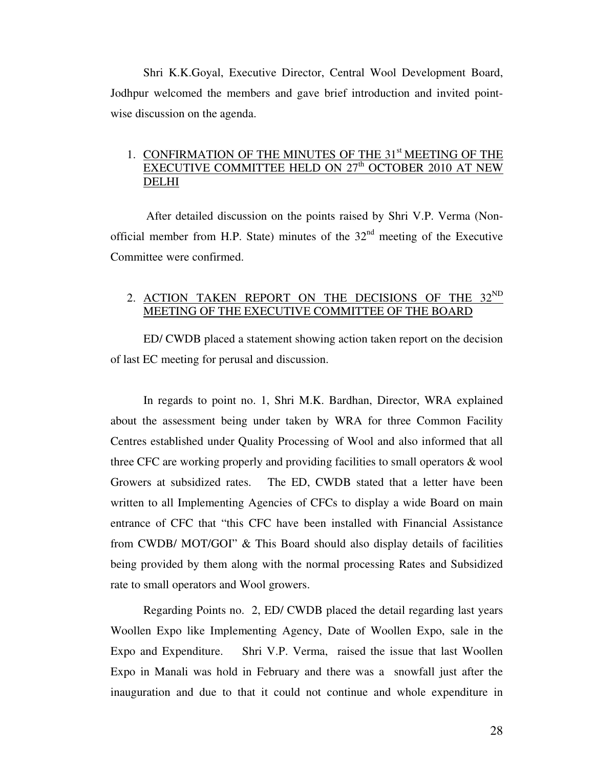Shri K.K.Goyal, Executive Director, Central Wool Development Board, Jodhpur welcomed the members and gave brief introduction and invited point-wise discussion on the agenda.

1. CONFIRMATION OF THE MINUTES OF THE 31st MEETING OF THE EXECUTIVE COMMITTEE HELD ON 27th OCTOBER 2010 AT NEW DELHI

After detailed discussion on the points raised by Shri V.P. Verma (Non-official member from H.P. State) minutes of the 32nd meeting of the Executive Committee were confirmed.

2. ACTION TAKEN REPORT ON THE DECISIONS OF THE 32ND MEETING OF THE EXECUTIVE COMMITTEE OF THE BOARD

ED/ CWDB placed a statement showing action taken report on the decision of last EC meeting for perusal and discussion.

In regards to point no. 1, Shri M.K. Bardhan, Director, WRA explained about the assessment being under taken by WRA for three Common Facility Centres established under Quality Processing of Wool and also informed that all three CFC are working properly and providing facilities to small operators & wool Growers at subsidized rates. The ED, CWDB stated that a letter have been written to all Implementing Agencies of CFCs to display a wide Board on main entrance of CFC that "this CFC have been installed with Financial Assistance from CWDB/ MOT/GOI" & This Board should also display details of facilities being provided by them along with the normal processing Rates and Subsidized rate to small operators and Wool growers.

Regarding Points no. 2, ED/ CWDB placed the detail regarding last years Woollen Expo like Implementing Agency, Date of Woollen Expo, sale in the Expo and Expenditure. Shri V.P. Verma, raised the issue that last Woollen Expo in Manali was hold in February and there was a snowfall just after the inauguration and due to that it could not continue and whole expenditure in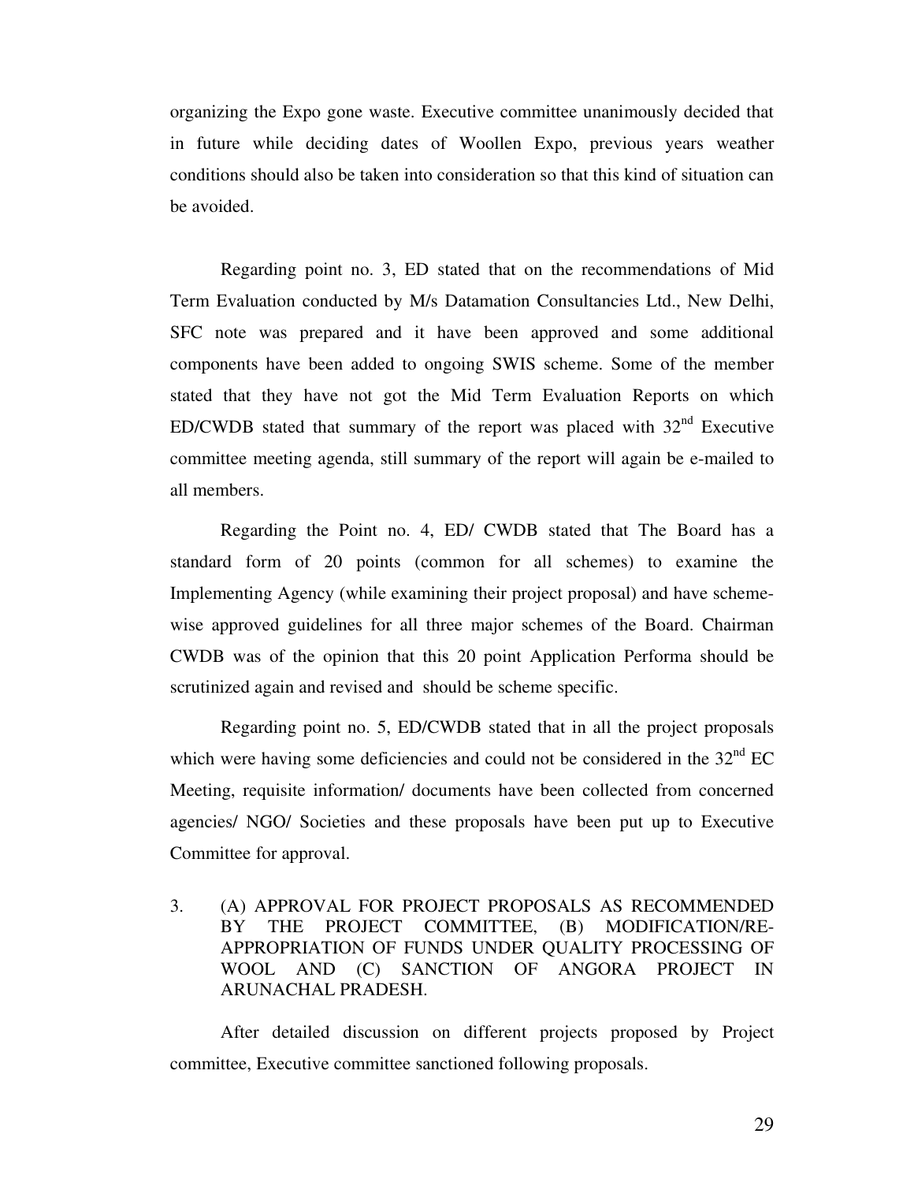organizing the Expo gone waste. Executive committee unanimously decided that in future while deciding dates of Woollen Expo, previous years weather conditions should also be taken into consideration so that this kind of situation can be avoided.

Regarding point no. 3, ED stated that on the recommendations of Mid Term Evaluation conducted by M/s Datamation Consultancies Ltd., New Delhi, SFC note was prepared and it have been approved and some additional components have been added to ongoing SWIS scheme. Some of the member stated that they have not got the Mid Term Evaluation Reports on which ED/CWDB stated that summary of the report was placed with 32nd Executive committee meeting agenda, still summary of the report will again be e-mailed to all members.

Regarding the Point no. 4, ED/ CWDB stated that The Board has a standard form of 20 points (common for all schemes) to examine the Implementing Agency (while examining their project proposal) and have scheme-wise approved guidelines for all three major schemes of the Board. Chairman CWDB was of the opinion that this 20 point Application Performa should be scrutinized again and revised and should be scheme specific.

Regarding point no. 5, ED/CWDB stated that in all the project proposals which were having some deficiencies and could not be considered in the 32nd EC Meeting, requisite information/ documents have been collected from concerned agencies/ NGO/ Societies and these proposals have been put up to Executive Committee for approval.

3. (A) APPROVAL FOR PROJECT PROPOSALS AS RECOMMENDED BY THE PROJECT COMMITTEE, (B) MODIFICATION/RE-APPROPRIATION OF FUNDS UNDER QUALITY PROCESSING OF WOOL AND (C) SANCTION OF ANGORA PROJECT IN ARUNACHAL PRADESH.

After detailed discussion on different projects proposed by Project committee, Executive committee sanctioned following proposals.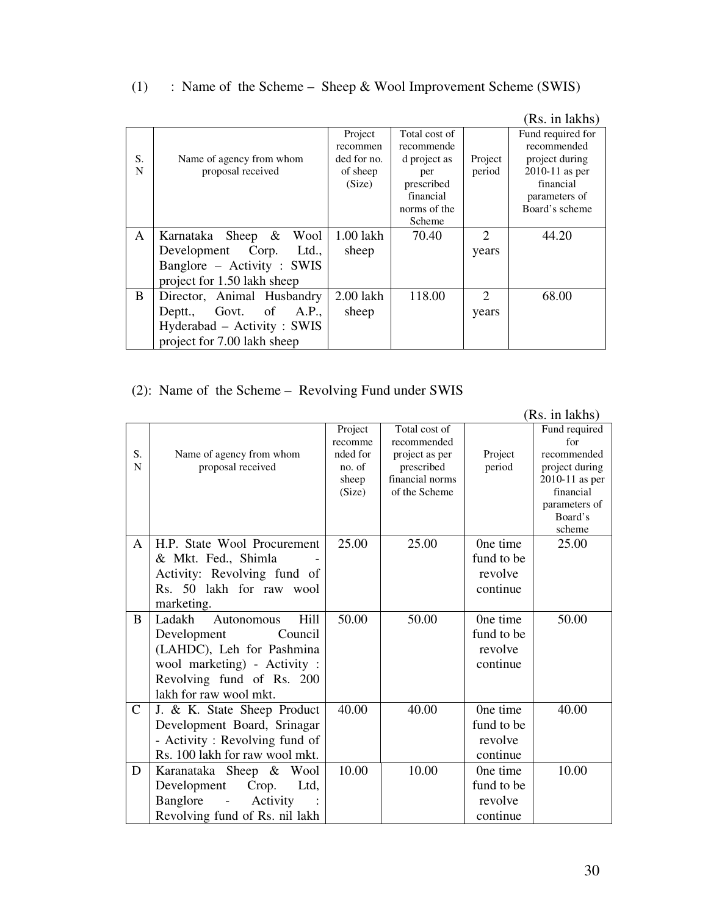(1) : Name of the Scheme – Sheep & Wool Improvement Scheme (SWIS)

(Rs. in lakhs)

| S. N | Name of agency from whom proposal received | Project recommended for no. of sheep (Size) | Total cost of recommended project as per prescribed financial norms of the Scheme | Project period | Fund required for recommended project during 2010-11 as per financial parameters of Board's scheme |
|---|---|---|---|---|---|
| A | Karnataka Sheep & Wool Development Corp. Ltd., Banglore – Activity : SWIS project for 1.50 lakh sheep | 1.00 lakh sheep | 70.40 | 2 years | 44.20 |
| B | Director, Animal Husbandry Deptt., Govt. of A.P., Hyderabad – Activity : SWIS project for 7.00 lakh sheep | 2.00 lakh sheep | 118.00 | 2 years | 68.00 |

(2): Name of the Scheme – Revolving Fund under SWIS

(Rs. in lakhs)

| S. N | Name of agency from whom proposal received | Project recommended for no. of sheep (Size) | Total cost of recommended project as per prescribed financial norms of the Scheme | Project period | Fund required for recommended project during 2010-11 as per financial parameters of Board's scheme |
|---|---|---|---|---|---|
| A | H.P. State Wool Procurement & Mkt. Fed., Shimla - Activity: Revolving fund of Rs. 50 lakh for raw wool marketing. | 25.00 | 25.00 | 0ne time fund to be revolve continue | 25.00 |
| B | Ladakh Autonomous Hill Development Council (LAHDC), Leh for Pashmina wool marketing) - Activity : Revolving fund of Rs. 200 lakh for raw wool mkt. | 50.00 | 50.00 | 0ne time fund to be revolve continue | 50.00 |
| C | J. & K. State Sheep Product Development Board, Srinagar - Activity : Revolving fund of Rs. 100 lakh for raw wool mkt. | 40.00 | 40.00 | 0ne time fund to be revolve continue | 40.00 |
| D | Karanataka Sheep & Wool Development Crop. Ltd, Banglore - Activity : Revolving fund of Rs. nil lakh | 10.00 | 10.00 | 0ne time fund to be revolve continue | 10.00 |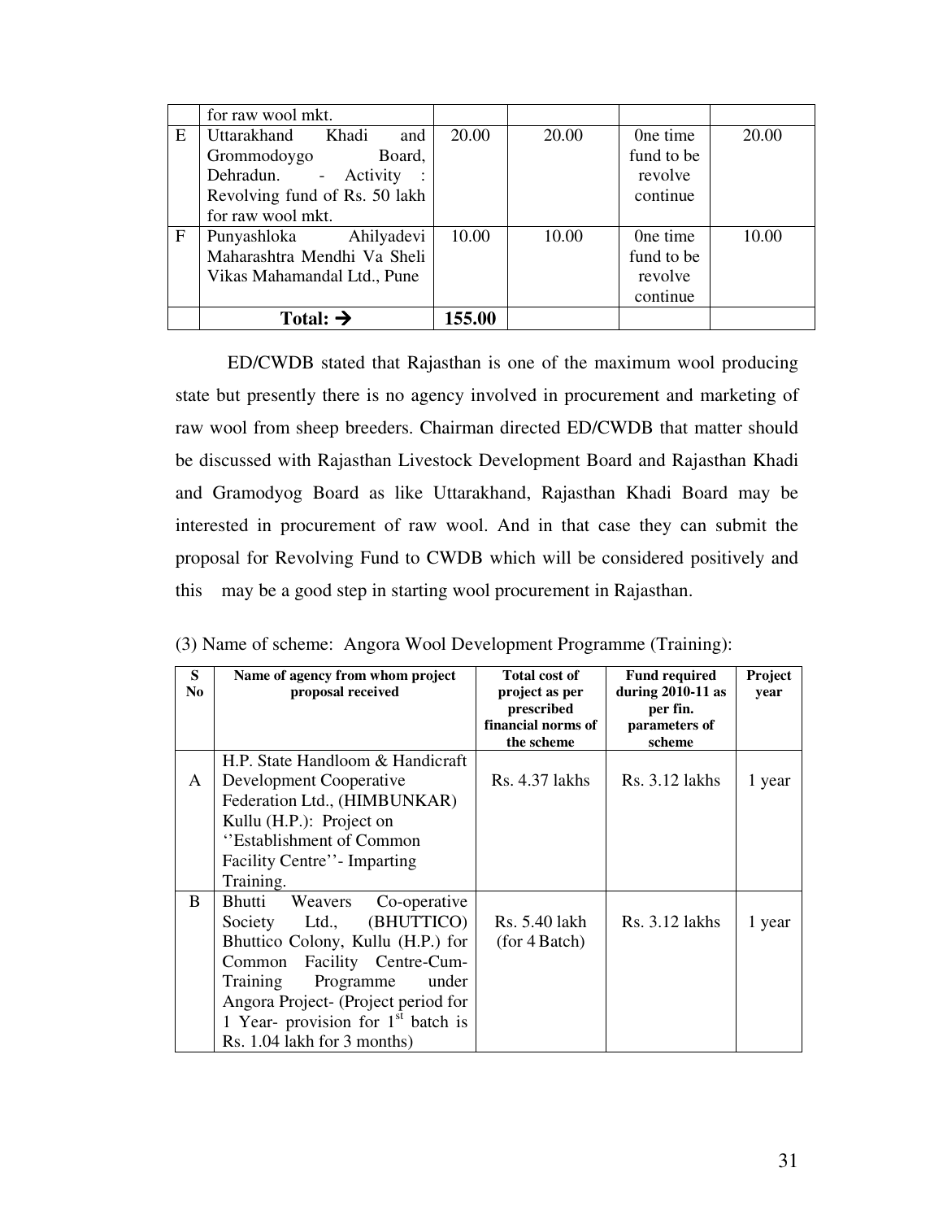|   | for raw wool mkt. |   |   |   |   |
|---|---|---|---|---|---|
| E | Uttarakhand Khadi and Grommodoygo Board, Dehradun. - Activity : Revolving fund of Rs. 50 lakh for raw wool mkt. | 20.00 | 20.00 | 0ne time fund to be revolve continue | 20.00 |
| F | Punyashloka Ahilyadevi Maharashtra Mendhi Va Sheli Vikas Mahamandal Ltd., Pune | 10.00 | 10.00 | 0ne time fund to be revolve continue | 10.00 |
|   | **Total: →** | **155.00** |   |   |   |

ED/CWDB stated that Rajasthan is one of the maximum wool producing state but presently there is no agency involved in procurement and marketing of raw wool from sheep breeders. Chairman directed ED/CWDB that matter should be discussed with Rajasthan Livestock Development Board and Rajasthan Khadi and Gramodyog Board as like Uttarakhand, Rajasthan Khadi Board may be interested in procurement of raw wool. And in that case they can submit the proposal for Revolving Fund to CWDB which will be considered positively and this may be a good step in starting wool procurement in Rajasthan.

(3) Name of scheme: Angora Wool Development Programme (Training):

| S No | Name of agency from whom project proposal received | Total cost of project as per prescribed financial norms of the scheme | Fund required during 2010-11 as per fin. parameters of scheme | Project year |
|---|---|---|---|---|
| A | H.P. State Handloom & Handicraft Development Cooperative Federation Ltd., (HIMBUNKAR) Kullu (H.P.): Project on ''Establishment of Common Facility Centre''- Imparting Training. | Rs. 4.37 lakhs | Rs. 3.12 lakhs | 1 year |
| B | Bhutti Weavers Co-operative Society Ltd., (BHUTTICO) Bhuttico Colony, Kullu (H.P.) for Common Facility Centre-Cum-Training Programme under Angora Project- (Project period for 1 Year- provision for 1st batch is Rs. 1.04 lakh for 3 months) | Rs. 5.40 lakh (for 4 Batch) | Rs. 3.12 lakhs | 1 year |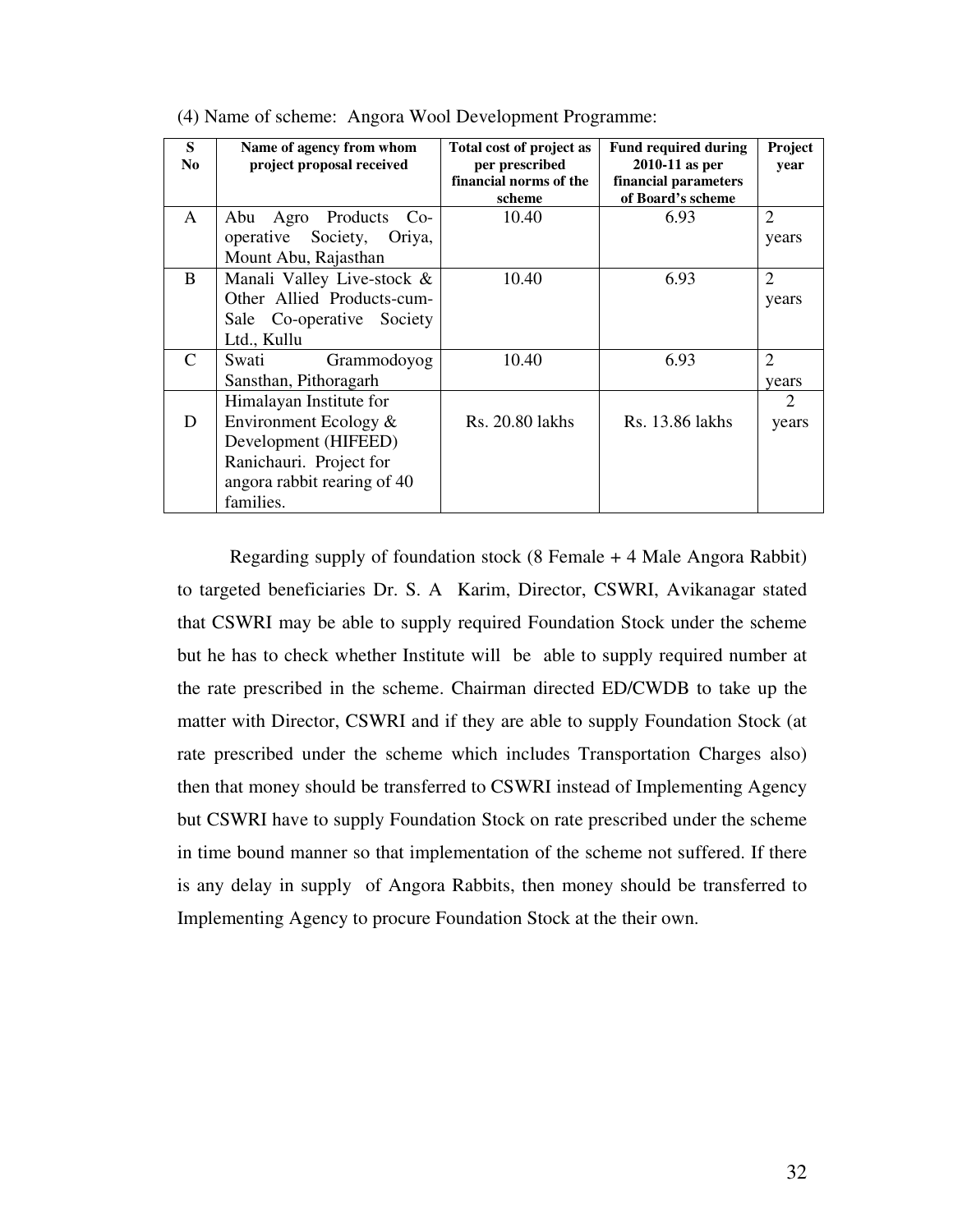(4) Name of scheme: Angora Wool Development Programme:

| S No | Name of agency from whom project proposal received | Total cost of project as per prescribed financial norms of the scheme | Fund required during 2010-11 as per financial parameters of Board's scheme | Project year |
|---|---|---|---|---|
| A | Abu Agro Products Co-operative Society, Oriya, Mount Abu, Rajasthan | 10.40 | 6.93 | 2 years |
| B | Manali Valley Live-stock & Other Allied Products-cum-Sale Co-operative Society Ltd., Kullu | 10.40 | 6.93 | 2 years |
| C | Swati Grammodoyog Sansthan, Pithoragarh | 10.40 | 6.93 | 2 years |
| D | Himalayan Institute for Environment Ecology & Development (HIFEED) Ranichauri. Project for angora rabbit rearing of 40 families. | Rs. 20.80 lakhs | Rs. 13.86 lakhs | 2 years |

Regarding supply of foundation stock (8 Female + 4 Male Angora Rabbit) to targeted beneficiaries Dr. S. A Karim, Director, CSWRI, Avikanagar stated that CSWRI may be able to supply required Foundation Stock under the scheme but he has to check whether Institute will be able to supply required number at the rate prescribed in the scheme. Chairman directed ED/CWDB to take up the matter with Director, CSWRI and if they are able to supply Foundation Stock (at rate prescribed under the scheme which includes Transportation Charges also) then that money should be transferred to CSWRI instead of Implementing Agency but CSWRI have to supply Foundation Stock on rate prescribed under the scheme in time bound manner so that implementation of the scheme not suffered. If there is any delay in supply of Angora Rabbits, then money should be transferred to Implementing Agency to procure Foundation Stock at the their own.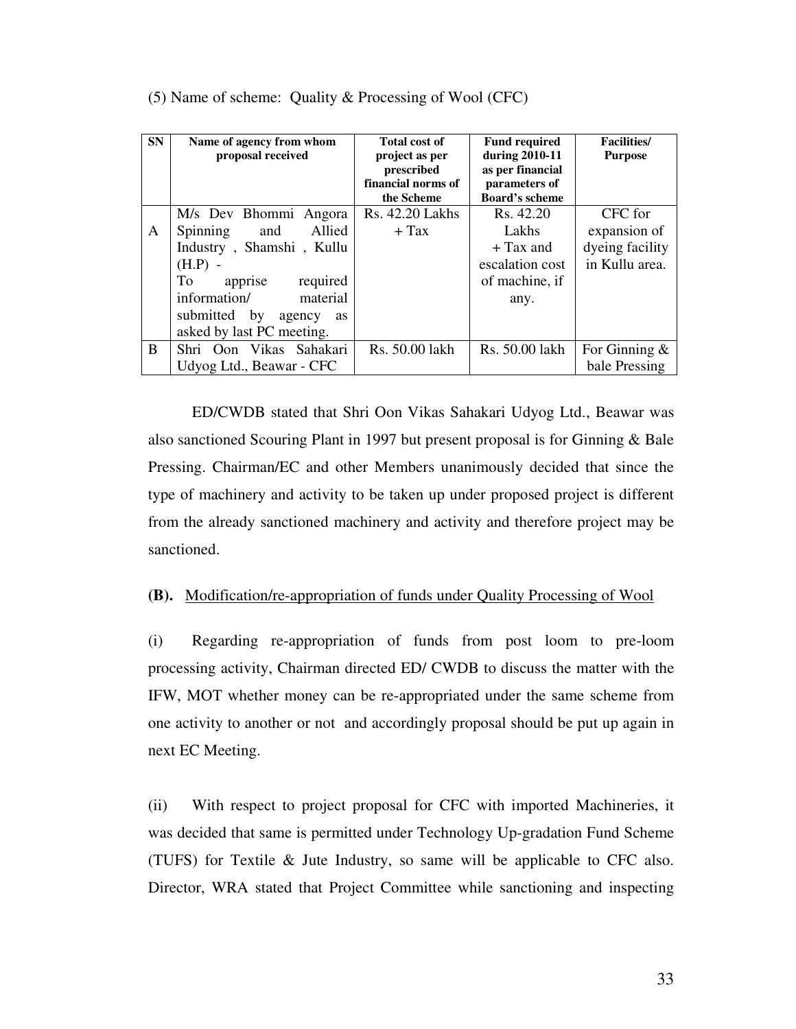(5) Name of scheme: Quality & Processing of Wool (CFC)

| SN | Name of agency from whom proposal received | Total cost of project as per prescribed financial norms of the Scheme | Fund required during 2010-11 as per financial parameters of Board's scheme | Facilities/ Purpose |
|---|---|---|---|---|
| A | M/s Dev Bhommi Angora Spinning and Allied Industry , Shamshi , Kullu (H.P) - To apprise required information/ material submitted by agency as asked by last PC meeting. | Rs. 42.20 Lakhs + Tax | Rs. 42.20 Lakhs + Tax and escalation cost of machine, if any. | CFC for expansion of dyeing facility in Kullu area. |
| B | Shri Oon Vikas Sahakari Udyog Ltd., Beawar - CFC | Rs. 50.00 lakh | Rs. 50.00 lakh | For Ginning & bale Pressing |

ED/CWDB stated that Shri Oon Vikas Sahakari Udyog Ltd., Beawar was also sanctioned Scouring Plant in 1997 but present proposal is for Ginning & Bale Pressing. Chairman/EC and other Members unanimously decided that since the type of machinery and activity to be taken up under proposed project is different from the already sanctioned machinery and activity and therefore project may be sanctioned.

**(B).** Modification/re-appropriation of funds under Quality Processing of Wool

(i) Regarding re-appropriation of funds from post loom to pre-loom processing activity, Chairman directed ED/ CWDB to discuss the matter with the IFW, MOT whether money can be re-appropriated under the same scheme from one activity to another or not and accordingly proposal should be put up again in next EC Meeting.

(ii) With respect to project proposal for CFC with imported Machineries, it was decided that same is permitted under Technology Up-gradation Fund Scheme (TUFS) for Textile & Jute Industry, so same will be applicable to CFC also. Director, WRA stated that Project Committee while sanctioning and inspecting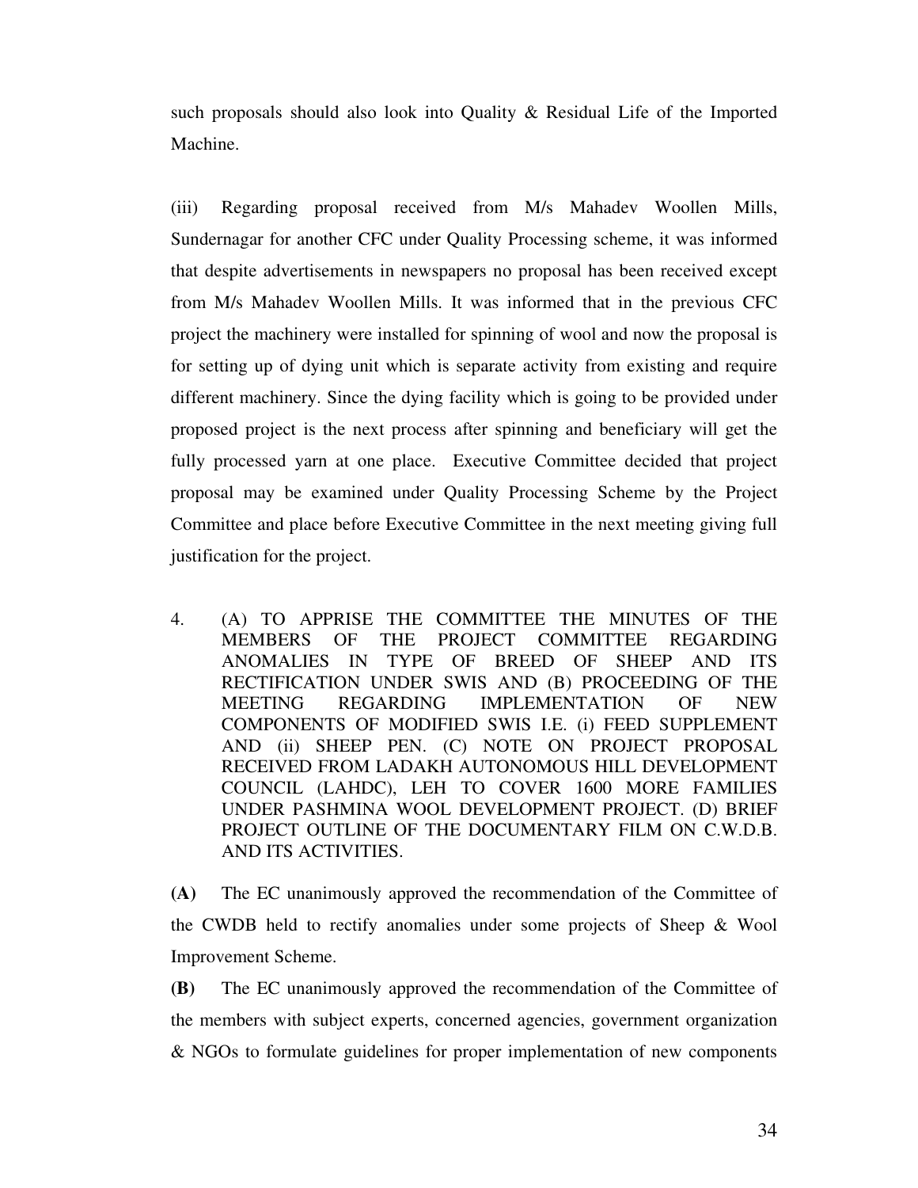such proposals should also look into Quality & Residual Life of the Imported Machine.

(iii) Regarding proposal received from M/s Mahadev Woollen Mills, Sundernagar for another CFC under Quality Processing scheme, it was informed that despite advertisements in newspapers no proposal has been received except from M/s Mahadev Woollen Mills. It was informed that in the previous CFC project the machinery were installed for spinning of wool and now the proposal is for setting up of dying unit which is separate activity from existing and require different machinery. Since the dying facility which is going to be provided under proposed project is the next process after spinning and beneficiary will get the fully processed yarn at one place. Executive Committee decided that project proposal may be examined under Quality Processing Scheme by the Project Committee and place before Executive Committee in the next meeting giving full justification for the project.

4. (A) TO APPRISE THE COMMITTEE THE MINUTES OF THE MEMBERS OF THE PROJECT COMMITTEE REGARDING ANOMALIES IN TYPE OF BREED OF SHEEP AND ITS RECTIFICATION UNDER SWIS AND (B) PROCEEDING OF THE MEETING REGARDING IMPLEMENTATION OF NEW COMPONENTS OF MODIFIED SWIS I.E. (i) FEED SUPPLEMENT AND (ii) SHEEP PEN. (C) NOTE ON PROJECT PROPOSAL RECEIVED FROM LADAKH AUTONOMOUS HILL DEVELOPMENT COUNCIL (LAHDC), LEH TO COVER 1600 MORE FAMILIES UNDER PASHMINA WOOL DEVELOPMENT PROJECT. (D) BRIEF PROJECT OUTLINE OF THE DOCUMENTARY FILM ON C.W.D.B. AND ITS ACTIVITIES.

**(A)** The EC unanimously approved the recommendation of the Committee of the CWDB held to rectify anomalies under some projects of Sheep & Wool Improvement Scheme.

**(B)** The EC unanimously approved the recommendation of the Committee of the members with subject experts, concerned agencies, government organization & NGOs to formulate guidelines for proper implementation of new components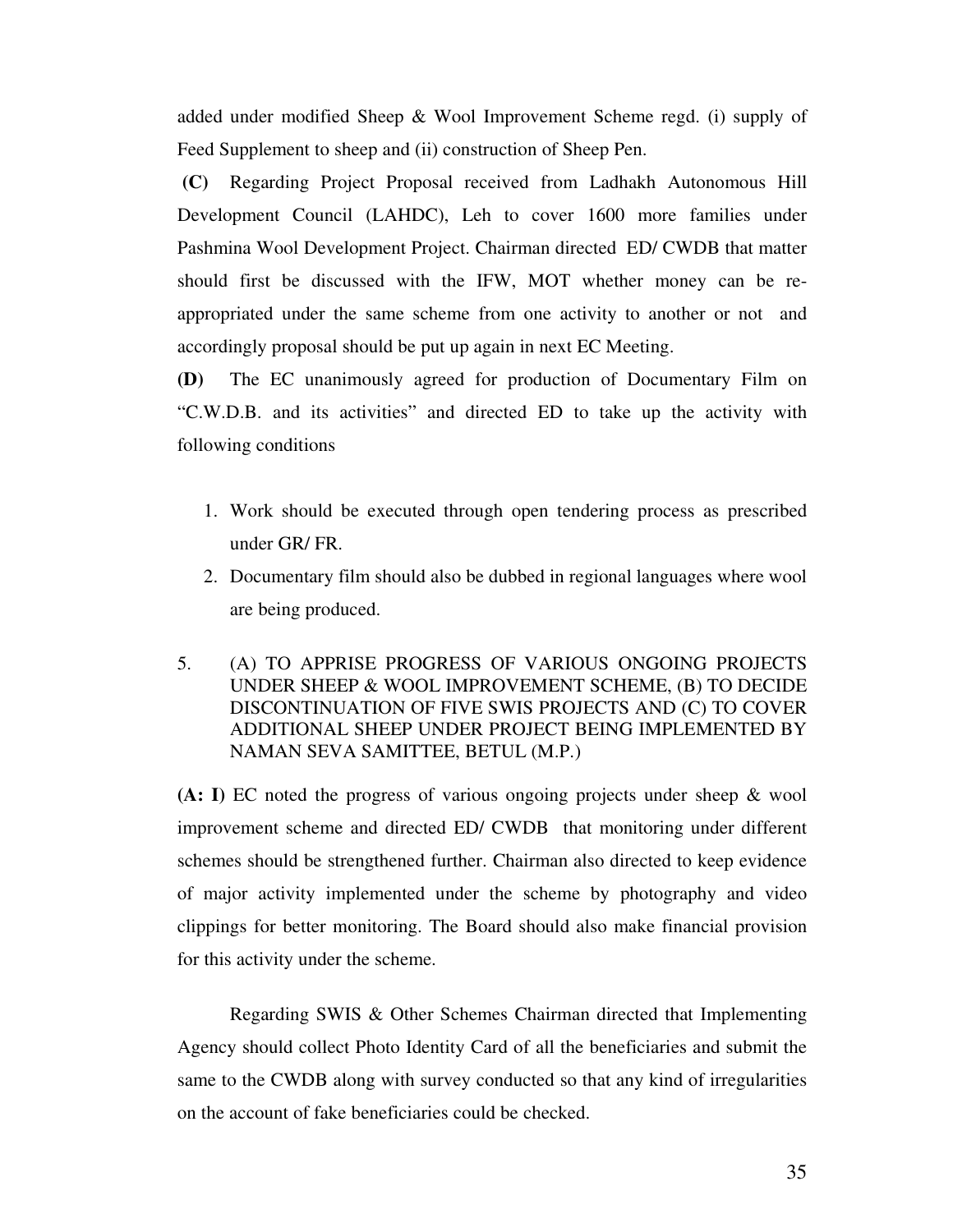added under modified Sheep & Wool Improvement Scheme regd. (i) supply of Feed Supplement to sheep and (ii) construction of Sheep Pen.

**(C)** Regarding Project Proposal received from Ladhakh Autonomous Hill Development Council (LAHDC), Leh to cover 1600 more families under Pashmina Wool Development Project. Chairman directed ED/ CWDB that matter should first be discussed with the IFW, MOT whether money can be re-appropriated under the same scheme from one activity to another or not and accordingly proposal should be put up again in next EC Meeting.

**(D)** The EC unanimously agreed for production of Documentary Film on "C.W.D.B. and its activities" and directed ED to take up the activity with following conditions

1. Work should be executed through open tendering process as prescribed under GR/ FR.
2. Documentary film should also be dubbed in regional languages where wool are being produced.

5. (A) TO APPRISE PROGRESS OF VARIOUS ONGOING PROJECTS UNDER SHEEP & WOOL IMPROVEMENT SCHEME, (B) TO DECIDE DISCONTINUATION OF FIVE SWIS PROJECTS AND (C) TO COVER ADDITIONAL SHEEP UNDER PROJECT BEING IMPLEMENTED BY NAMAN SEVA SAMITTEE, BETUL (M.P.)

**(A: I)** EC noted the progress of various ongoing projects under sheep & wool improvement scheme and directed ED/ CWDB that monitoring under different schemes should be strengthened further. Chairman also directed to keep evidence of major activity implemented under the scheme by photography and video clippings for better monitoring. The Board should also make financial provision for this activity under the scheme.

Regarding SWIS & Other Schemes Chairman directed that Implementing Agency should collect Photo Identity Card of all the beneficiaries and submit the same to the CWDB along with survey conducted so that any kind of irregularities on the account of fake beneficiaries could be checked.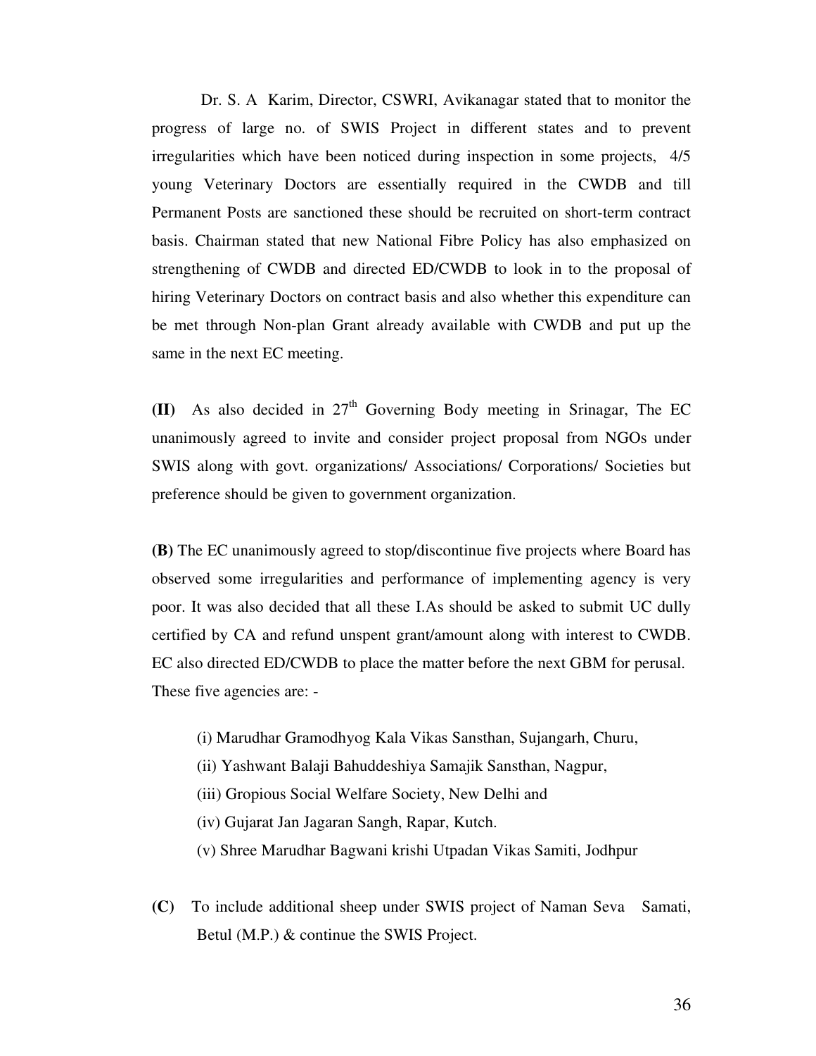Dr. S. A Karim, Director, CSWRI, Avikanagar stated that to monitor the progress of large no. of SWIS Project in different states and to prevent irregularities which have been noticed during inspection in some projects, 4/5 young Veterinary Doctors are essentially required in the CWDB and till Permanent Posts are sanctioned these should be recruited on short-term contract basis. Chairman stated that new National Fibre Policy has also emphasized on strengthening of CWDB and directed ED/CWDB to look in to the proposal of hiring Veterinary Doctors on contract basis and also whether this expenditure can be met through Non-plan Grant already available with CWDB and put up the same in the next EC meeting.

**(II)** As also decided in 27[th] Governing Body meeting in Srinagar, The EC unanimously agreed to invite and consider project proposal from NGOs under SWIS along with govt. organizations/ Associations/ Corporations/ Societies but preference should be given to government organization.

**(B)** The EC unanimously agreed to stop/discontinue five projects where Board has observed some irregularities and performance of implementing agency is very poor. It was also decided that all these I.As should be asked to submit UC dully certified by CA and refund unspent grant/amount along with interest to CWDB. EC also directed ED/CWDB to place the matter before the next GBM for perusal. These five agencies are: -

(i) Marudhar Gramodhyog Kala Vikas Sansthan, Sujangarh, Churu,

(ii) Yashwant Balaji Bahuddeshiya Samajik Sansthan, Nagpur,

(iii) Gropious Social Welfare Society, New Delhi and

(iv) Gujarat Jan Jagaran Sangh, Rapar, Kutch.

(v) Shree Marudhar Bagwani krishi Utpadan Vikas Samiti, Jodhpur

**(C)** To include additional sheep under SWIS project of Naman Seva Samati, Betul (M.P.) & continue the SWIS Project.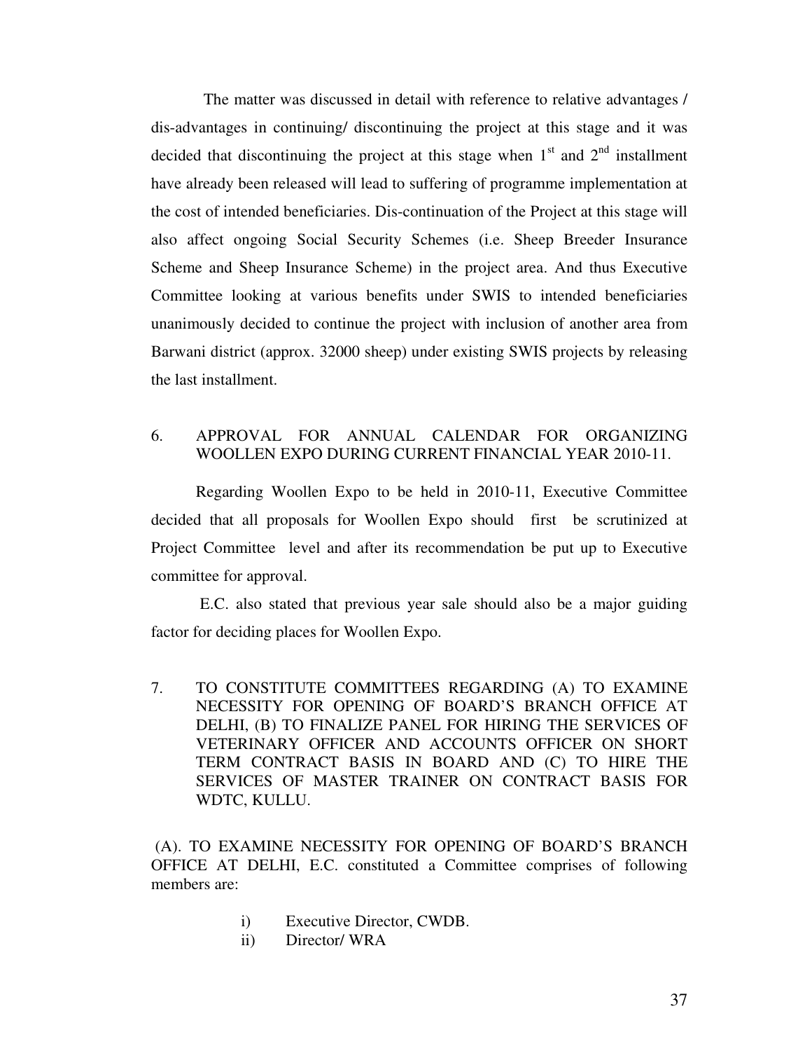The matter was discussed in detail with reference to relative advantages / dis-advantages in continuing/ discontinuing the project at this stage and it was decided that discontinuing the project at this stage when 1st and 2nd installment have already been released will lead to suffering of programme implementation at the cost of intended beneficiaries. Dis-continuation of the Project at this stage will also affect ongoing Social Security Schemes (i.e. Sheep Breeder Insurance Scheme and Sheep Insurance Scheme) in the project area. And thus Executive Committee looking at various benefits under SWIS to intended beneficiaries unanimously decided to continue the project with inclusion of another area from Barwani district (approx. 32000 sheep) under existing SWIS projects by releasing the last installment.

6. APPROVAL FOR ANNUAL CALENDAR FOR ORGANIZING WOOLLEN EXPO DURING CURRENT FINANCIAL YEAR 2010-11.

Regarding Woollen Expo to be held in 2010-11, Executive Committee decided that all proposals for Woollen Expo should first be scrutinized at Project Committee level and after its recommendation be put up to Executive committee for approval.

E.C. also stated that previous year sale should also be a major guiding factor for deciding places for Woollen Expo.

7. TO CONSTITUTE COMMITTEES REGARDING (A) TO EXAMINE NECESSITY FOR OPENING OF BOARD'S BRANCH OFFICE AT DELHI, (B) TO FINALIZE PANEL FOR HIRING THE SERVICES OF VETERINARY OFFICER AND ACCOUNTS OFFICER ON SHORT TERM CONTRACT BASIS IN BOARD AND (C) TO HIRE THE SERVICES OF MASTER TRAINER ON CONTRACT BASIS FOR WDTC, KULLU.

(A). TO EXAMINE NECESSITY FOR OPENING OF BOARD'S BRANCH OFFICE AT DELHI, E.C. constituted a Committee comprises of following members are:

i) Executive Director, CWDB.
ii) Director/ WRA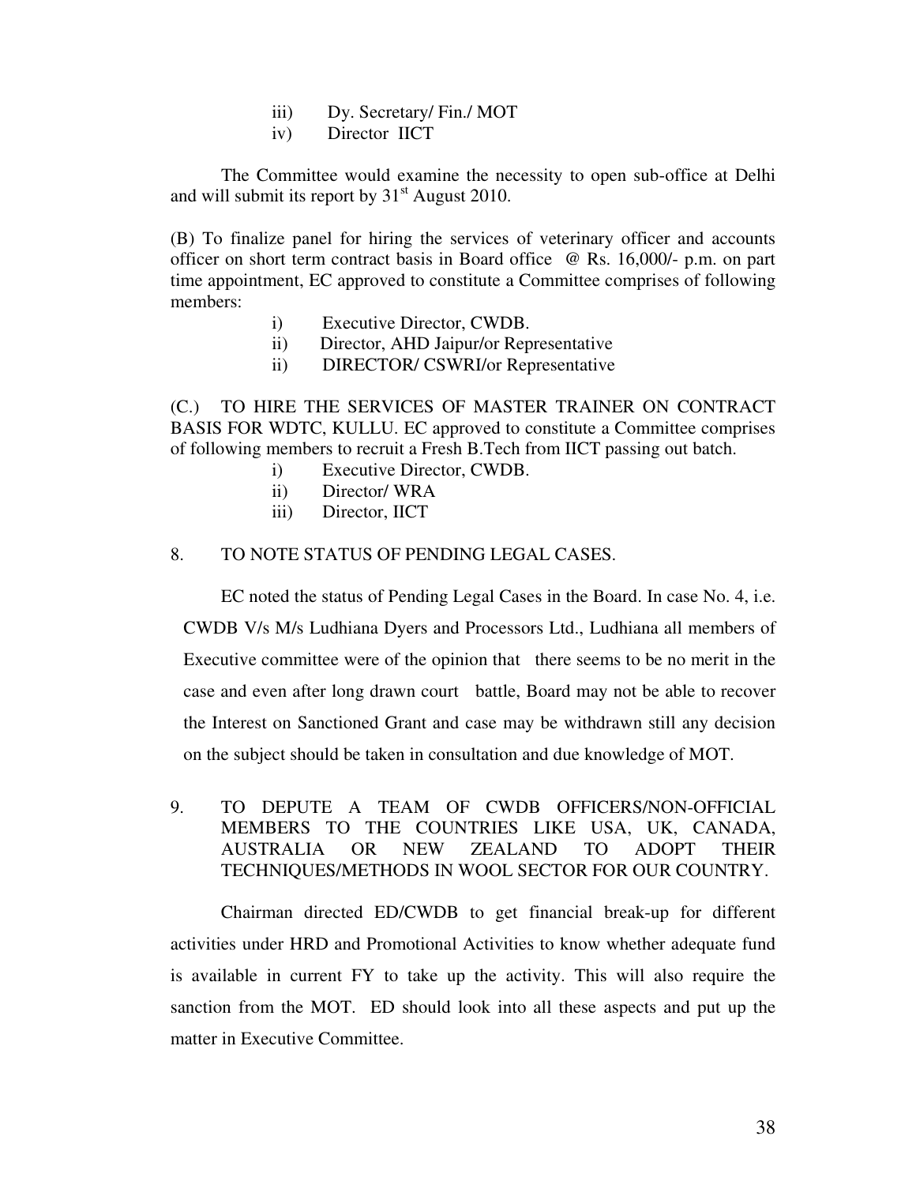iii) Dy. Secretary/ Fin./ MOT
iv) Director IICT

The Committee would examine the necessity to open sub-office at Delhi and will submit its report by 31st August 2010.

(B) To finalize panel for hiring the services of veterinary officer and accounts officer on short term contract basis in Board office @ Rs. 16,000/- p.m. on part time appointment, EC approved to constitute a Committee comprises of following members:

i) Executive Director, CWDB.
ii) Director, AHD Jaipur/or Representative
ii) DIRECTOR/ CSWRI/or Representative

(C.) TO HIRE THE SERVICES OF MASTER TRAINER ON CONTRACT BASIS FOR WDTC, KULLU. EC approved to constitute a Committee comprises of following members to recruit a Fresh B.Tech from IICT passing out batch.

i) Executive Director, CWDB.
ii) Director/ WRA
iii) Director, IICT

8. TO NOTE STATUS OF PENDING LEGAL CASES.

EC noted the status of Pending Legal Cases in the Board. In case No. 4, i.e. CWDB V/s M/s Ludhiana Dyers and Processors Ltd., Ludhiana all members of Executive committee were of the opinion that there seems to be no merit in the case and even after long drawn court battle, Board may not be able to recover the Interest on Sanctioned Grant and case may be withdrawn still any decision on the subject should be taken in consultation and due knowledge of MOT.

9. TO DEPUTE A TEAM OF CWDB OFFICERS/NON-OFFICIAL MEMBERS TO THE COUNTRIES LIKE USA, UK, CANADA, AUSTRALIA OR NEW ZEALAND TO ADOPT THEIR TECHNIQUES/METHODS IN WOOL SECTOR FOR OUR COUNTRY.

Chairman directed ED/CWDB to get financial break-up for different activities under HRD and Promotional Activities to know whether adequate fund is available in current FY to take up the activity. This will also require the sanction from the MOT. ED should look into all these aspects and put up the matter in Executive Committee.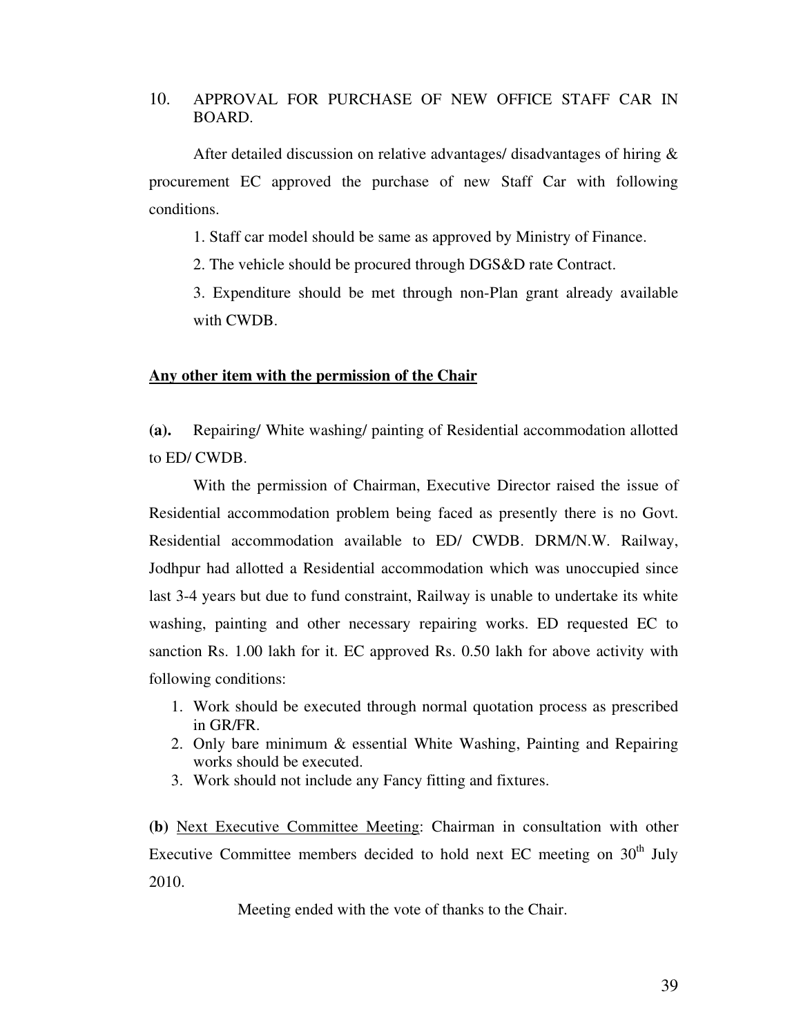10. APPROVAL FOR PURCHASE OF NEW OFFICE STAFF CAR IN BOARD.

After detailed discussion on relative advantages/ disadvantages of hiring & procurement EC approved the purchase of new Staff Car with following conditions.

1. Staff car model should be same as approved by Ministry of Finance.

2. The vehicle should be procured through DGS&D rate Contract.

3. Expenditure should be met through non-Plan grant already available with CWDB.

**<u>Any other item with the permission of the Chair</u>**

**(a).** Repairing/ White washing/ painting of Residential accommodation allotted to ED/ CWDB.

With the permission of Chairman, Executive Director raised the issue of Residential accommodation problem being faced as presently there is no Govt. Residential accommodation available to ED/ CWDB. DRM/N.W. Railway, Jodhpur had allotted a Residential accommodation which was unoccupied since last 3-4 years but due to fund constraint, Railway is unable to undertake its white washing, painting and other necessary repairing works. ED requested EC to sanction Rs. 1.00 lakh for it. EC approved Rs. 0.50 lakh for above activity with following conditions:

1. Work should be executed through normal quotation process as prescribed in GR/FR.
2. Only bare minimum & essential White Washing, Painting and Repairing works should be executed.
3. Work should not include any Fancy fitting and fixtures.

**(b)** <u>Next Executive Committee Meeting</u>: Chairman in consultation with other Executive Committee members decided to hold next EC meeting on 30th July 2010.

Meeting ended with the vote of thanks to the Chair.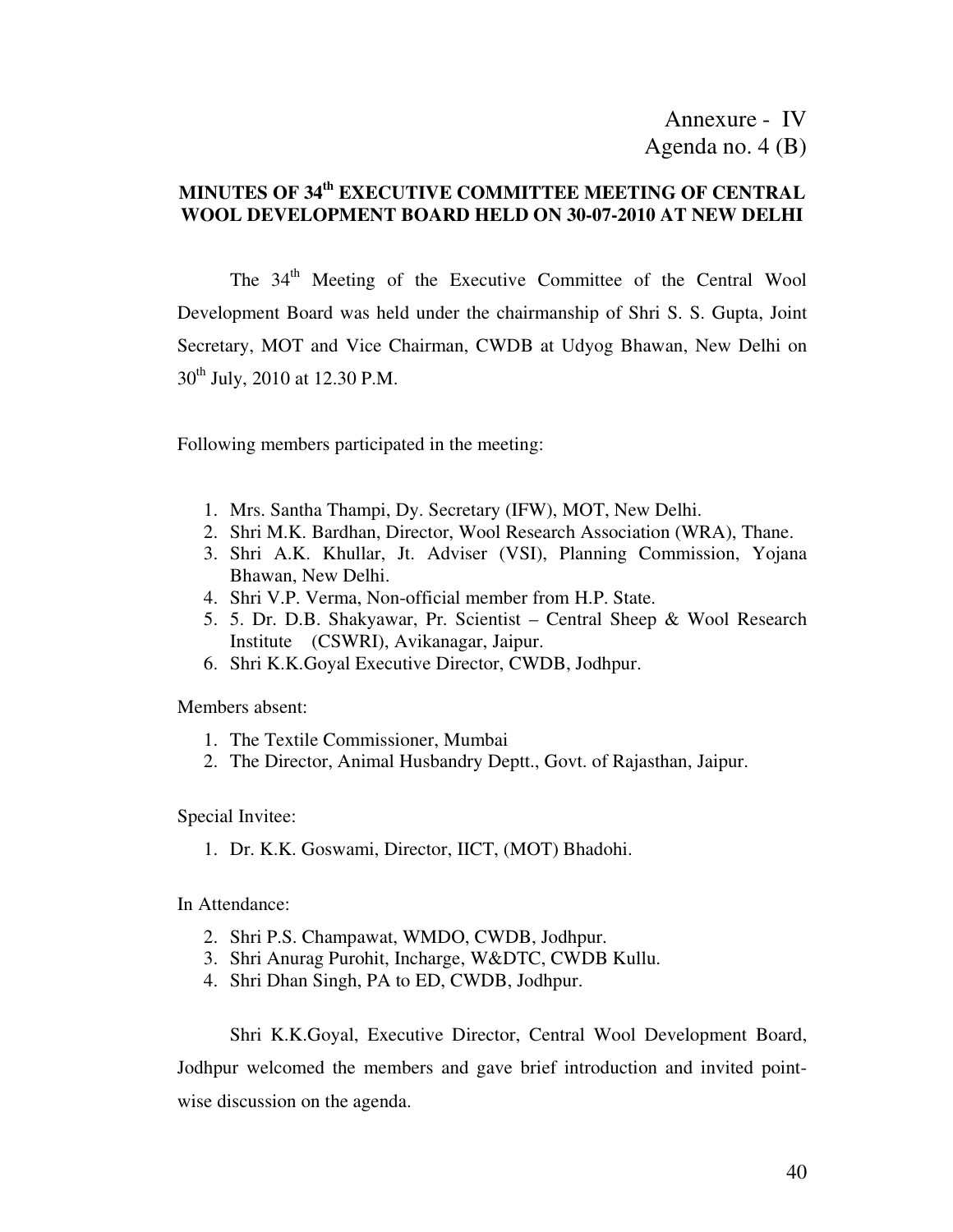Annexure - IV
Agenda no. 4 (B)

**MINUTES OF 34th EXECUTIVE COMMITTEE MEETING OF CENTRAL WOOL DEVELOPMENT BOARD HELD ON 30-07-2010 AT NEW DELHI**

The 34th Meeting of the Executive Committee of the Central Wool Development Board was held under the chairmanship of Shri S. S. Gupta, Joint Secretary, MOT and Vice Chairman, CWDB at Udyog Bhawan, New Delhi on 30th July, 2010 at 12.30 P.M.

Following members participated in the meeting:

1. Mrs. Santha Thampi, Dy. Secretary (IFW), MOT, New Delhi.
2. Shri M.K. Bardhan, Director, Wool Research Association (WRA), Thane.
3. Shri A.K. Khullar, Jt. Adviser (VSI), Planning Commission, Yojana Bhawan, New Delhi.
4. Shri V.P. Verma, Non-official member from H.P. State.
5. 5. Dr. D.B. Shakyawar, Pr. Scientist – Central Sheep & Wool Research Institute (CSWRI), Avikanagar, Jaipur.
6. Shri K.K.Goyal Executive Director, CWDB, Jodhpur.

Members absent:

1. The Textile Commissioner, Mumbai
2. The Director, Animal Husbandry Deptt., Govt. of Rajasthan, Jaipur.

Special Invitee:

1. Dr. K.K. Goswami, Director, IICT, (MOT) Bhadohi.

In Attendance:

2. Shri P.S. Champawat, WMDO, CWDB, Jodhpur.
3. Shri Anurag Purohit, Incharge, W&DTC, CWDB Kullu.
4. Shri Dhan Singh, PA to ED, CWDB, Jodhpur.

Shri K.K.Goyal, Executive Director, Central Wool Development Board, Jodhpur welcomed the members and gave brief introduction and invited point-wise discussion on the agenda.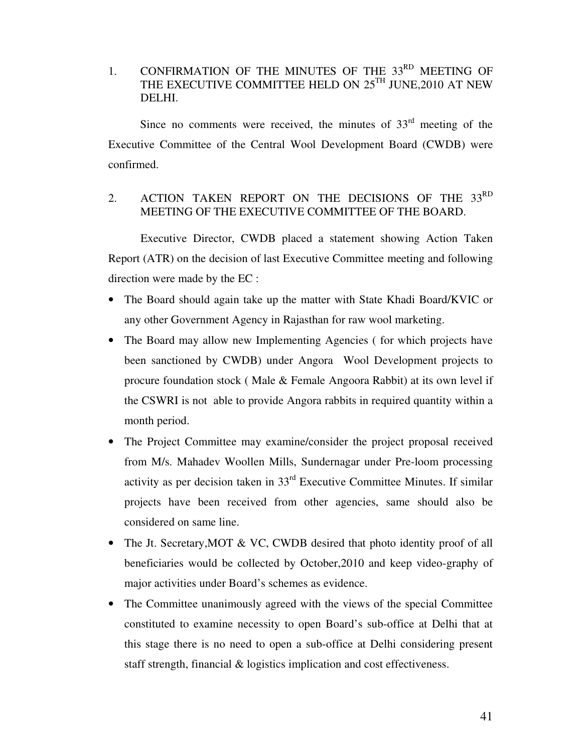1. CONFIRMATION OF THE MINUTES OF THE 33RD MEETING OF THE EXECUTIVE COMMITTEE HELD ON 25TH JUNE,2010 AT NEW DELHI.

Since no comments were received, the minutes of 33rd meeting of the Executive Committee of the Central Wool Development Board (CWDB) were confirmed.

2. ACTION TAKEN REPORT ON THE DECISIONS OF THE 33RD MEETING OF THE EXECUTIVE COMMITTEE OF THE BOARD.

Executive Director, CWDB placed a statement showing Action Taken Report (ATR) on the decision of last Executive Committee meeting and following direction were made by the EC :

- The Board should again take up the matter with State Khadi Board/KVIC or any other Government Agency in Rajasthan for raw wool marketing.
- The Board may allow new Implementing Agencies ( for which projects have been sanctioned by CWDB) under Angora Wool Development projects to procure foundation stock ( Male & Female Angoora Rabbit) at its own level if the CSWRI is not able to provide Angora rabbits in required quantity within a month period.
- The Project Committee may examine/consider the project proposal received from M/s. Mahadev Woollen Mills, Sundernagar under Pre-loom processing activity as per decision taken in 33rd Executive Committee Minutes. If similar projects have been received from other agencies, same should also be considered on same line.
- The Jt. Secretary,MOT & VC, CWDB desired that photo identity proof of all beneficiaries would be collected by October,2010 and keep video-graphy of major activities under Board's schemes as evidence.
- The Committee unanimously agreed with the views of the special Committee constituted to examine necessity to open Board's sub-office at Delhi that at this stage there is no need to open a sub-office at Delhi considering present staff strength, financial & logistics implication and cost effectiveness.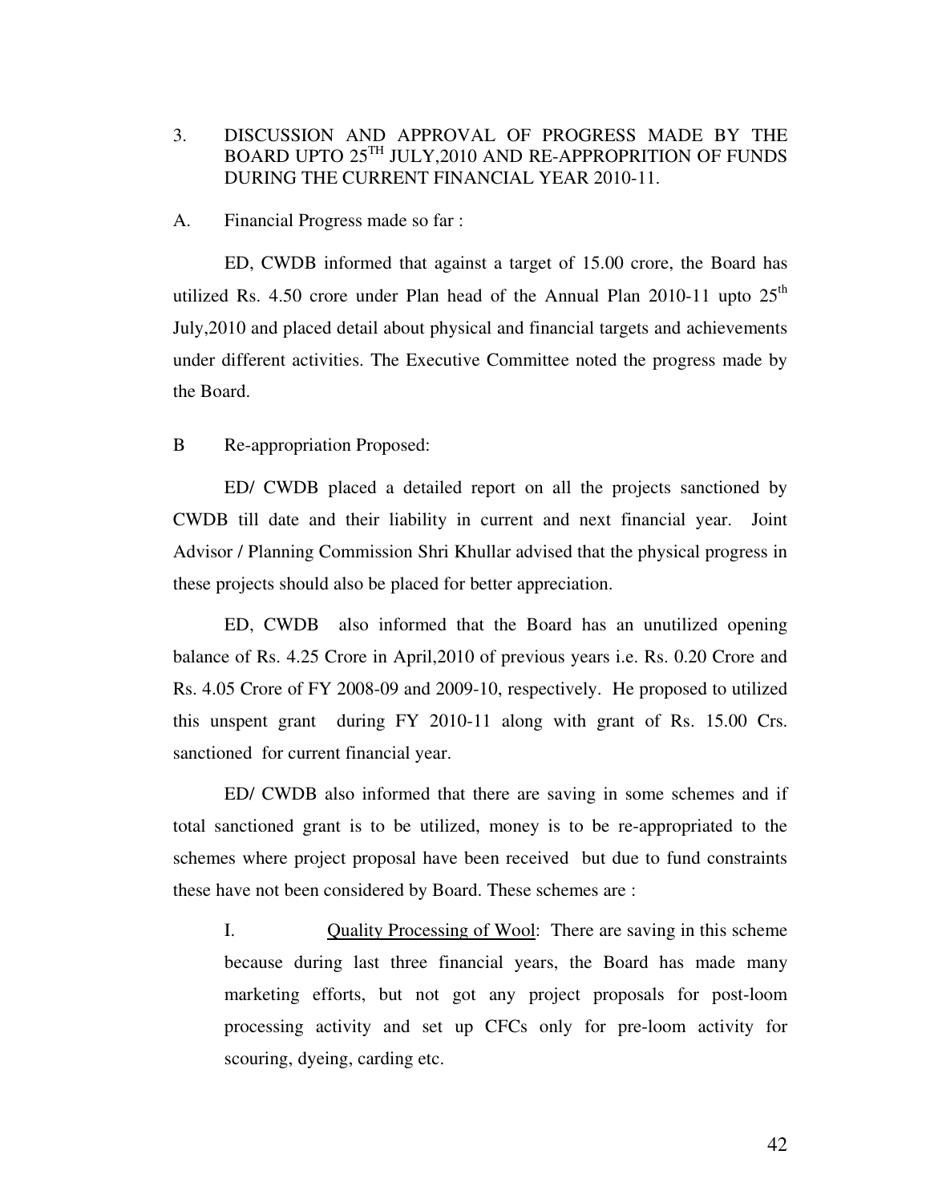3. DISCUSSION AND APPROVAL OF PROGRESS MADE BY THE BOARD UPTO 25TH JULY,2010 AND RE-APPROPRITION OF FUNDS DURING THE CURRENT FINANCIAL YEAR 2010-11.

A. Financial Progress made so far :

ED, CWDB informed that against a target of 15.00 crore, the Board has utilized Rs. 4.50 crore under Plan head of the Annual Plan 2010-11 upto 25th July,2010 and placed detail about physical and financial targets and achievements under different activities. The Executive Committee noted the progress made by the Board.

B Re-appropriation Proposed:

ED/ CWDB placed a detailed report on all the projects sanctioned by CWDB till date and their liability in current and next financial year. Joint Advisor / Planning Commission Shri Khullar advised that the physical progress in these projects should also be placed for better appreciation.

ED, CWDB also informed that the Board has an unutilized opening balance of Rs. 4.25 Crore in April,2010 of previous years i.e. Rs. 0.20 Crore and Rs. 4.05 Crore of FY 2008-09 and 2009-10, respectively. He proposed to utilized this unspent grant during FY 2010-11 along with grant of Rs. 15.00 Crs. sanctioned for current financial year.

ED/ CWDB also informed that there are saving in some schemes and if total sanctioned grant is to be utilized, money is to be re-appropriated to the schemes where project proposal have been received but due to fund constraints these have not been considered by Board. These schemes are :

I. Quality Processing of Wool: There are saving in this scheme because during last three financial years, the Board has made many marketing efforts, but not got any project proposals for post-loom processing activity and set up CFCs only for pre-loom activity for scouring, dyeing, carding etc.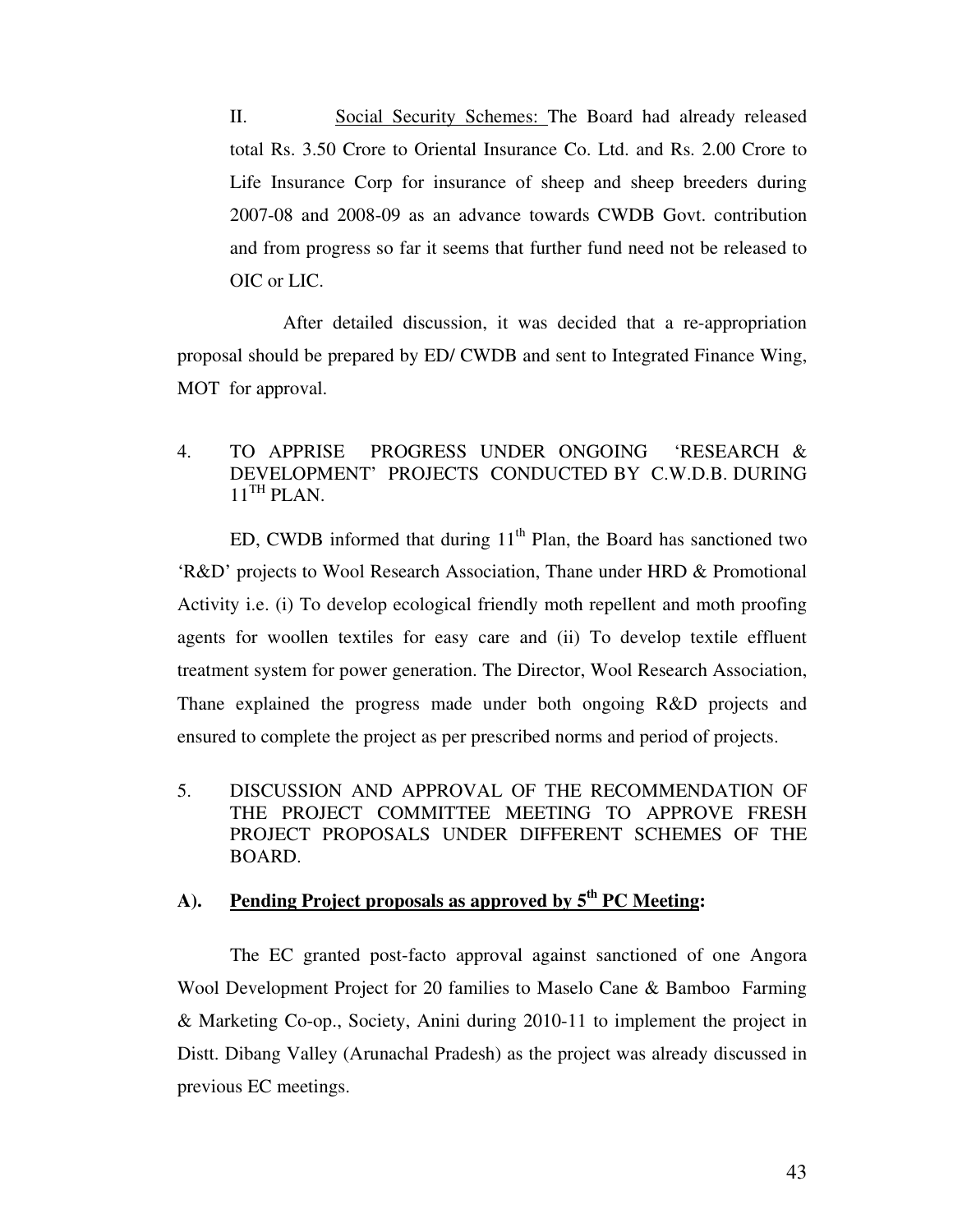II. Social Security Schemes: The Board had already released total Rs. 3.50 Crore to Oriental Insurance Co. Ltd. and Rs. 2.00 Crore to Life Insurance Corp for insurance of sheep and sheep breeders during 2007-08 and 2008-09 as an advance towards CWDB Govt. contribution and from progress so far it seems that further fund need not be released to OIC or LIC.

After detailed discussion, it was decided that a re-appropriation proposal should be prepared by ED/ CWDB and sent to Integrated Finance Wing, MOT for approval.

4. TO APPRISE PROGRESS UNDER ONGOING 'RESEARCH & DEVELOPMENT' PROJECTS CONDUCTED BY C.W.D.B. DURING 11TH PLAN.

ED, CWDB informed that during 11th Plan, the Board has sanctioned two 'R&D' projects to Wool Research Association, Thane under HRD & Promotional Activity i.e. (i) To develop ecological friendly moth repellent and moth proofing agents for woollen textiles for easy care and (ii) To develop textile effluent treatment system for power generation. The Director, Wool Research Association, Thane explained the progress made under both ongoing R&D projects and ensured to complete the project as per prescribed norms and period of projects.

5. DISCUSSION AND APPROVAL OF THE RECOMMENDATION OF THE PROJECT COMMITTEE MEETING TO APPROVE FRESH PROJECT PROPOSALS UNDER DIFFERENT SCHEMES OF THE BOARD.

**A). Pending Project proposals as approved by 5th PC Meeting:**

The EC granted post-facto approval against sanctioned of one Angora Wool Development Project for 20 families to Maselo Cane & Bamboo Farming & Marketing Co-op., Society, Anini during 2010-11 to implement the project in Distt. Dibang Valley (Arunachal Pradesh) as the project was already discussed in previous EC meetings.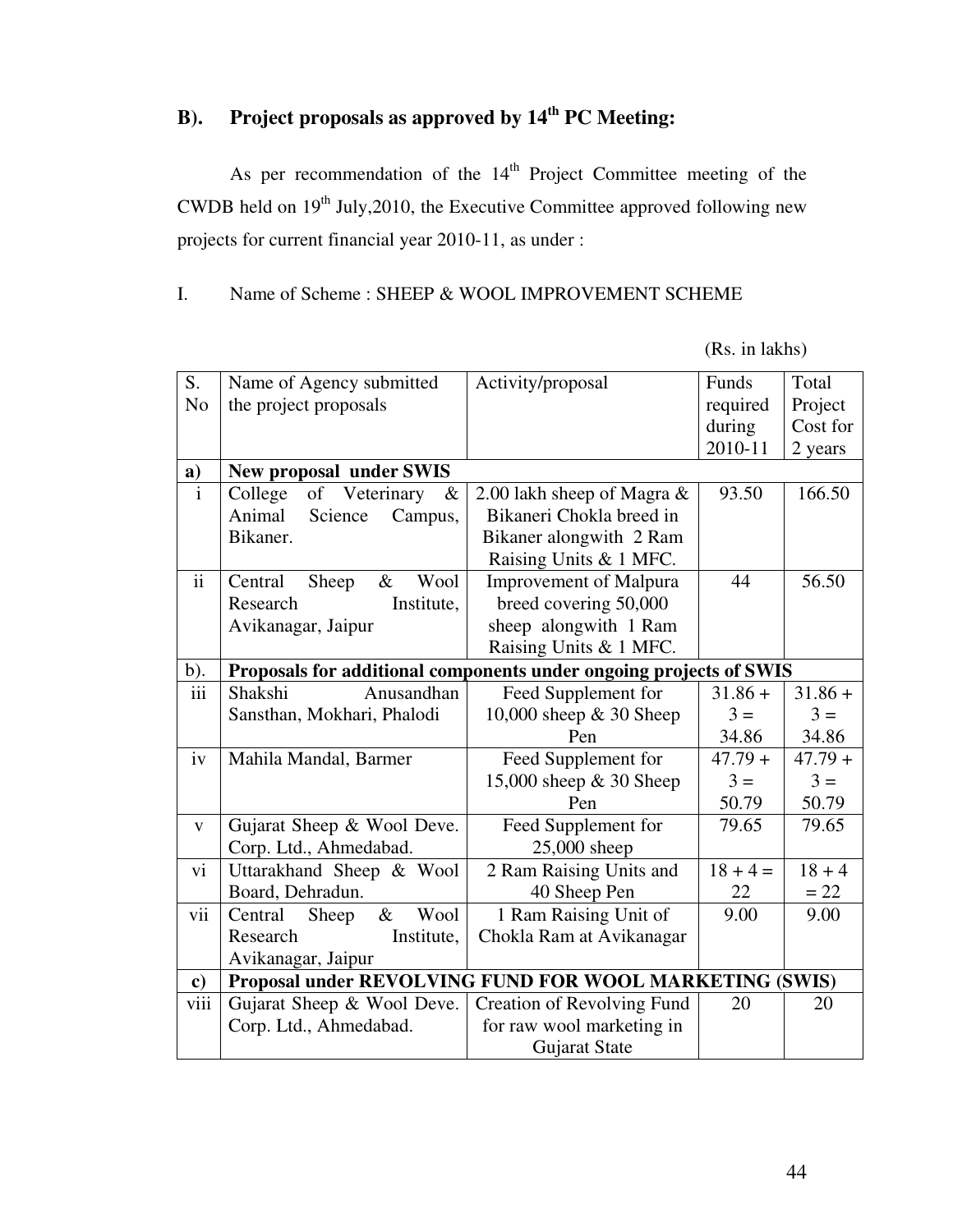## B). Project proposals as approved by 14th PC Meeting:

As per recommendation of the 14th Project Committee meeting of the CWDB held on 19th July,2010, the Executive Committee approved following new projects for current financial year 2010-11, as under :

I. Name of Scheme : SHEEP & WOOL IMPROVEMENT SCHEME

(Rs. in lakhs)

| S. No | Name of Agency submitted the project proposals | Activity/proposal | Funds required during 2010-11 | Total Project Cost for 2 years |
|---|---|---|---|---|
| **a)** | **New proposal under SWIS** | | | |
| i | College of Veterinary & Animal Science Campus, Bikaner. | 2.00 lakh sheep of Magra & Bikaneri Chokla breed in Bikaner alongwith 2 Ram Raising Units & 1 MFC. | 93.50 | 166.50 |
| ii | Central Sheep & Wool Research Institute, Avikanagar, Jaipur | Improvement of Malpura breed covering 50,000 sheep alongwith 1 Ram Raising Units & 1 MFC. | 44 | 56.50 |
| b). | **Proposals for additional components under ongoing projects of SWIS** | | | |
| iii | Shakshi Anusandhan Sansthan, Mokhari, Phalodi | Feed Supplement for 10,000 sheep & 30 Sheep Pen | 31.86 + 3 = 34.86 | 31.86 + 3 = 34.86 |
| iv | Mahila Mandal, Barmer | Feed Supplement for 15,000 sheep & 30 Sheep Pen | 47.79 + 3 = 50.79 | 47.79 + 3 = 50.79 |
| v | Gujarat Sheep & Wool Deve. Corp. Ltd., Ahmedabad. | Feed Supplement for 25,000 sheep | 79.65 | 79.65 |
| vi | Uttarakhand Sheep & Wool Board, Dehradun. | 2 Ram Raising Units and 40 Sheep Pen | 18 + 4 = 22 | 18 + 4 = 22 |
| vii | Central Sheep & Wool Research Institute, Avikanagar, Jaipur | 1 Ram Raising Unit of Chokla Ram at Avikanagar | 9.00 | 9.00 |
| **c)** | **Proposal under REVOLVING FUND FOR WOOL MARKETING (SWIS)** | | | |
| viii | Gujarat Sheep & Wool Deve. Corp. Ltd., Ahmedabad. | Creation of Revolving Fund for raw wool marketing in Gujarat State | 20 | 20 |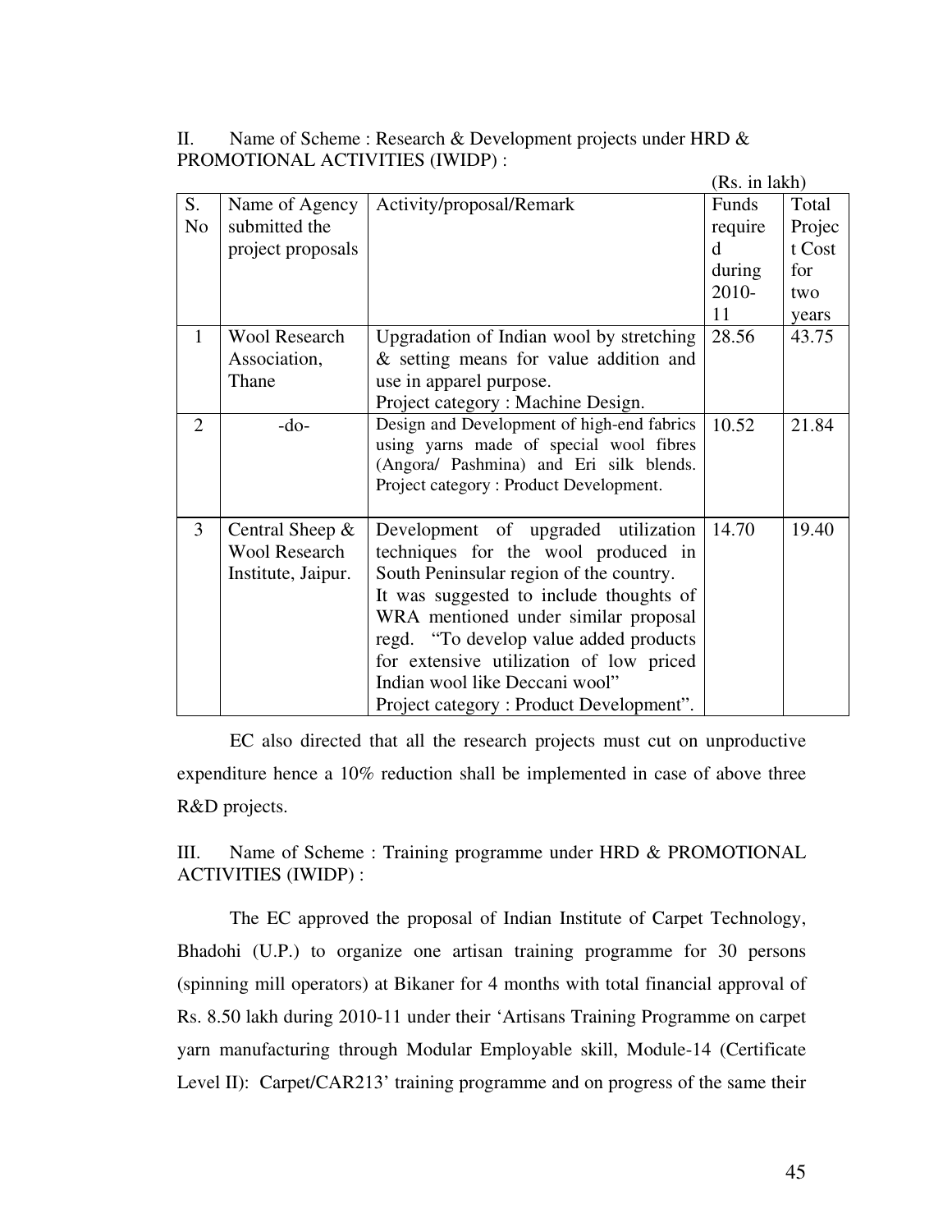II. Name of Scheme : Research & Development projects under HRD & PROMOTIONAL ACTIVITIES (IWIDP) :

(Rs. in lakh)

| S. No | Name of Agency submitted the project proposals | Activity/proposal/Remark | Funds required during 2010-11 | Total Project Cost for two years |
|---|---|---|---|---|
| 1 | Wool Research Association, Thane | Upgradation of Indian wool by stretching & setting means for value addition and use in apparel purpose.<br>Project category : Machine Design. | 28.56 | 43.75 |
| 2 | -do- | Design and Development of high-end fabrics using yarns made of special wool fibres (Angora/ Pashmina) and Eri silk blends.<br>Project category : Product Development. | 10.52 | 21.84 |
| 3 | Central Sheep & Wool Research Institute, Jaipur. | Development of upgraded utilization techniques for the wool produced in South Peninsular region of the country.<br>It was suggested to include thoughts of WRA mentioned under similar proposal regd. "To develop value added products for extensive utilization of low priced Indian wool like Deccani wool"<br>Project category : Product Development". | 14.70 | 19.40 |

EC also directed that all the research projects must cut on unproductive expenditure hence a 10% reduction shall be implemented in case of above three R&D projects.

III. Name of Scheme : Training programme under HRD & PROMOTIONAL ACTIVITIES (IWIDP) :

The EC approved the proposal of Indian Institute of Carpet Technology, Bhadohi (U.P.) to organize one artisan training programme for 30 persons (spinning mill operators) at Bikaner for 4 months with total financial approval of Rs. 8.50 lakh during 2010-11 under their 'Artisans Training Programme on carpet yarn manufacturing through Modular Employable skill, Module-14 (Certificate Level II): Carpet/CAR213' training programme and on progress of the same their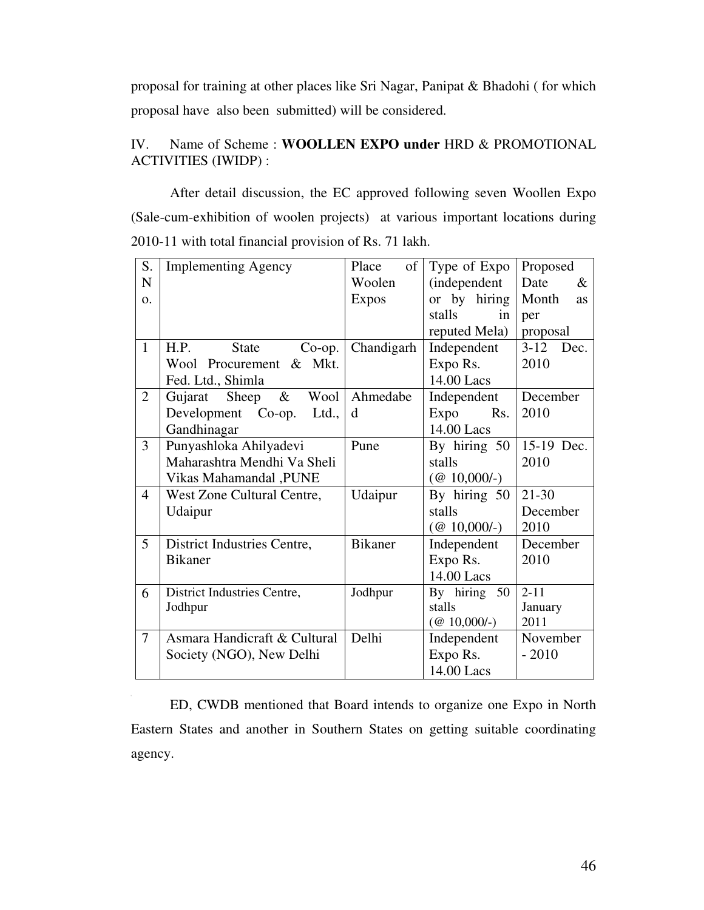proposal for training at other places like Sri Nagar, Panipat & Bhadohi ( for which proposal have also been submitted) will be considered.

IV. Name of Scheme : **WOOLLEN EXPO under** HRD & PROMOTIONAL ACTIVITIES (IWIDP) :

After detail discussion, the EC approved following seven Woollen Expo (Sale-cum-exhibition of woolen projects) at various important locations during 2010-11 with total financial provision of Rs. 71 lakh.

| S. No. | Implementing Agency | Place of Woolen Expos | Type of Expo (independent or by hiring stalls in reputed Mela) | Proposed Date & Month as per proposal |
|---|---|---|---|---|
| 1 | H.P. State Co-op. Wool Procurement & Mkt. Fed. Ltd., Shimla | Chandigarh | Independent Expo Rs. 14.00 Lacs | 3-12 Dec. 2010 |
| 2 | Gujarat Sheep & Wool Development Co-op. Ltd., Gandhinagar | Ahmedabed | Independent Expo Rs. 14.00 Lacs | December 2010 |
| 3 | Punyashloka Ahilyadevi Maharashtra Mendhi Va Sheli Vikas Mahamandal ,PUNE | Pune | By hiring 50 stalls (@ 10,000/-) | 15-19 Dec. 2010 |
| 4 | West Zone Cultural Centre, Udaipur | Udaipur | By hiring 50 stalls (@ 10,000/-) | 21-30 December 2010 |
| 5 | District Industries Centre, Bikaner | Bikaner | Independent Expo Rs. 14.00 Lacs | December 2010 |
| 6 | District Industries Centre, Jodhpur | Jodhpur | By hiring 50 stalls (@ 10,000/-) | 2-11 January 2011 |
| 7 | Asmara Handicraft & Cultural Society (NGO), New Delhi | Delhi | Independent Expo Rs. 14.00 Lacs | November - 2010 |

ED, CWDB mentioned that Board intends to organize one Expo in North Eastern States and another in Southern States on getting suitable coordinating agency.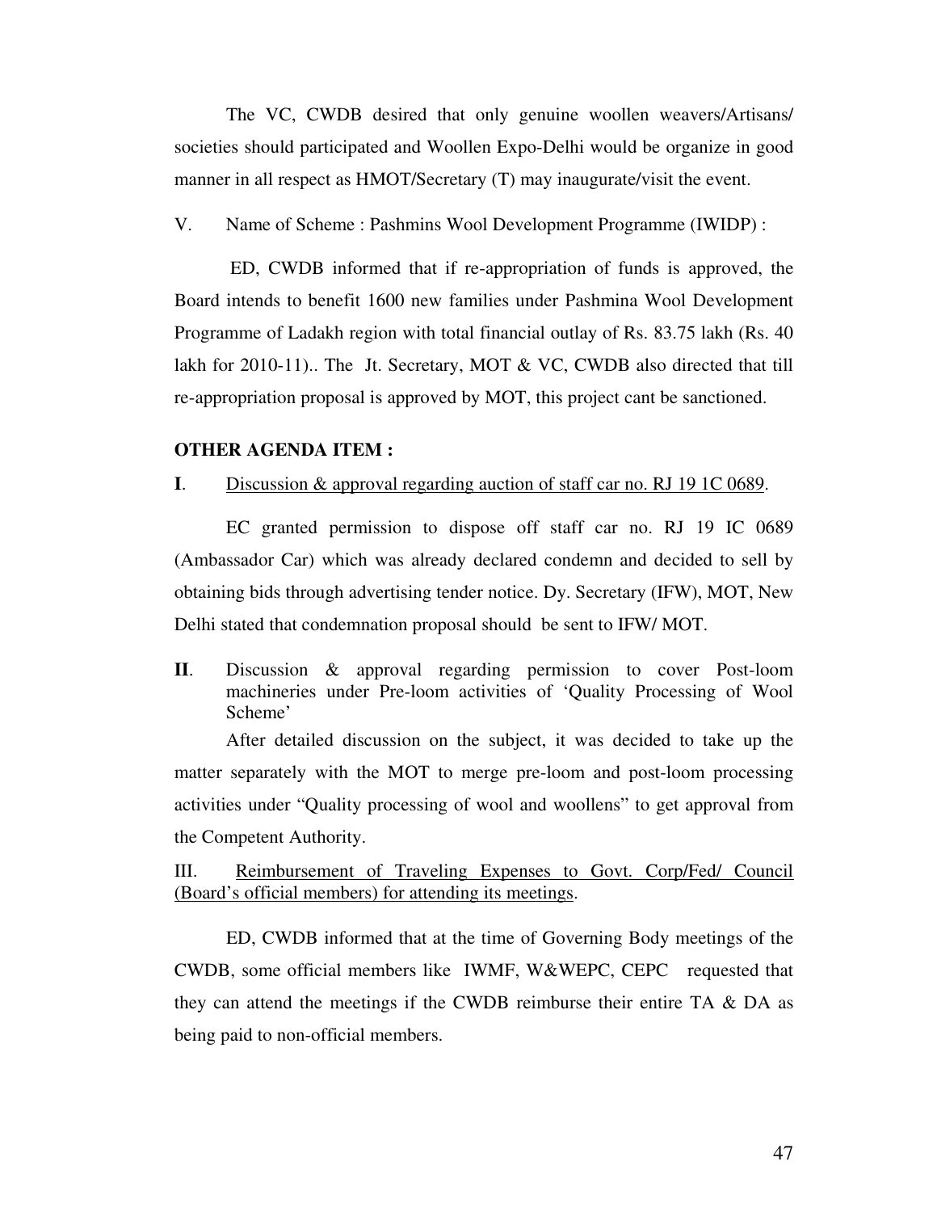The VC, CWDB desired that only genuine woollen weavers/Artisans/ societies should participated and Woollen Expo-Delhi would be organize in good manner in all respect as HMOT/Secretary (T) may inaugurate/visit the event.

V. Name of Scheme : Pashmins Wool Development Programme (IWIDP) :

ED, CWDB informed that if re-appropriation of funds is approved, the Board intends to benefit 1600 new families under Pashmina Wool Development Programme of Ladakh region with total financial outlay of Rs. 83.75 lakh (Rs. 40 lakh for 2010-11).. The Jt. Secretary, MOT & VC, CWDB also directed that till re-appropriation proposal is approved by MOT, this project cant be sanctioned.

**OTHER AGENDA ITEM :**

**I**. Discussion & approval regarding auction of staff car no. RJ 19 1C 0689.

EC granted permission to dispose off staff car no. RJ 19 IC 0689 (Ambassador Car) which was already declared condemn and decided to sell by obtaining bids through advertising tender notice. Dy. Secretary (IFW), MOT, New Delhi stated that condemnation proposal should be sent to IFW/ MOT.

**II**. Discussion & approval regarding permission to cover Post-loom machineries under Pre-loom activities of 'Quality Processing of Wool Scheme'

After detailed discussion on the subject, it was decided to take up the matter separately with the MOT to merge pre-loom and post-loom processing activities under "Quality processing of wool and woollens" to get approval from the Competent Authority.

III. Reimbursement of Traveling Expenses to Govt. Corp/Fed/ Council (Board's official members) for attending its meetings.

ED, CWDB informed that at the time of Governing Body meetings of the CWDB, some official members like IWMF, W&WEPC, CEPC requested that they can attend the meetings if the CWDB reimburse their entire TA & DA as being paid to non-official members.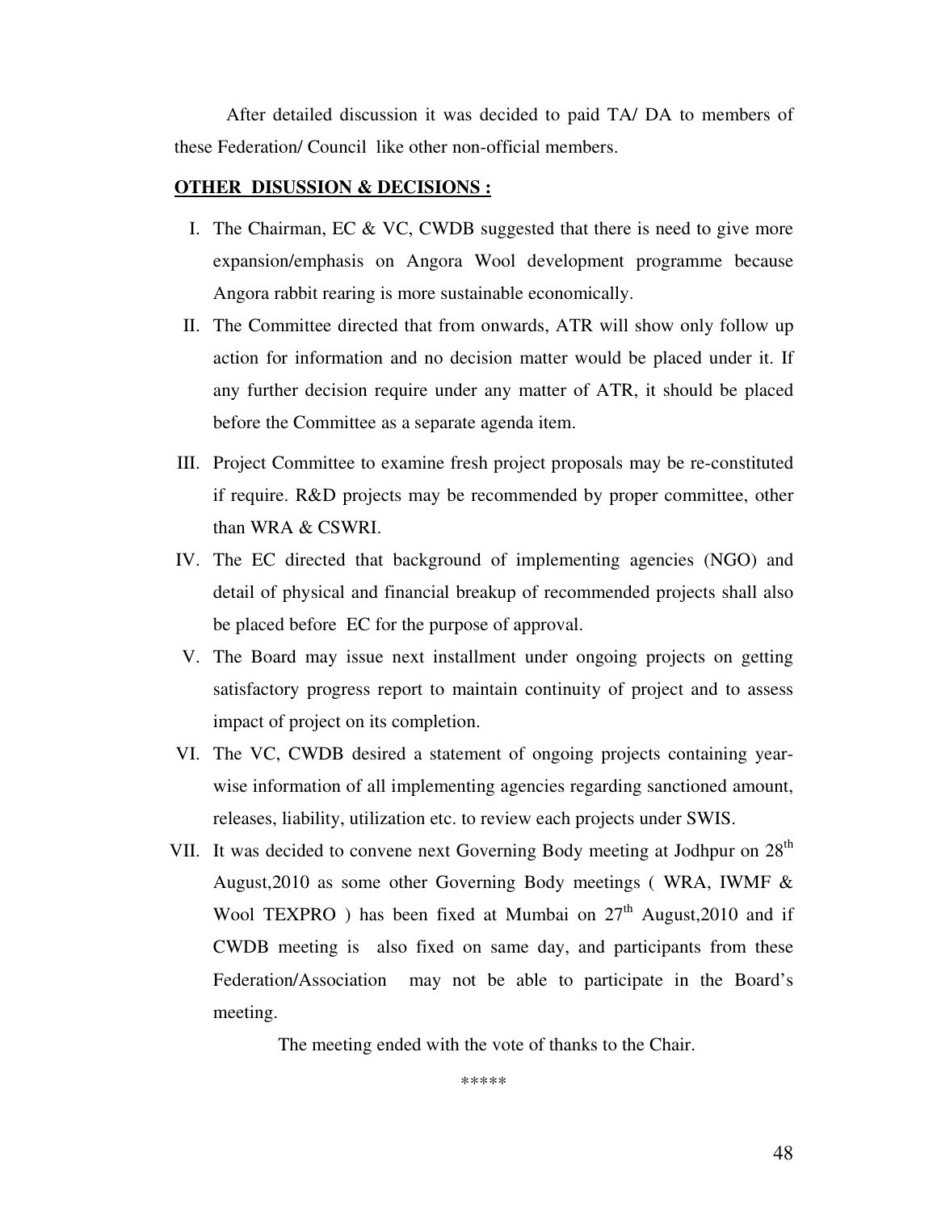After detailed discussion it was decided to paid TA/ DA to members of these Federation/ Council like other non-official members.

**OTHER DISUSSION & DECISIONS :**

I. The Chairman, EC & VC, CWDB suggested that there is need to give more expansion/emphasis on Angora Wool development programme because Angora rabbit rearing is more sustainable economically.

II. The Committee directed that from onwards, ATR will show only follow up action for information and no decision matter would be placed under it. If any further decision require under any matter of ATR, it should be placed before the Committee as a separate agenda item.

III. Project Committee to examine fresh project proposals may be re-constituted if require. R&D projects may be recommended by proper committee, other than WRA & CSWRI.

IV. The EC directed that background of implementing agencies (NGO) and detail of physical and financial breakup of recommended projects shall also be placed before EC for the purpose of approval.

V. The Board may issue next installment under ongoing projects on getting satisfactory progress report to maintain continuity of project and to assess impact of project on its completion.

VI. The VC, CWDB desired a statement of ongoing projects containing year-wise information of all implementing agencies regarding sanctioned amount, releases, liability, utilization etc. to review each projects under SWIS.

VII. It was decided to convene next Governing Body meeting at Jodhpur on 28th August,2010 as some other Governing Body meetings ( WRA, IWMF & Wool TEXPRO ) has been fixed at Mumbai on 27th August,2010 and if CWDB meeting is also fixed on same day, and participants from these Federation/Association may not be able to participate in the Board's meeting.

The meeting ended with the vote of thanks to the Chair.

*****